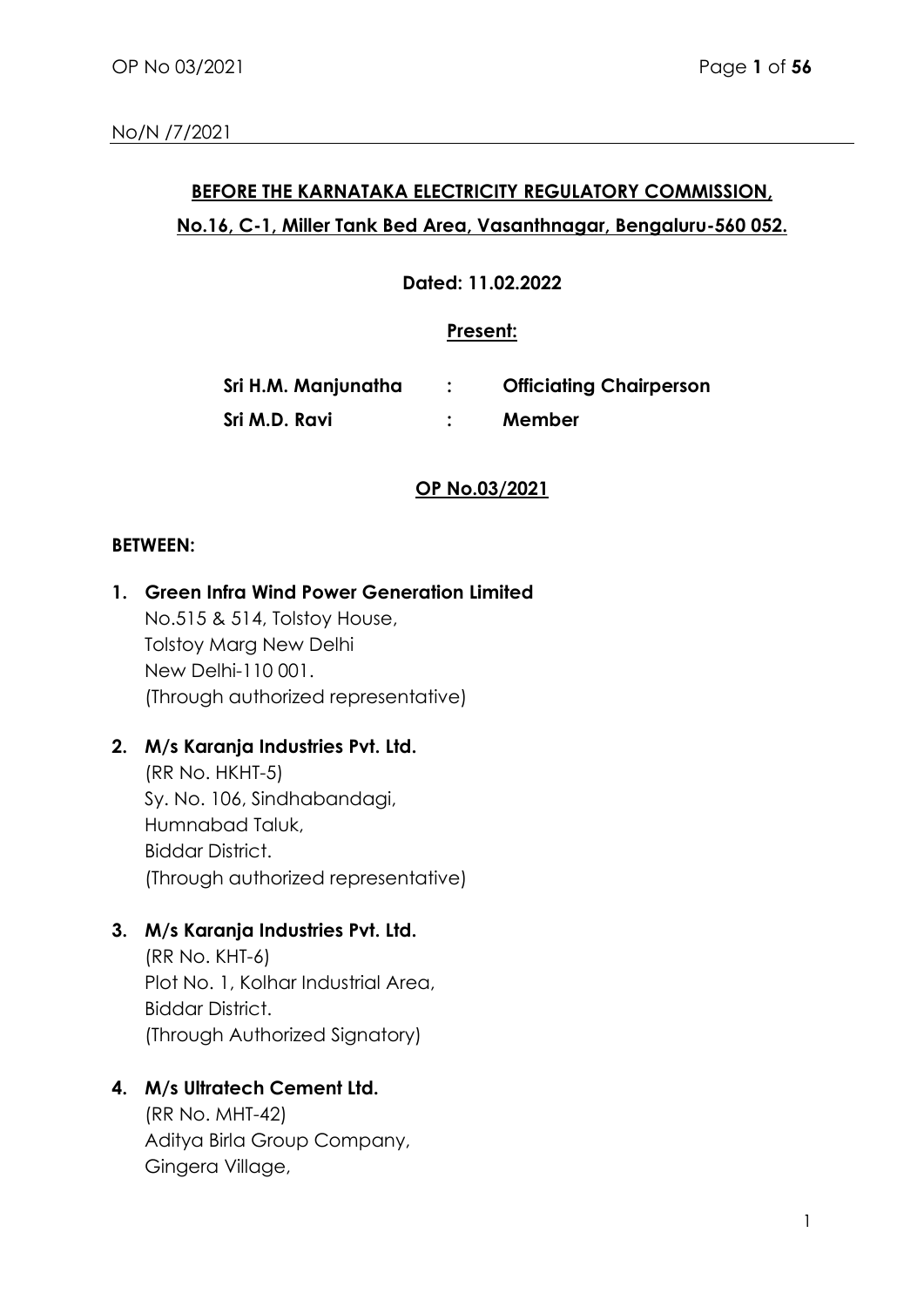No/N /7/2021

**BEFORE THE KARNATAKA ELECTRICITY REGULATORY COMMISSION,**

**No.16, C-1, Miller Tank Bed Area, Vasanthnagar, Bengaluru-560 052.**

**Dated: 11.02.2022**

**Present:**

| | | |
|---|---|---|
| **Sri H.M. Manjunatha** | **:** | **Officiating Chairperson** |
| **Sri M.D. Ravi** | **:** | **Member** |

**OP No.03/2021**

**BETWEEN:**

1. **Green Infra Wind Power Generation Limited**
   No.515 & 514, Tolstoy House,
   Tolstoy Marg New Delhi
   New Delhi-110 001.
   (Through authorized representative)

2. **M/s Karanja Industries Pvt. Ltd.**
   (RR No. HKHT-5)
   Sy. No. 106, Sindhabandagi,
   Humnabad Taluk,
   Biddar District.
   (Through authorized representative)

3. **M/s Karanja Industries Pvt. Ltd.**
   (RR No. KHT-6)
   Plot No. 1, Kolhar Industrial Area,
   Biddar District.
   (Through Authorized Signatory)

4. **M/s Ultratech Cement Ltd.**
   (RR No. MHT-42)
   Aditya Birla Group Company,
   Gingera Village,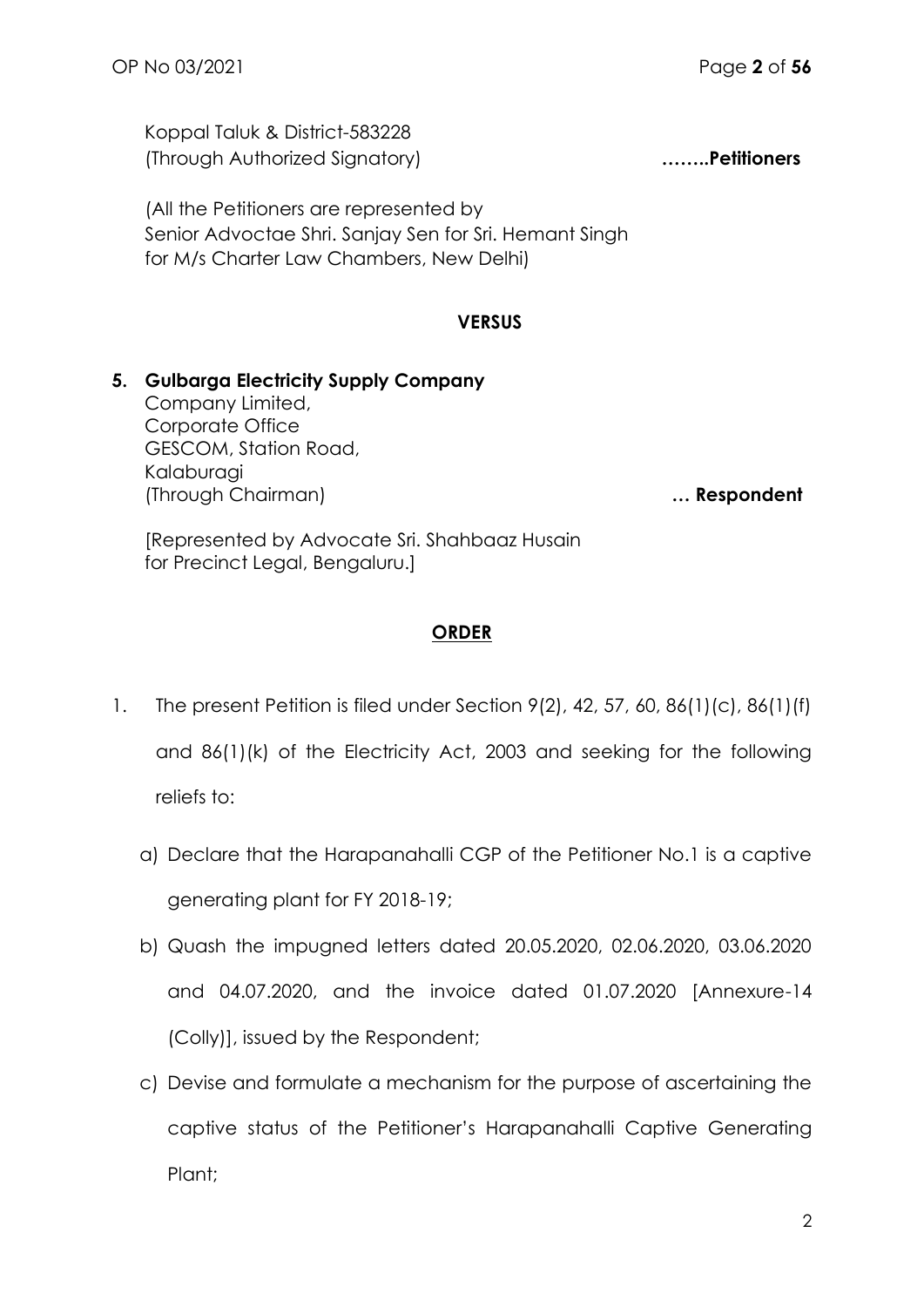Koppal Taluk & District-583228
(Through Authorized Signatory) ……..**Petitioners**

(All the Petitioners are represented by
Senior Advoctae Shri. Sanjay Sen for Sri. Hemant Singh
for M/s Charter Law Chambers, New Delhi)

**VERSUS**

**5. Gulbarga Electricity Supply Company**
Company Limited,
Corporate Office
GESCOM, Station Road,
Kalaburagi
(Through Chairman) **… Respondent**

[Represented by Advocate Sri. Shahbaaz Husain
for Precinct Legal, Bengaluru.]

**ORDER**

1. The present Petition is filed under Section 9(2), 42, 57, 60, 86(1)(c), 86(1)(f) and 86(1)(k) of the Electricity Act, 2003 and seeking for the following reliefs to:

   a) Declare that the Harapanahalli CGP of the Petitioner No.1 is a captive generating plant for FY 2018-19;

   b) Quash the impugned letters dated 20.05.2020, 02.06.2020, 03.06.2020 and 04.07.2020, and the invoice dated 01.07.2020 [Annexure-14 (Colly)], issued by the Respondent;

   c) Devise and formulate a mechanism for the purpose of ascertaining the captive status of the Petitioner's Harapanahalli Captive Generating Plant;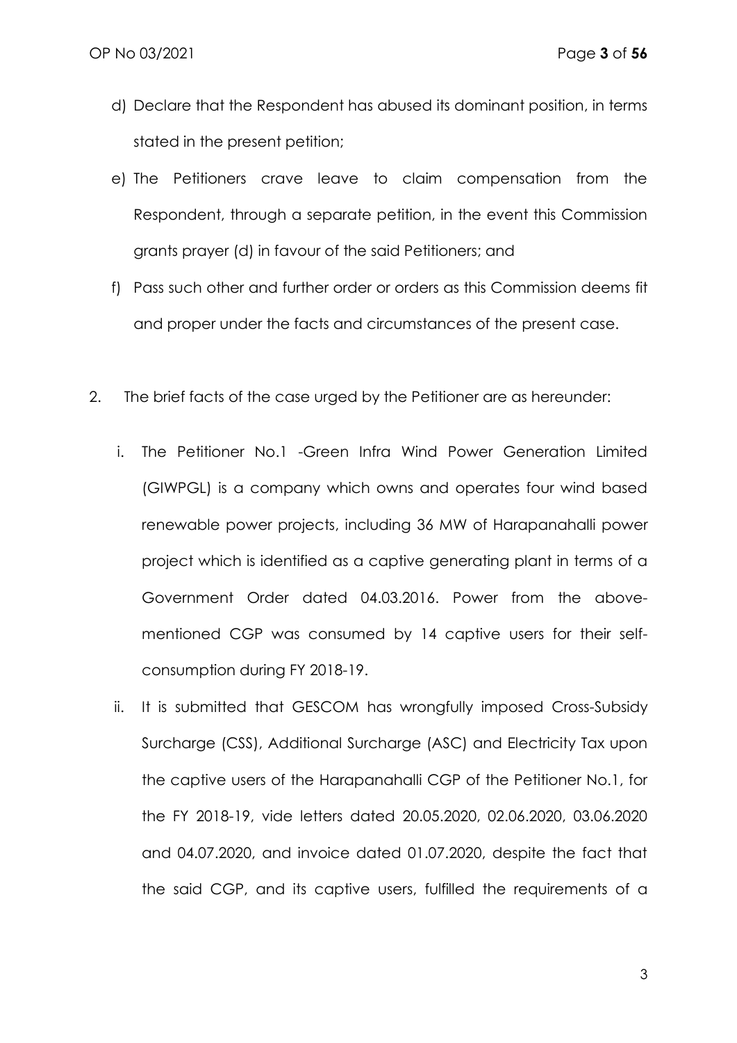d) Declare that the Respondent has abused its dominant position, in terms stated in the present petition;

e) The Petitioners crave leave to claim compensation from the Respondent, through a separate petition, in the event this Commission grants prayer (d) in favour of the said Petitioners; and

f) Pass such other and further order or orders as this Commission deems fit and proper under the facts and circumstances of the present case.

2. The brief facts of the case urged by the Petitioner are as hereunder:

   i. The Petitioner No.1 -Green Infra Wind Power Generation Limited (GIWPGL) is a company which owns and operates four wind based renewable power projects, including 36 MW of Harapanahalli power project which is identified as a captive generating plant in terms of a Government Order dated 04.03.2016. Power from the above-mentioned CGP was consumed by 14 captive users for their self-consumption during FY 2018-19.

   ii. It is submitted that GESCOM has wrongfully imposed Cross-Subsidy Surcharge (CSS), Additional Surcharge (ASC) and Electricity Tax upon the captive users of the Harapanahalli CGP of the Petitioner No.1, for the FY 2018-19, vide letters dated 20.05.2020, 02.06.2020, 03.06.2020 and 04.07.2020, and invoice dated 01.07.2020, despite the fact that the said CGP, and its captive users, fulfilled the requirements of a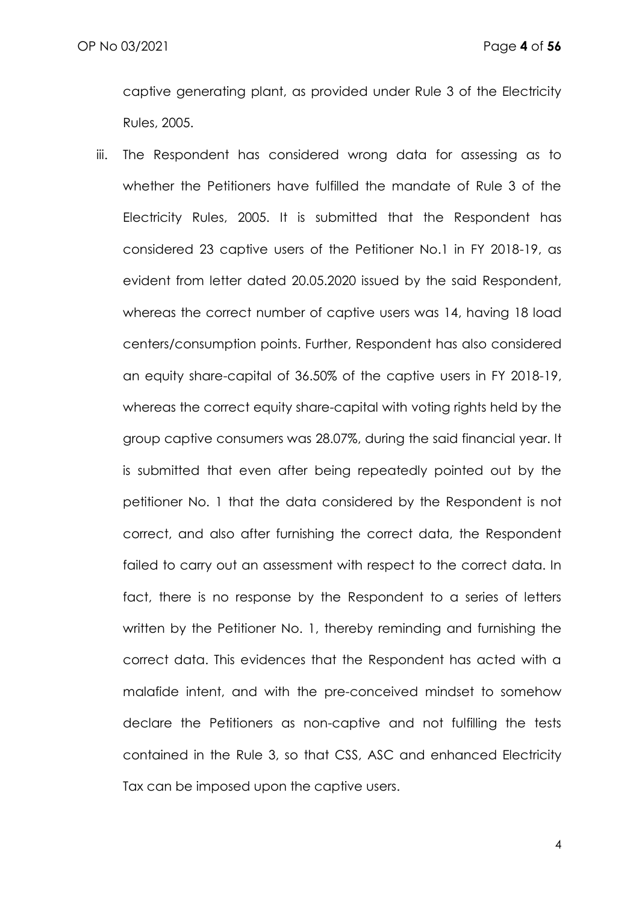captive generating plant, as provided under Rule 3 of the Electricity Rules, 2005.

iii. The Respondent has considered wrong data for assessing as to whether the Petitioners have fulfilled the mandate of Rule 3 of the Electricity Rules, 2005. It is submitted that the Respondent has considered 23 captive users of the Petitioner No.1 in FY 2018-19, as evident from letter dated 20.05.2020 issued by the said Respondent, whereas the correct number of captive users was 14, having 18 load centers/consumption points. Further, Respondent has also considered an equity share-capital of 36.50% of the captive users in FY 2018-19, whereas the correct equity share-capital with voting rights held by the group captive consumers was 28.07%, during the said financial year. It is submitted that even after being repeatedly pointed out by the petitioner No. 1 that the data considered by the Respondent is not correct, and also after furnishing the correct data, the Respondent failed to carry out an assessment with respect to the correct data. In fact, there is no response by the Respondent to a series of letters written by the Petitioner No. 1, thereby reminding and furnishing the correct data. This evidences that the Respondent has acted with a malafide intent, and with the pre-conceived mindset to somehow declare the Petitioners as non-captive and not fulfilling the tests contained in the Rule 3, so that CSS, ASC and enhanced Electricity Tax can be imposed upon the captive users.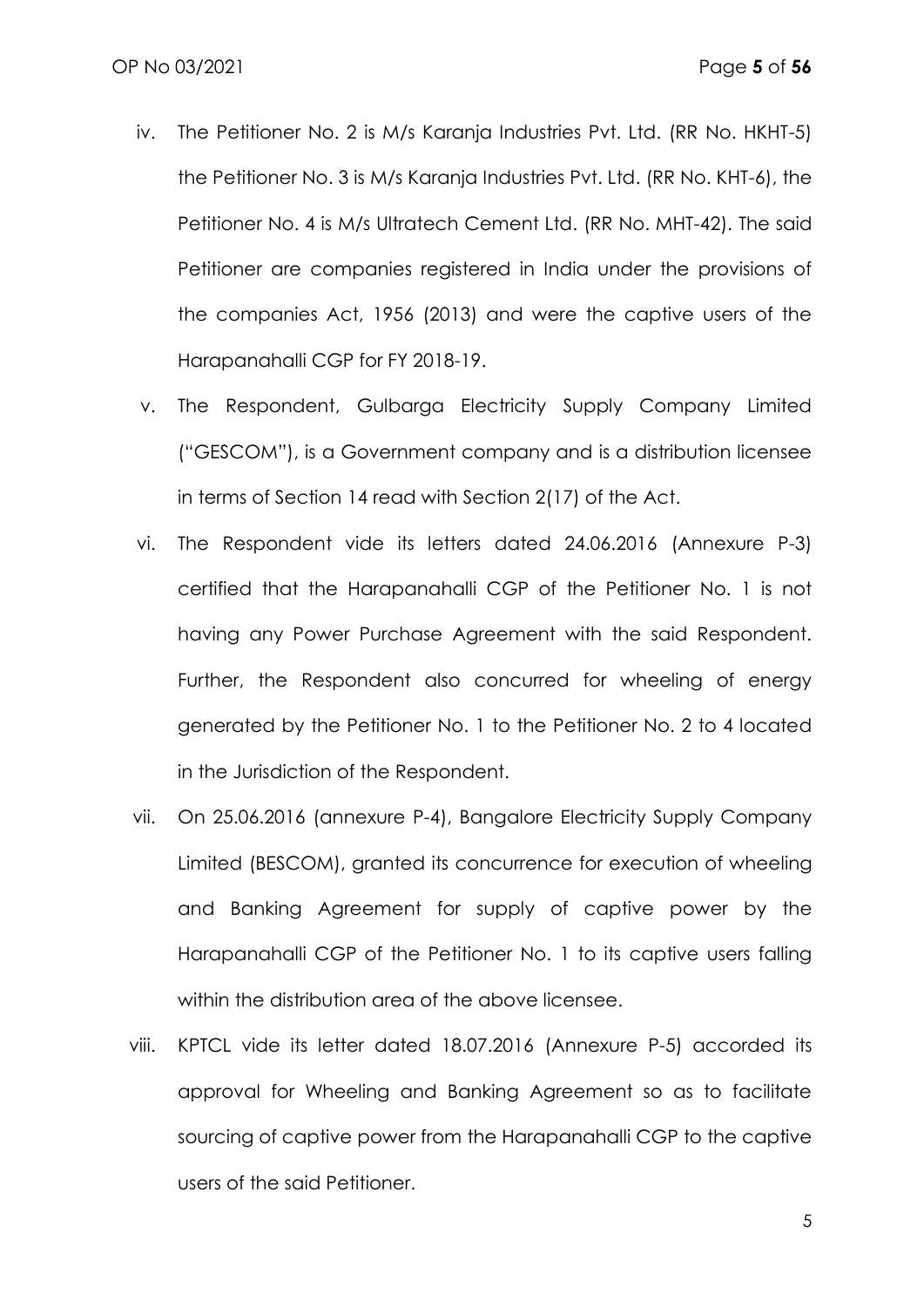iv. The Petitioner No. 2 is M/s Karanja Industries Pvt. Ltd. (RR No. HKHT-5) the Petitioner No. 3 is M/s Karanja Industries Pvt. Ltd. (RR No. KHT-6), the Petitioner No. 4 is M/s Ultratech Cement Ltd. (RR No. MHT-42). The said Petitioner are companies registered in India under the provisions of the companies Act, 1956 (2013) and were the captive users of the Harapanahalli CGP for FY 2018-19.

v. The Respondent, Gulbarga Electricity Supply Company Limited ("GESCOM"), is a Government company and is a distribution licensee in terms of Section 14 read with Section 2(17) of the Act.

vi. The Respondent vide its letters dated 24.06.2016 (Annexure P-3) certified that the Harapanahalli CGP of the Petitioner No. 1 is not having any Power Purchase Agreement with the said Respondent. Further, the Respondent also concurred for wheeling of energy generated by the Petitioner No. 1 to the Petitioner No. 2 to 4 located in the Jurisdiction of the Respondent.

vii. On 25.06.2016 (annexure P-4), Bangalore Electricity Supply Company Limited (BESCOM), granted its concurrence for execution of wheeling and Banking Agreement for supply of captive power by the Harapanahalli CGP of the Petitioner No. 1 to its captive users falling within the distribution area of the above licensee.

viii. KPTCL vide its letter dated 18.07.2016 (Annexure P-5) accorded its approval for Wheeling and Banking Agreement so as to facilitate sourcing of captive power from the Harapanahalli CGP to the captive users of the said Petitioner.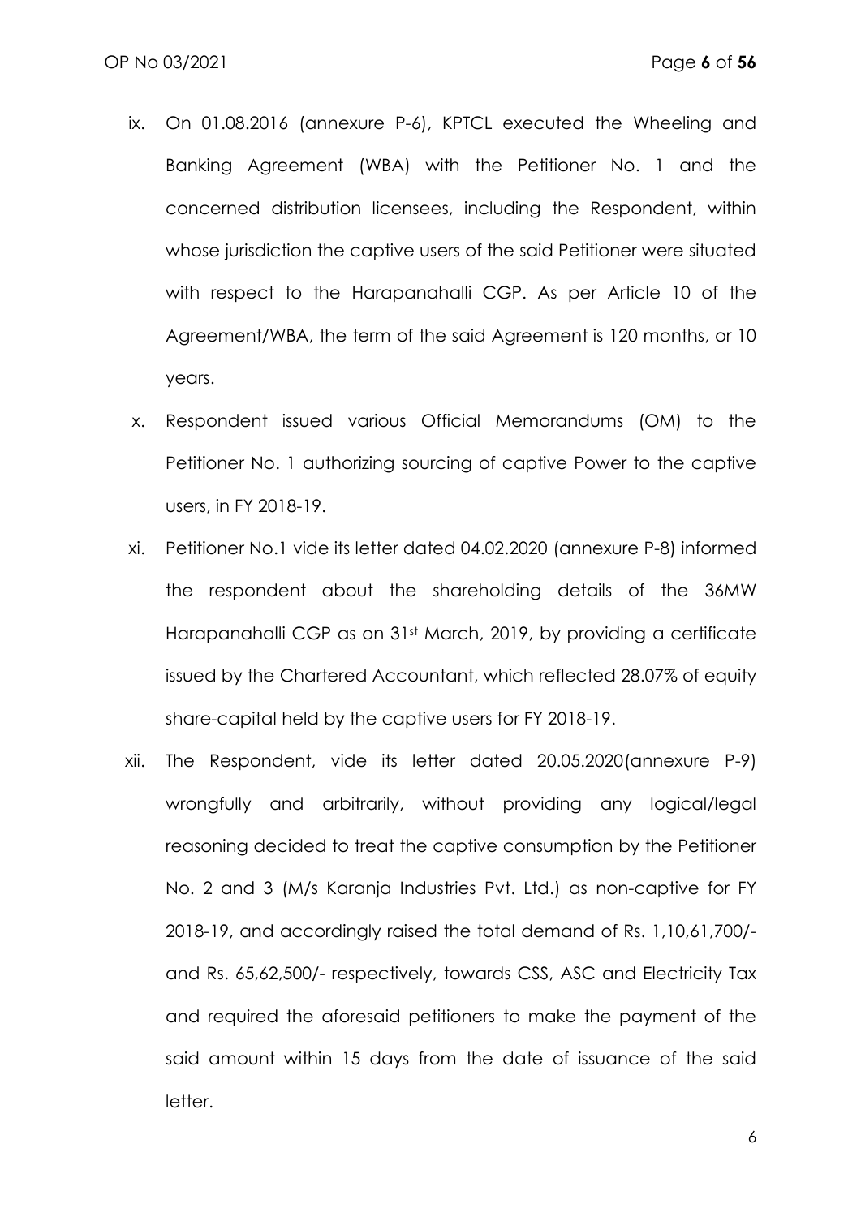ix. On 01.08.2016 (annexure P-6), KPTCL executed the Wheeling and Banking Agreement (WBA) with the Petitioner No. 1 and the concerned distribution licensees, including the Respondent, within whose jurisdiction the captive users of the said Petitioner were situated with respect to the Harapanahalli CGP. As per Article 10 of the Agreement/WBA, the term of the said Agreement is 120 months, or 10 years.

x. Respondent issued various Official Memorandums (OM) to the Petitioner No. 1 authorizing sourcing of captive Power to the captive users, in FY 2018-19.

xi. Petitioner No.1 vide its letter dated 04.02.2020 (annexure P-8) informed the respondent about the shareholding details of the 36MW Harapanahalli CGP as on 31st March, 2019, by providing a certificate issued by the Chartered Accountant, which reflected 28.07% of equity share-capital held by the captive users for FY 2018-19.

xii. The Respondent, vide its letter dated 20.05.2020(annexure P-9) wrongfully and arbitrarily, without providing any logical/legal reasoning decided to treat the captive consumption by the Petitioner No. 2 and 3 (M/s Karanja Industries Pvt. Ltd.) as non-captive for FY 2018-19, and accordingly raised the total demand of Rs. 1,10,61,700/- and Rs. 65,62,500/- respectively, towards CSS, ASC and Electricity Tax and required the aforesaid petitioners to make the payment of the said amount within 15 days from the date of issuance of the said letter.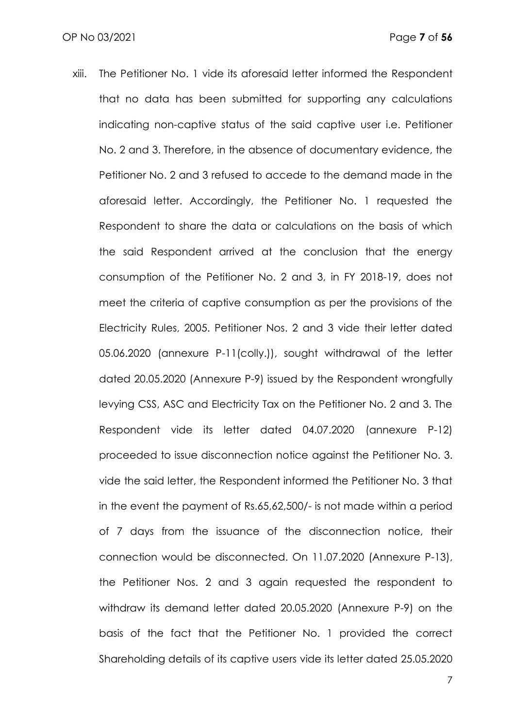xiii. The Petitioner No. 1 vide its aforesaid letter informed the Respondent that no data has been submitted for supporting any calculations indicating non-captive status of the said captive user i.e. Petitioner No. 2 and 3. Therefore, in the absence of documentary evidence, the Petitioner No. 2 and 3 refused to accede to the demand made in the aforesaid letter. Accordingly, the Petitioner No. 1 requested the Respondent to share the data or calculations on the basis of which the said Respondent arrived at the conclusion that the energy consumption of the Petitioner No. 2 and 3, in FY 2018-19, does not meet the criteria of captive consumption as per the provisions of the Electricity Rules, 2005. Petitioner Nos. 2 and 3 vide their letter dated 05.06.2020 (annexure P-11(colly.)), sought withdrawal of the letter dated 20.05.2020 (Annexure P-9) issued by the Respondent wrongfully levying CSS, ASC and Electricity Tax on the Petitioner No. 2 and 3. The Respondent vide its letter dated 04.07.2020 (annexure P-12) proceeded to issue disconnection notice against the Petitioner No. 3. vide the said letter, the Respondent informed the Petitioner No. 3 that in the event the payment of Rs.65,62,500/- is not made within a period of 7 days from the issuance of the disconnection notice, their connection would be disconnected. On 11.07.2020 (Annexure P-13), the Petitioner Nos. 2 and 3 again requested the respondent to withdraw its demand letter dated 20.05.2020 (Annexure P-9) on the basis of the fact that the Petitioner No. 1 provided the correct Shareholding details of its captive users vide its letter dated 25.05.2020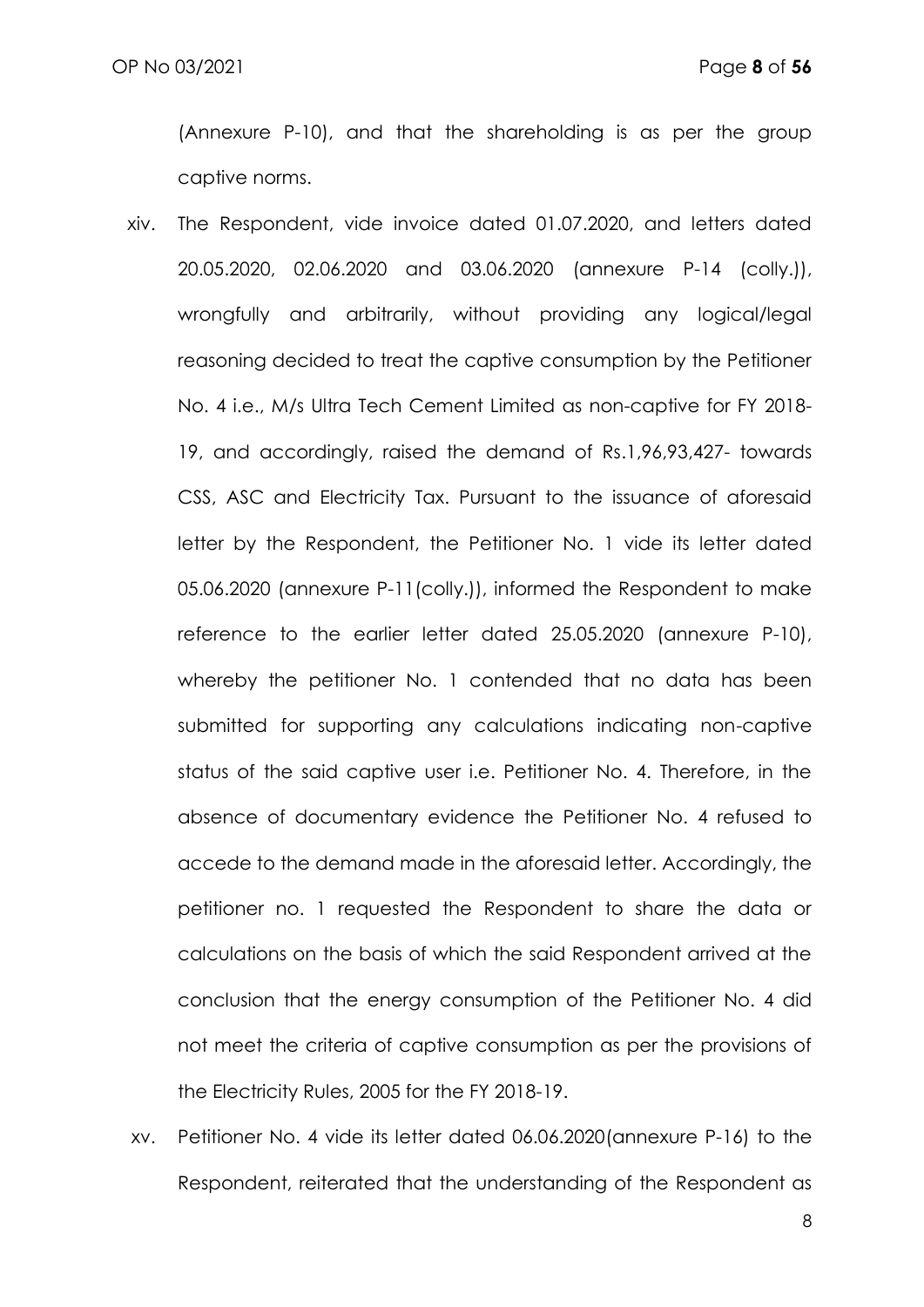(Annexure P-10), and that the shareholding is as per the group captive norms.

xiv. The Respondent, vide invoice dated 01.07.2020, and letters dated 20.05.2020, 02.06.2020 and 03.06.2020 (annexure P-14 (colly.)), wrongfully and arbitrarily, without providing any logical/legal reasoning decided to treat the captive consumption by the Petitioner No. 4 i.e., M/s Ultra Tech Cement Limited as non-captive for FY 2018-19, and accordingly, raised the demand of Rs.1,96,93,427- towards CSS, ASC and Electricity Tax. Pursuant to the issuance of aforesaid letter by the Respondent, the Petitioner No. 1 vide its letter dated 05.06.2020 (annexure P-11(colly.)), informed the Respondent to make reference to the earlier letter dated 25.05.2020 (annexure P-10), whereby the petitioner No. 1 contended that no data has been submitted for supporting any calculations indicating non-captive status of the said captive user i.e. Petitioner No. 4. Therefore, in the absence of documentary evidence the Petitioner No. 4 refused to accede to the demand made in the aforesaid letter. Accordingly, the petitioner no. 1 requested the Respondent to share the data or calculations on the basis of which the said Respondent arrived at the conclusion that the energy consumption of the Petitioner No. 4 did not meet the criteria of captive consumption as per the provisions of the Electricity Rules, 2005 for the FY 2018-19.

xv. Petitioner No. 4 vide its letter dated 06.06.2020(annexure P-16) to the Respondent, reiterated that the understanding of the Respondent as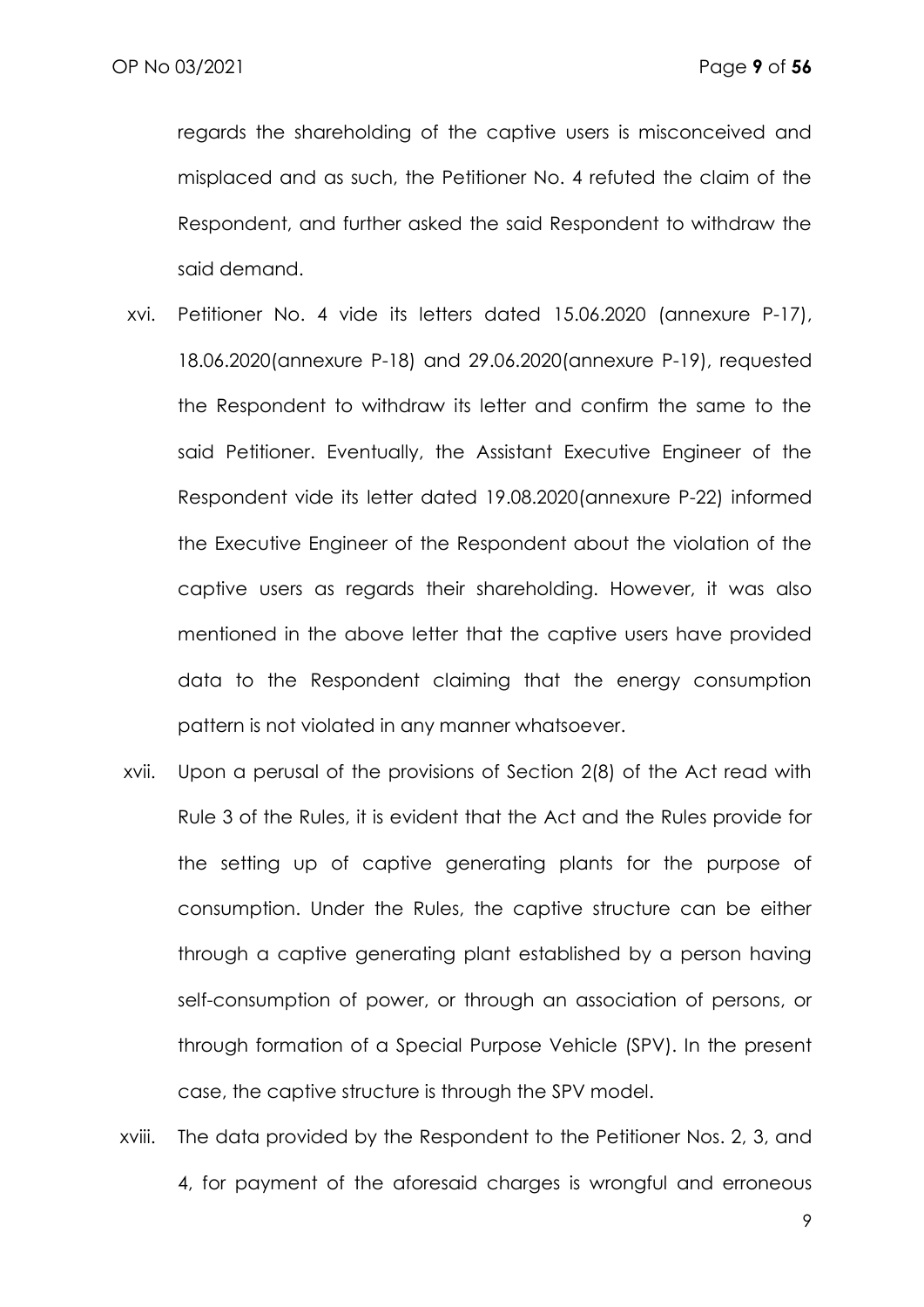regards the shareholding of the captive users is misconceived and misplaced and as such, the Petitioner No. 4 refuted the claim of the Respondent, and further asked the said Respondent to withdraw the said demand.

xvi. Petitioner No. 4 vide its letters dated 15.06.2020 (annexure P-17), 18.06.2020(annexure P-18) and 29.06.2020(annexure P-19), requested the Respondent to withdraw its letter and confirm the same to the said Petitioner. Eventually, the Assistant Executive Engineer of the Respondent vide its letter dated 19.08.2020(annexure P-22) informed the Executive Engineer of the Respondent about the violation of the captive users as regards their shareholding. However, it was also mentioned in the above letter that the captive users have provided data to the Respondent claiming that the energy consumption pattern is not violated in any manner whatsoever.

xvii. Upon a perusal of the provisions of Section 2(8) of the Act read with Rule 3 of the Rules, it is evident that the Act and the Rules provide for the setting up of captive generating plants for the purpose of consumption. Under the Rules, the captive structure can be either through a captive generating plant established by a person having self-consumption of power, or through an association of persons, or through formation of a Special Purpose Vehicle (SPV). In the present case, the captive structure is through the SPV model.

xviii. The data provided by the Respondent to the Petitioner Nos. 2, 3, and 4, for payment of the aforesaid charges is wrongful and erroneous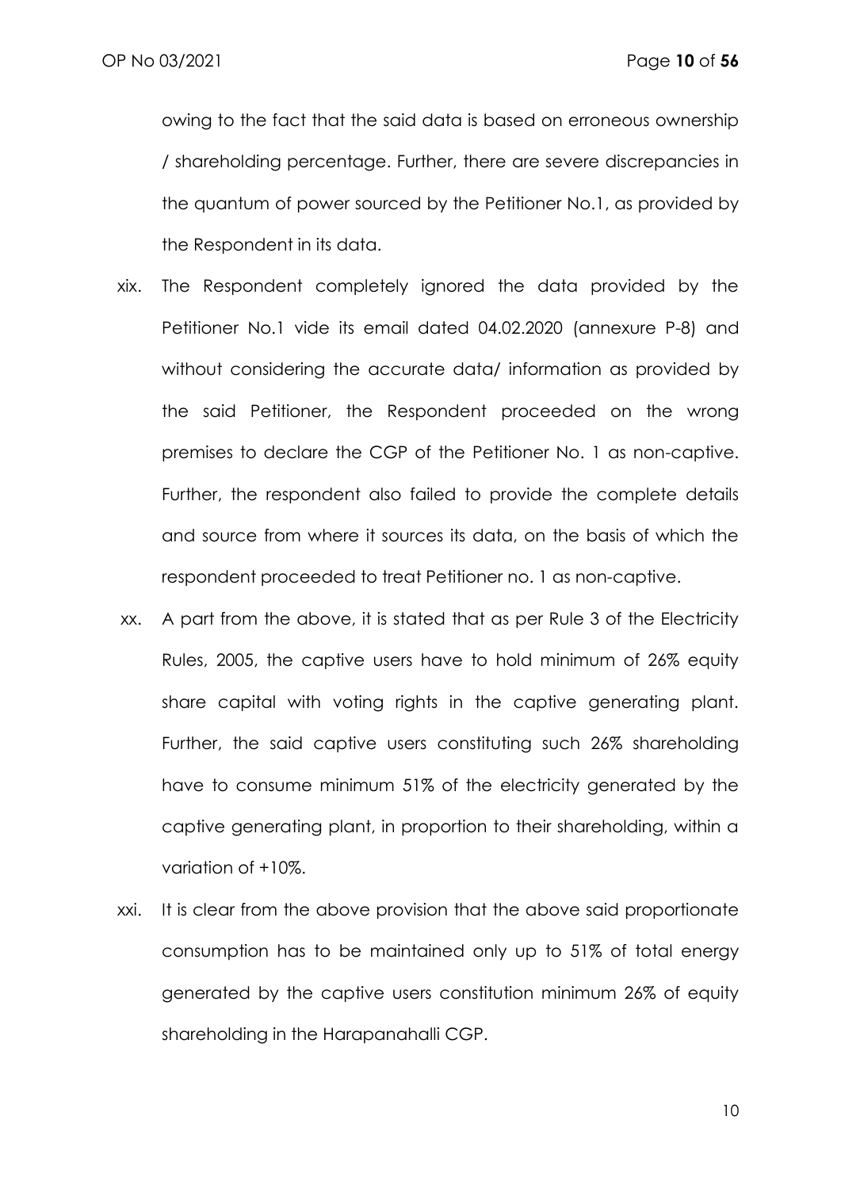owing to the fact that the said data is based on erroneous ownership / shareholding percentage. Further, there are severe discrepancies in the quantum of power sourced by the Petitioner No.1, as provided by the Respondent in its data.

xix. The Respondent completely ignored the data provided by the Petitioner No.1 vide its email dated 04.02.2020 (annexure P-8) and without considering the accurate data/ information as provided by the said Petitioner, the Respondent proceeded on the wrong premises to declare the CGP of the Petitioner No. 1 as non-captive. Further, the respondent also failed to provide the complete details and source from where it sources its data, on the basis of which the respondent proceeded to treat Petitioner no. 1 as non-captive.

xx. A part from the above, it is stated that as per Rule 3 of the Electricity Rules, 2005, the captive users have to hold minimum of 26% equity share capital with voting rights in the captive generating plant. Further, the said captive users constituting such 26% shareholding have to consume minimum 51% of the electricity generated by the captive generating plant, in proportion to their shareholding, within a variation of +10%.

xxi. It is clear from the above provision that the above said proportionate consumption has to be maintained only up to 51% of total energy generated by the captive users constitution minimum 26% of equity shareholding in the Harapanahalli CGP.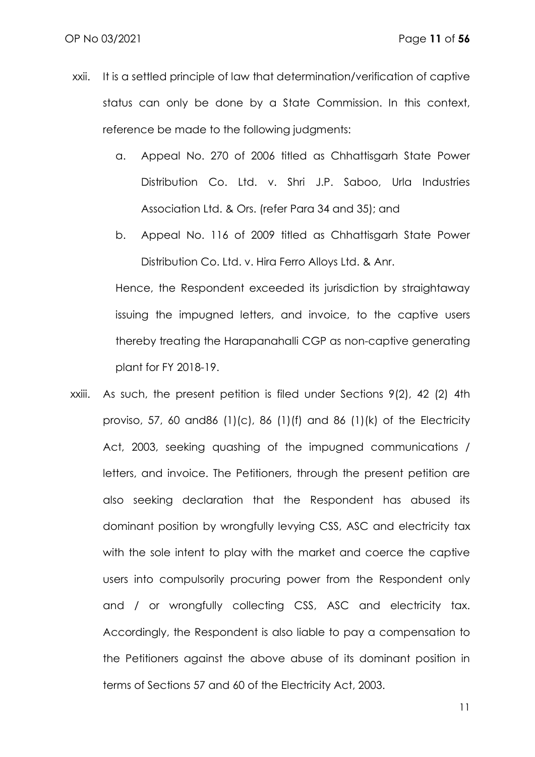xxii. It is a settled principle of law that determination/verification of captive status can only be done by a State Commission. In this context, reference be made to the following judgments:

   a. Appeal No. 270 of 2006 titled as Chhattisgarh State Power Distribution Co. Ltd. v. Shri J.P. Saboo, Urla Industries Association Ltd. & Ors. (refer Para 34 and 35); and

   b. Appeal No. 116 of 2009 titled as Chhattisgarh State Power Distribution Co. Ltd. v. Hira Ferro Alloys Ltd. & Anr.

   Hence, the Respondent exceeded its jurisdiction by straightaway issuing the impugned letters, and invoice, to the captive users thereby treating the Harapanahalli CGP as non-captive generating plant for FY 2018-19.

xxiii. As such, the present petition is filed under Sections 9(2), 42 (2) 4th proviso, 57, 60 and86 (1)(c), 86 (1)(f) and 86 (1)(k) of the Electricity Act, 2003, seeking quashing of the impugned communications / letters, and invoice. The Petitioners, through the present petition are also seeking declaration that the Respondent has abused its dominant position by wrongfully levying CSS, ASC and electricity tax with the sole intent to play with the market and coerce the captive users into compulsorily procuring power from the Respondent only and / or wrongfully collecting CSS, ASC and electricity tax. Accordingly, the Respondent is also liable to pay a compensation to the Petitioners against the above abuse of its dominant position in terms of Sections 57 and 60 of the Electricity Act, 2003.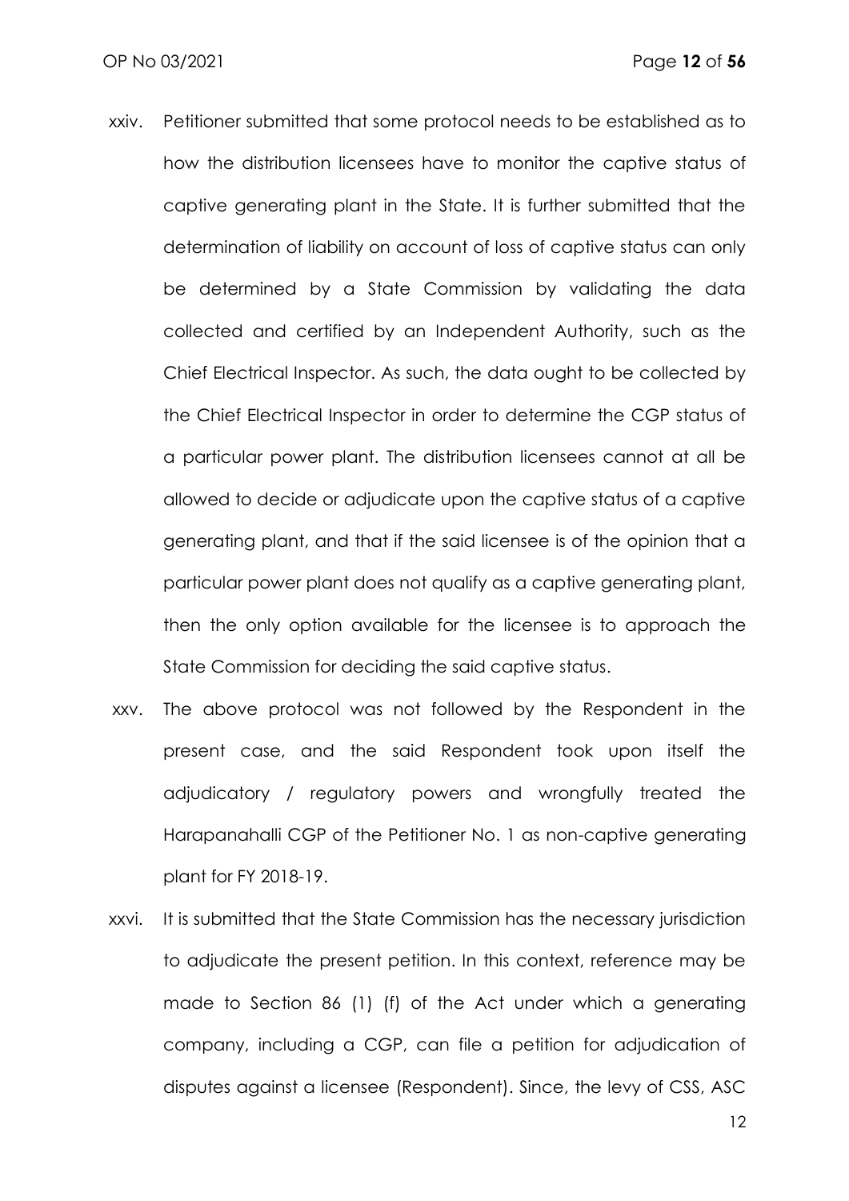xxiv. Petitioner submitted that some protocol needs to be established as to how the distribution licensees have to monitor the captive status of captive generating plant in the State. It is further submitted that the determination of liability on account of loss of captive status can only be determined by a State Commission by validating the data collected and certified by an Independent Authority, such as the Chief Electrical Inspector. As such, the data ought to be collected by the Chief Electrical Inspector in order to determine the CGP status of a particular power plant. The distribution licensees cannot at all be allowed to decide or adjudicate upon the captive status of a captive generating plant, and that if the said licensee is of the opinion that a particular power plant does not qualify as a captive generating plant, then the only option available for the licensee is to approach the State Commission for deciding the said captive status.

xxv. The above protocol was not followed by the Respondent in the present case, and the said Respondent took upon itself the adjudicatory / regulatory powers and wrongfully treated the Harapanahalli CGP of the Petitioner No. 1 as non-captive generating plant for FY 2018-19.

xxvi. It is submitted that the State Commission has the necessary jurisdiction to adjudicate the present petition. In this context, reference may be made to Section 86 (1) (f) of the Act under which a generating company, including a CGP, can file a petition for adjudication of disputes against a licensee (Respondent). Since, the levy of CSS, ASC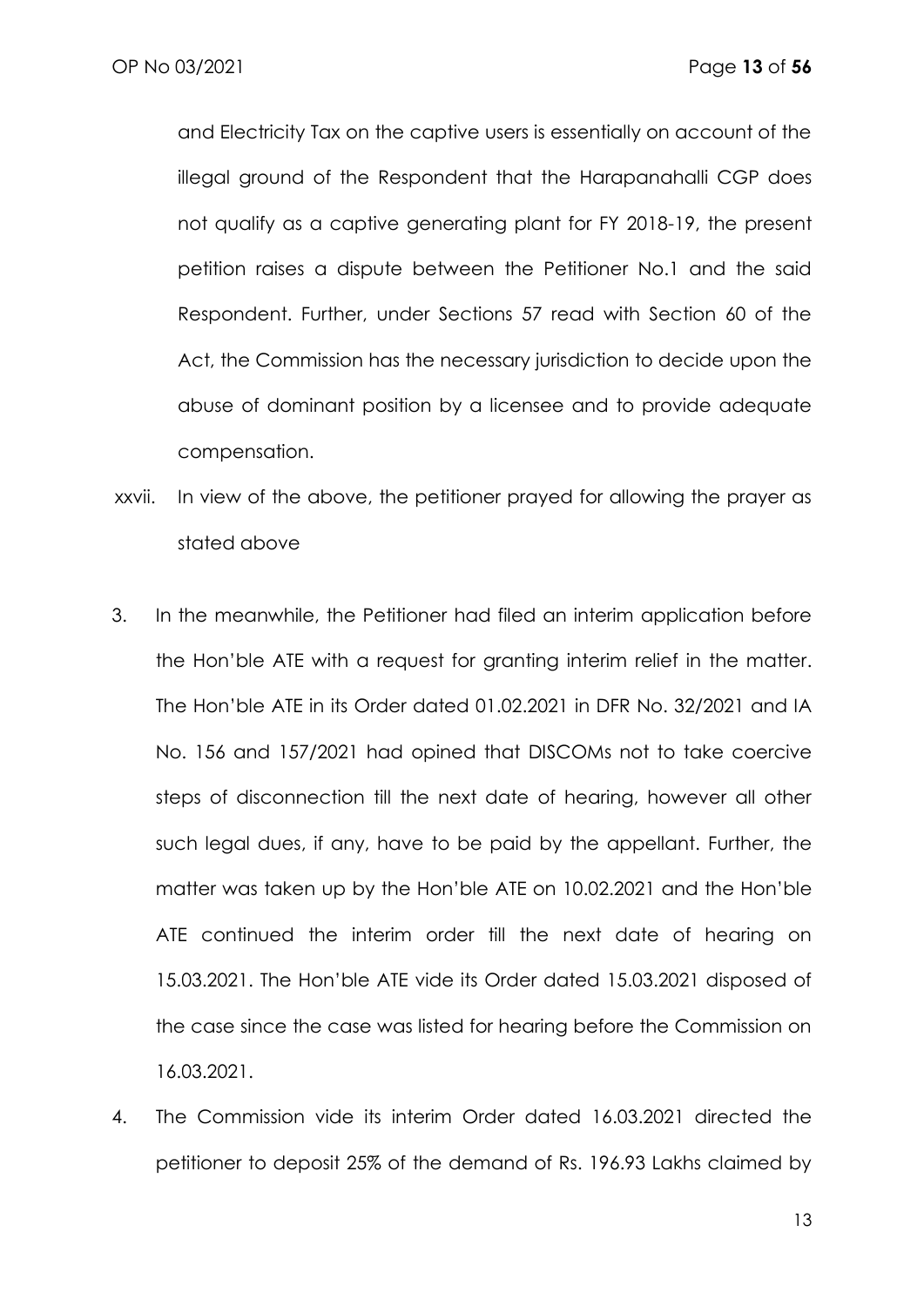and Electricity Tax on the captive users is essentially on account of the illegal ground of the Respondent that the Harapanahalli CGP does not qualify as a captive generating plant for FY 2018-19, the present petition raises a dispute between the Petitioner No.1 and the said Respondent. Further, under Sections 57 read with Section 60 of the Act, the Commission has the necessary jurisdiction to decide upon the abuse of dominant position by a licensee and to provide adequate compensation.

xxvii. In view of the above, the petitioner prayed for allowing the prayer as stated above

3. In the meanwhile, the Petitioner had filed an interim application before the Hon'ble ATE with a request for granting interim relief in the matter. The Hon'ble ATE in its Order dated 01.02.2021 in DFR No. 32/2021 and IA No. 156 and 157/2021 had opined that DISCOMs not to take coercive steps of disconnection till the next date of hearing, however all other such legal dues, if any, have to be paid by the appellant. Further, the matter was taken up by the Hon'ble ATE on 10.02.2021 and the Hon'ble ATE continued the interim order till the next date of hearing on 15.03.2021. The Hon'ble ATE vide its Order dated 15.03.2021 disposed of the case since the case was listed for hearing before the Commission on 16.03.2021.

4. The Commission vide its interim Order dated 16.03.2021 directed the petitioner to deposit 25% of the demand of Rs. 196.93 Lakhs claimed by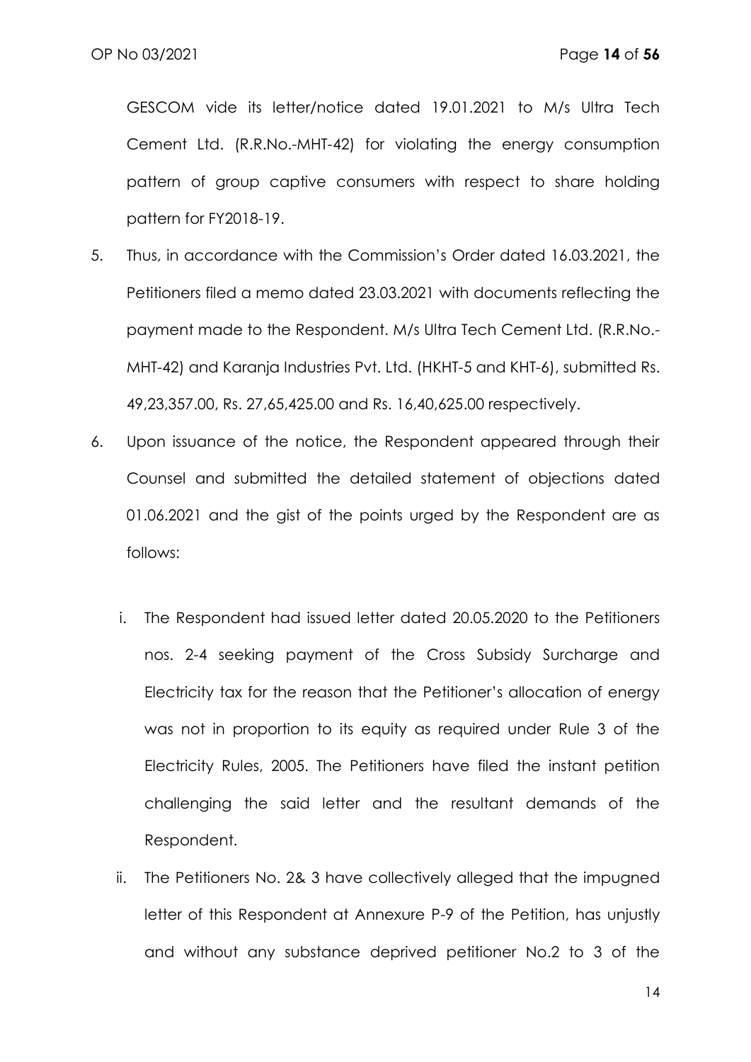GESCOM vide its letter/notice dated 19.01.2021 to M/s Ultra Tech Cement Ltd. (R.R.No.-MHT-42) for violating the energy consumption pattern of group captive consumers with respect to share holding pattern for FY2018-19.

5. Thus, in accordance with the Commission's Order dated 16.03.2021, the Petitioners filed a memo dated 23.03.2021 with documents reflecting the payment made to the Respondent. M/s Ultra Tech Cement Ltd. (R.R.No.-MHT-42) and Karanja Industries Pvt. Ltd. (HKHT-5 and KHT-6), submitted Rs. 49,23,357.00, Rs. 27,65,425.00 and Rs. 16,40,625.00 respectively.

6. Upon issuance of the notice, the Respondent appeared through their Counsel and submitted the detailed statement of objections dated 01.06.2021 and the gist of the points urged by the Respondent are as follows:

    i. The Respondent had issued letter dated 20.05.2020 to the Petitioners nos. 2-4 seeking payment of the Cross Subsidy Surcharge and Electricity tax for the reason that the Petitioner's allocation of energy was not in proportion to its equity as required under Rule 3 of the Electricity Rules, 2005. The Petitioners have filed the instant petition challenging the said letter and the resultant demands of the Respondent.

    ii. The Petitioners No. 2& 3 have collectively alleged that the impugned letter of this Respondent at Annexure P-9 of the Petition, has unjustly and without any substance deprived petitioner No.2 to 3 of the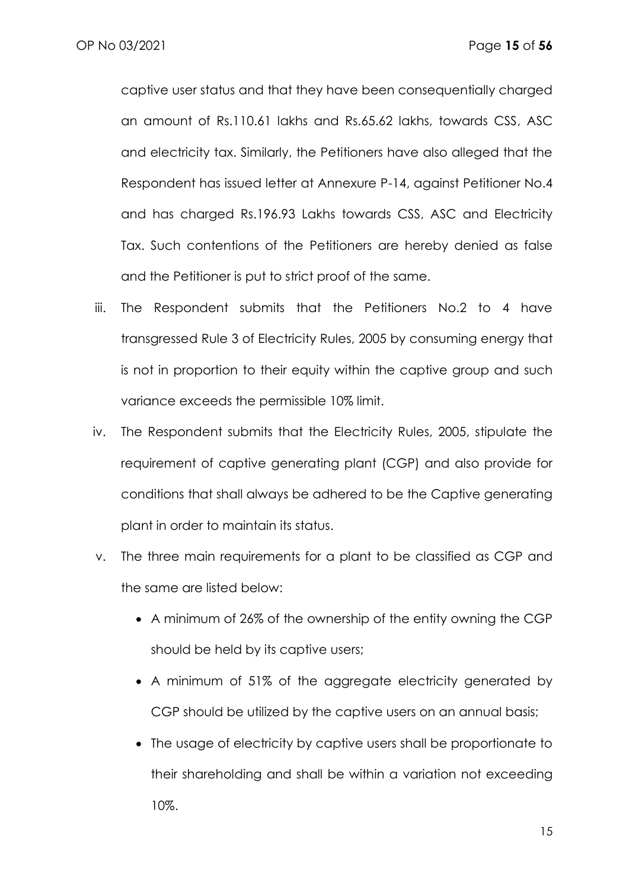captive user status and that they have been consequentially charged an amount of Rs.110.61 lakhs and Rs.65.62 lakhs, towards CSS, ASC and electricity tax. Similarly, the Petitioners have also alleged that the Respondent has issued letter at Annexure P-14, against Petitioner No.4 and has charged Rs.196.93 Lakhs towards CSS, ASC and Electricity Tax. Such contentions of the Petitioners are hereby denied as false and the Petitioner is put to strict proof of the same.

iii. The Respondent submits that the Petitioners No.2 to 4 have transgressed Rule 3 of Electricity Rules, 2005 by consuming energy that is not in proportion to their equity within the captive group and such variance exceeds the permissible 10% limit.

iv. The Respondent submits that the Electricity Rules, 2005, stipulate the requirement of captive generating plant (CGP) and also provide for conditions that shall always be adhered to be the Captive generating plant in order to maintain its status.

v. The three main requirements for a plant to be classified as CGP and the same are listed below:

   - A minimum of 26% of the ownership of the entity owning the CGP should be held by its captive users;
   - A minimum of 51% of the aggregate electricity generated by CGP should be utilized by the captive users on an annual basis;
   - The usage of electricity by captive users shall be proportionate to their shareholding and shall be within a variation not exceeding 10%.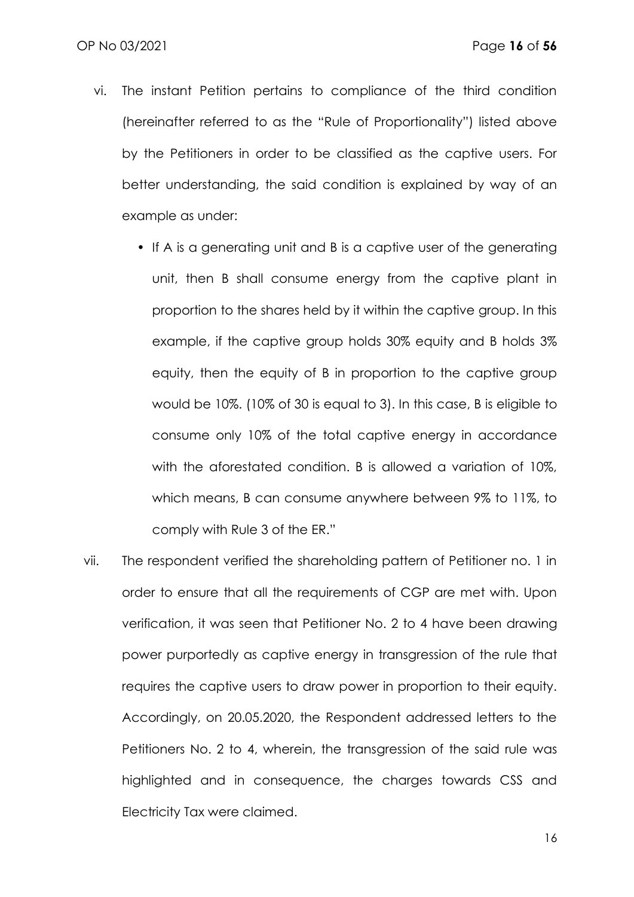vi. The instant Petition pertains to compliance of the third condition (hereinafter referred to as the "Rule of Proportionality") listed above by the Petitioners in order to be classified as the captive users. For better understanding, the said condition is explained by way of an example as under:

   - If A is a generating unit and B is a captive user of the generating unit, then B shall consume energy from the captive plant in proportion to the shares held by it within the captive group. In this example, if the captive group holds 30% equity and B holds 3% equity, then the equity of B in proportion to the captive group would be 10%. (10% of 30 is equal to 3). In this case, B is eligible to consume only 10% of the total captive energy in accordance with the aforestated condition. B is allowed a variation of 10%, which means, B can consume anywhere between 9% to 11%, to comply with Rule 3 of the ER."

vii. The respondent verified the shareholding pattern of Petitioner no. 1 in order to ensure that all the requirements of CGP are met with. Upon verification, it was seen that Petitioner No. 2 to 4 have been drawing power purportedly as captive energy in transgression of the rule that requires the captive users to draw power in proportion to their equity. Accordingly, on 20.05.2020, the Respondent addressed letters to the Petitioners No. 2 to 4, wherein, the transgression of the said rule was highlighted and in consequence, the charges towards CSS and Electricity Tax were claimed.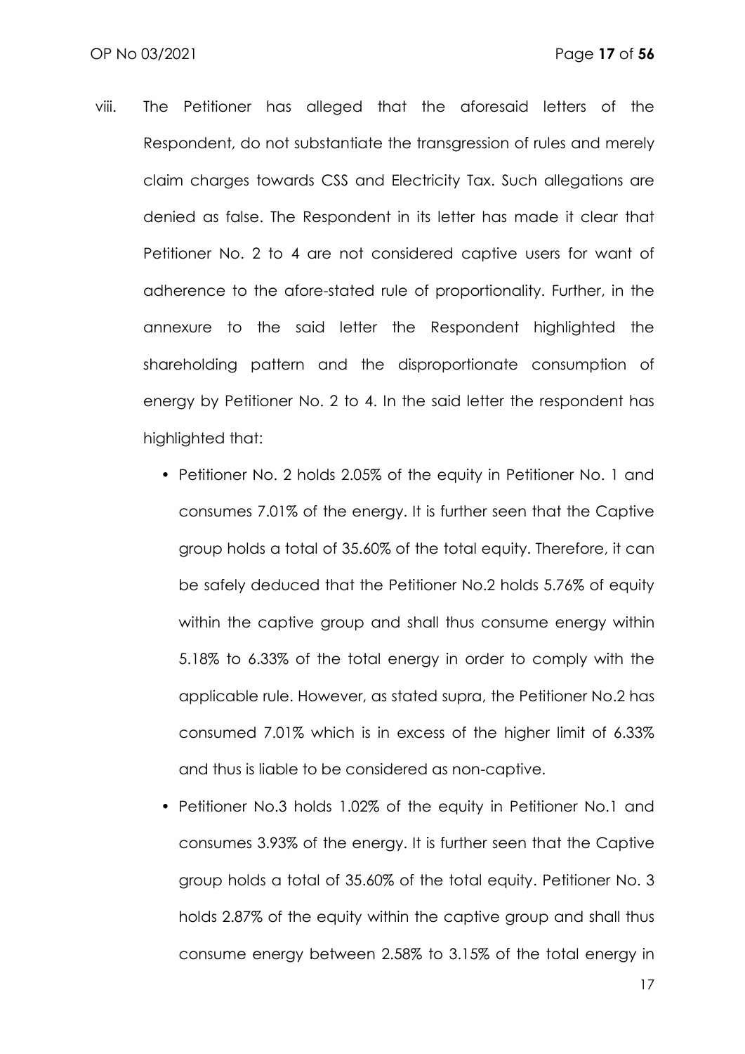viii. The Petitioner has alleged that the aforesaid letters of the Respondent, do not substantiate the transgression of rules and merely claim charges towards CSS and Electricity Tax. Such allegations are denied as false. The Respondent in its letter has made it clear that Petitioner No. 2 to 4 are not considered captive users for want of adherence to the afore-stated rule of proportionality. Further, in the annexure to the said letter the Respondent highlighted the shareholding pattern and the disproportionate consumption of energy by Petitioner No. 2 to 4. In the said letter the respondent has highlighted that:

- Petitioner No. 2 holds 2.05% of the equity in Petitioner No. 1 and consumes 7.01% of the energy. It is further seen that the Captive group holds a total of 35.60% of the total equity. Therefore, it can be safely deduced that the Petitioner No.2 holds 5.76% of equity within the captive group and shall thus consume energy within 5.18% to 6.33% of the total energy in order to comply with the applicable rule. However, as stated supra, the Petitioner No.2 has consumed 7.01% which is in excess of the higher limit of 6.33% and thus is liable to be considered as non-captive.
- Petitioner No.3 holds 1.02% of the equity in Petitioner No.1 and consumes 3.93% of the energy. It is further seen that the Captive group holds a total of 35.60% of the total equity. Petitioner No. 3 holds 2.87% of the equity within the captive group and shall thus consume energy between 2.58% to 3.15% of the total energy in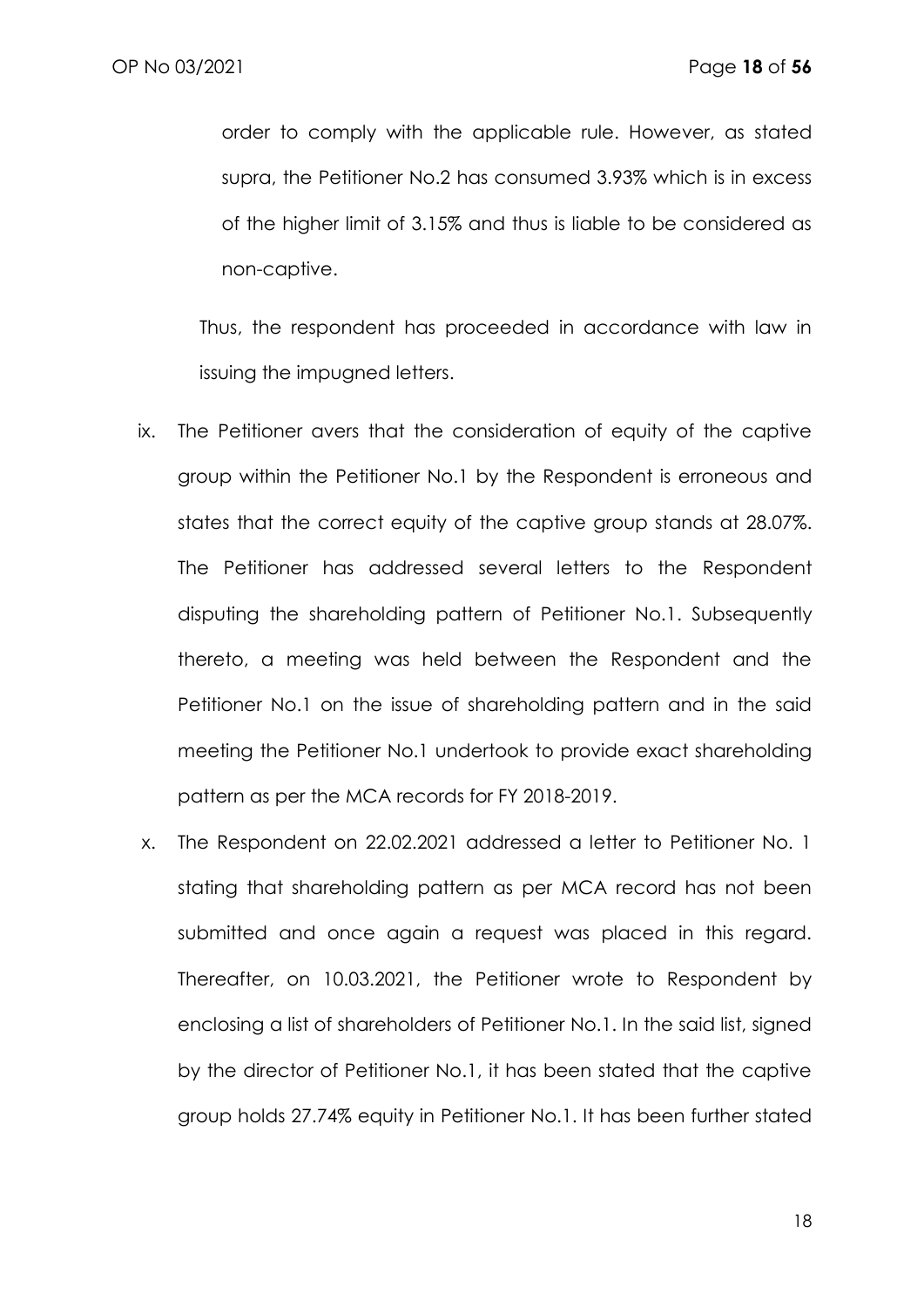order to comply with the applicable rule. However, as stated supra, the Petitioner No.2 has consumed 3.93% which is in excess of the higher limit of 3.15% and thus is liable to be considered as non-captive.

Thus, the respondent has proceeded in accordance with law in issuing the impugned letters.

ix. The Petitioner avers that the consideration of equity of the captive group within the Petitioner No.1 by the Respondent is erroneous and states that the correct equity of the captive group stands at 28.07%. The Petitioner has addressed several letters to the Respondent disputing the shareholding pattern of Petitioner No.1. Subsequently thereto, a meeting was held between the Respondent and the Petitioner No.1 on the issue of shareholding pattern and in the said meeting the Petitioner No.1 undertook to provide exact shareholding pattern as per the MCA records for FY 2018-2019.

x. The Respondent on 22.02.2021 addressed a letter to Petitioner No. 1 stating that shareholding pattern as per MCA record has not been submitted and once again a request was placed in this regard. Thereafter, on 10.03.2021, the Petitioner wrote to Respondent by enclosing a list of shareholders of Petitioner No.1. In the said list, signed by the director of Petitioner No.1, it has been stated that the captive group holds 27.74% equity in Petitioner No.1. It has been further stated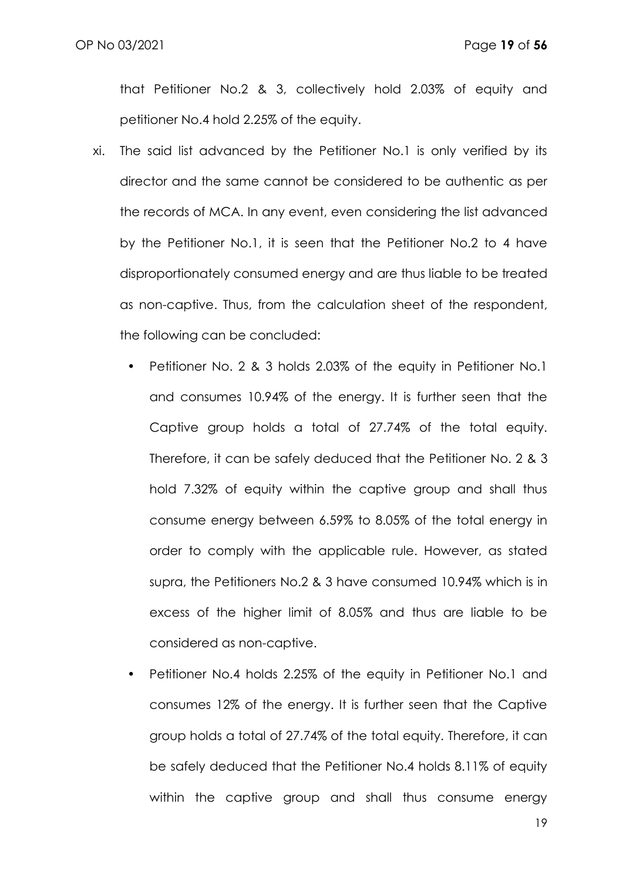that Petitioner No.2 & 3, collectively hold 2.03% of equity and petitioner No.4 hold 2.25% of the equity.

xi. The said list advanced by the Petitioner No.1 is only verified by its director and the same cannot be considered to be authentic as per the records of MCA. In any event, even considering the list advanced by the Petitioner No.1, it is seen that the Petitioner No.2 to 4 have disproportionately consumed energy and are thus liable to be treated as non-captive. Thus, from the calculation sheet of the respondent, the following can be concluded:

- Petitioner No. 2 & 3 holds 2.03% of the equity in Petitioner No.1 and consumes 10.94% of the energy. It is further seen that the Captive group holds a total of 27.74% of the total equity. Therefore, it can be safely deduced that the Petitioner No. 2 & 3 hold 7.32% of equity within the captive group and shall thus consume energy between 6.59% to 8.05% of the total energy in order to comply with the applicable rule. However, as stated supra, the Petitioners No.2 & 3 have consumed 10.94% which is in excess of the higher limit of 8.05% and thus are liable to be considered as non-captive.
- Petitioner No.4 holds 2.25% of the equity in Petitioner No.1 and consumes 12% of the energy. It is further seen that the Captive group holds a total of 27.74% of the total equity. Therefore, it can be safely deduced that the Petitioner No.4 holds 8.11% of equity within the captive group and shall thus consume energy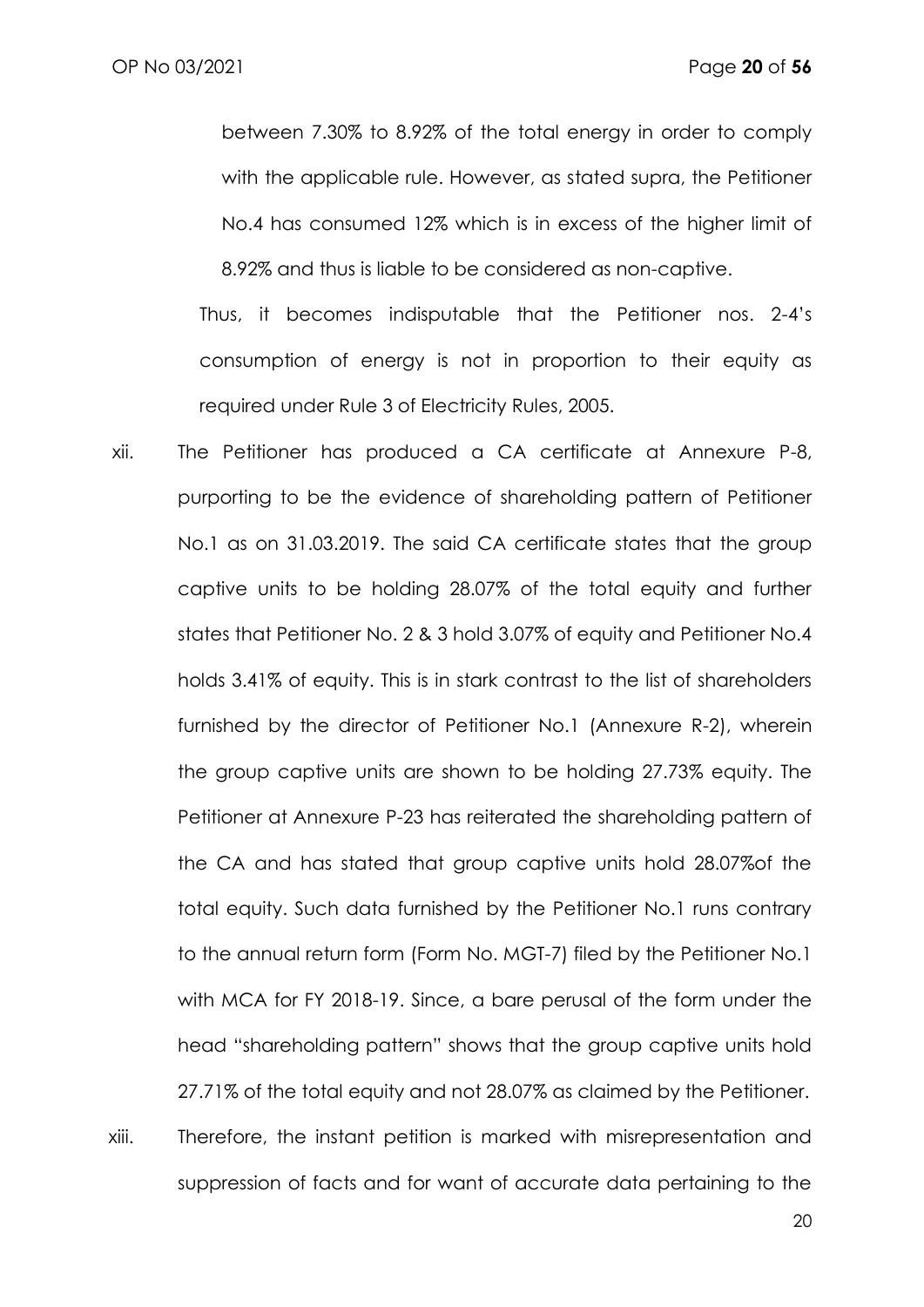between 7.30% to 8.92% of the total energy in order to comply with the applicable rule. However, as stated supra, the Petitioner No.4 has consumed 12% which is in excess of the higher limit of 8.92% and thus is liable to be considered as non-captive.

Thus, it becomes indisputable that the Petitioner nos. 2-4's consumption of energy is not in proportion to their equity as required under Rule 3 of Electricity Rules, 2005.

xii. The Petitioner has produced a CA certificate at Annexure P-8, purporting to be the evidence of shareholding pattern of Petitioner No.1 as on 31.03.2019. The said CA certificate states that the group captive units to be holding 28.07% of the total equity and further states that Petitioner No. 2 & 3 hold 3.07% of equity and Petitioner No.4 holds 3.41% of equity. This is in stark contrast to the list of shareholders furnished by the director of Petitioner No.1 (Annexure R-2), wherein the group captive units are shown to be holding 27.73% equity. The Petitioner at Annexure P-23 has reiterated the shareholding pattern of the CA and has stated that group captive units hold 28.07%of the total equity. Such data furnished by the Petitioner No.1 runs contrary to the annual return form (Form No. MGT-7) filed by the Petitioner No.1 with MCA for FY 2018-19. Since, a bare perusal of the form under the head "shareholding pattern" shows that the group captive units hold 27.71% of the total equity and not 28.07% as claimed by the Petitioner.

xiii. Therefore, the instant petition is marked with misrepresentation and suppression of facts and for want of accurate data pertaining to the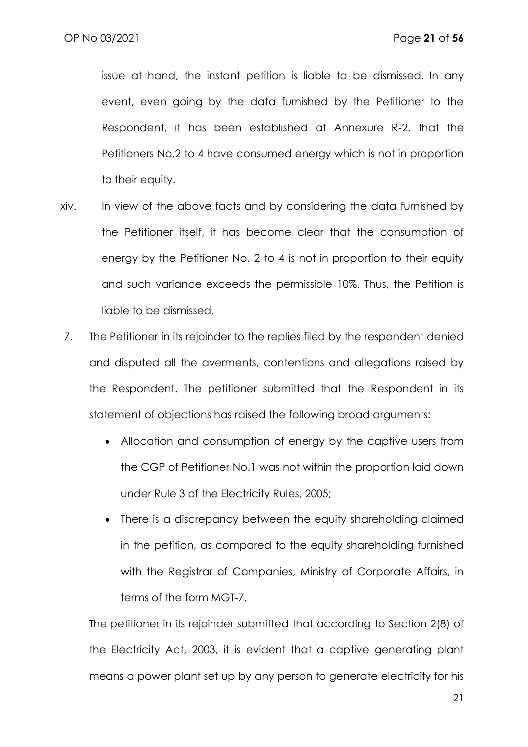issue at hand, the instant petition is liable to be dismissed. In any event, even going by the data furnished by the Petitioner to the Respondent, it has been established at Annexure R-2, that the Petitioners No.2 to 4 have consumed energy which is not in proportion to their equity.

xiv. In view of the above facts and by considering the data furnished by the Petitioner itself, it has become clear that the consumption of energy by the Petitioner No. 2 to 4 is not in proportion to their equity and such variance exceeds the permissible 10%. Thus, the Petition is liable to be dismissed.

7. The Petitioner in its rejoinder to the replies filed by the respondent denied and disputed all the averments, contentions and allegations raised by the Respondent. The petitioner submitted that the Respondent in its statement of objections has raised the following broad arguments:

   - Allocation and consumption of energy by the captive users from the CGP of Petitioner No.1 was not within the proportion laid down under Rule 3 of the Electricity Rules, 2005;
   - There is a discrepancy between the equity shareholding claimed in the petition, as compared to the equity shareholding furnished with the Registrar of Companies, Ministry of Corporate Affairs, in terms of the form MGT-7.

   The petitioner in its rejoinder submitted that according to Section 2(8) of the Electricity Act, 2003, it is evident that a captive generating plant means a power plant set up by any person to generate electricity for his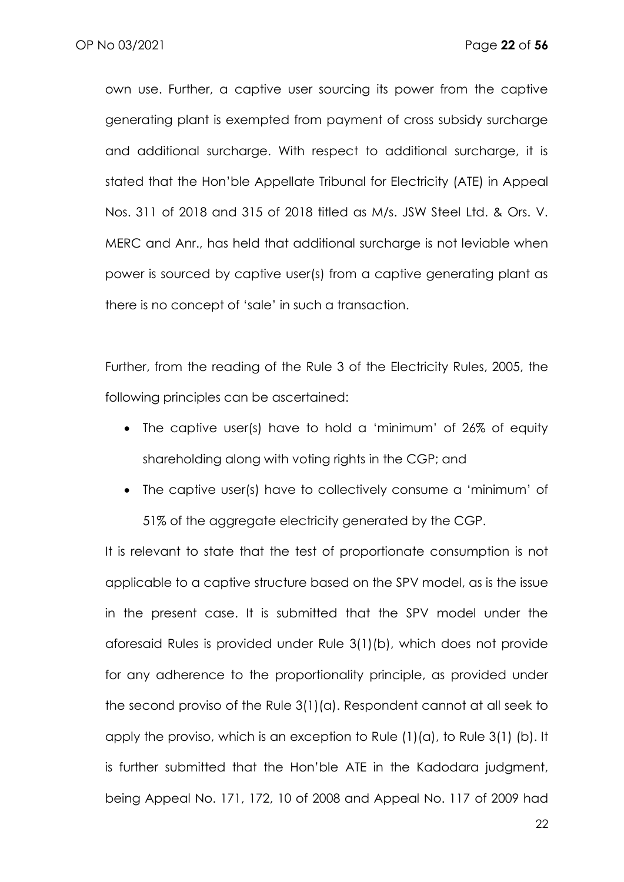own use. Further, a captive user sourcing its power from the captive generating plant is exempted from payment of cross subsidy surcharge and additional surcharge. With respect to additional surcharge, it is stated that the Hon'ble Appellate Tribunal for Electricity (ATE) in Appeal Nos. 311 of 2018 and 315 of 2018 titled as M/s. JSW Steel Ltd. & Ors. V. MERC and Anr., has held that additional surcharge is not leviable when power is sourced by captive user(s) from a captive generating plant as there is no concept of 'sale' in such a transaction.

Further, from the reading of the Rule 3 of the Electricity Rules, 2005, the following principles can be ascertained:

- The captive user(s) have to hold a 'minimum' of 26% of equity shareholding along with voting rights in the CGP; and
- The captive user(s) have to collectively consume a 'minimum' of 51% of the aggregate electricity generated by the CGP.

It is relevant to state that the test of proportionate consumption is not applicable to a captive structure based on the SPV model, as is the issue in the present case. It is submitted that the SPV model under the aforesaid Rules is provided under Rule 3(1)(b), which does not provide for any adherence to the proportionality principle, as provided under the second proviso of the Rule 3(1)(a). Respondent cannot at all seek to apply the proviso, which is an exception to Rule (1)(a), to Rule 3(1) (b). It is further submitted that the Hon'ble ATE in the Kadodara judgment, being Appeal No. 171, 172, 10 of 2008 and Appeal No. 117 of 2009 had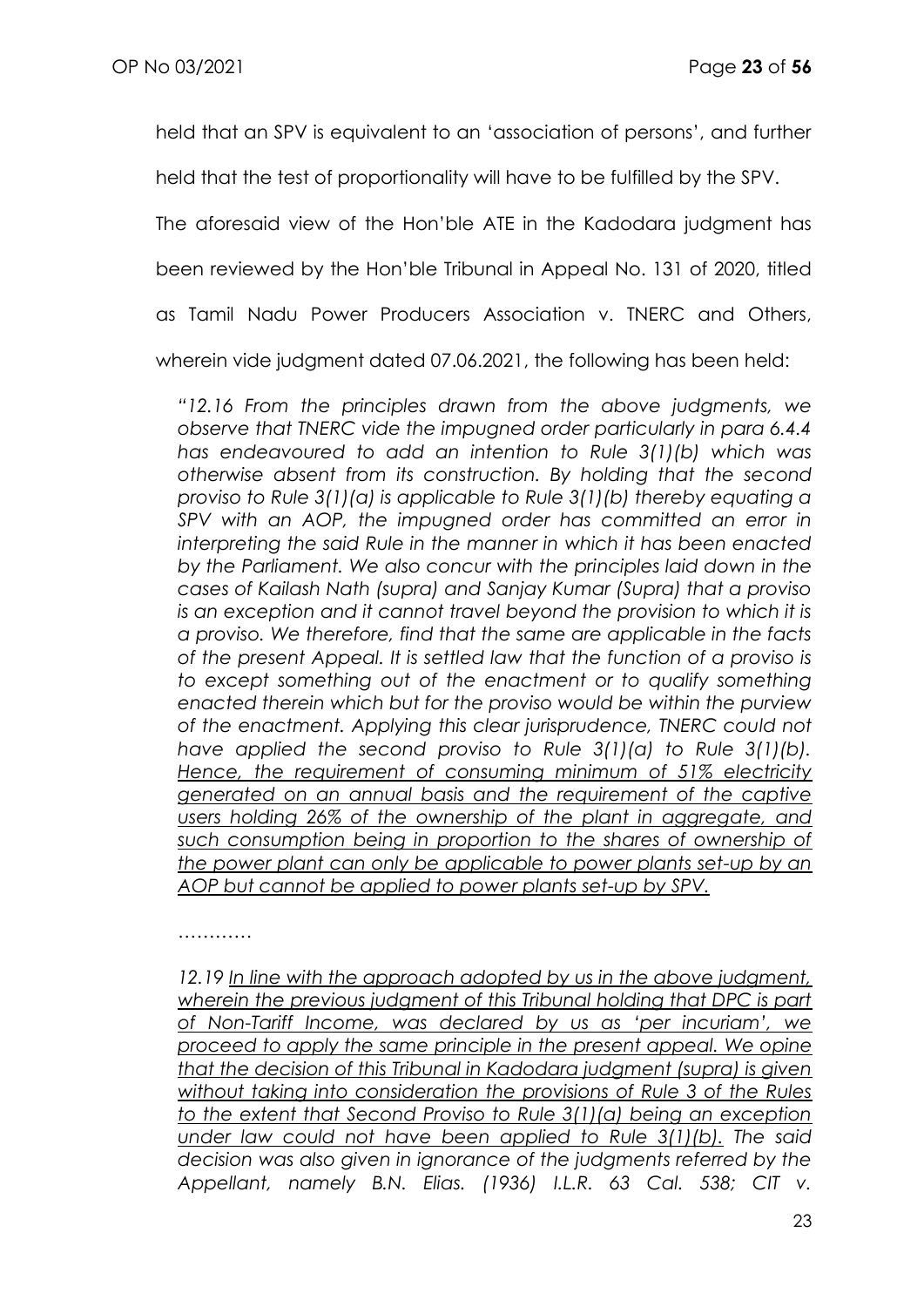held that an SPV is equivalent to an 'association of persons', and further held that the test of proportionality will have to be fulfilled by the SPV.

The aforesaid view of the Hon'ble ATE in the Kadodara judgment has been reviewed by the Hon'ble Tribunal in Appeal No. 131 of 2020, titled as Tamil Nadu Power Producers Association v. TNERC and Others, wherein vide judgment dated 07.06.2021, the following has been held:

> *"12.16 From the principles drawn from the above judgments, we observe that TNERC vide the impugned order particularly in para 6.4.4 has endeavoured to add an intention to Rule 3(1)(b) which was otherwise absent from its construction. By holding that the second proviso to Rule 3(1)(a) is applicable to Rule 3(1)(b) thereby equating a SPV with an AOP, the impugned order has committed an error in interpreting the said Rule in the manner in which it has been enacted by the Parliament. We also concur with the principles laid down in the cases of Kailash Nath (supra) and Sanjay Kumar (Supra) that a proviso is an exception and it cannot travel beyond the provision to which it is a proviso. We therefore, find that the same are applicable in the facts of the present Appeal. It is settled law that the function of a proviso is to except something out of the enactment or to qualify something enacted therein which but for the proviso would be within the purview of the enactment. Applying this clear jurisprudence, TNERC could not have applied the second proviso to Rule 3(1)(a) to Rule 3(1)(b). <u>Hence, the requirement of consuming minimum of 51% electricity generated on an annual basis and the requirement of the captive users holding 26% of the ownership of the plant in aggregate, and such consumption being in proportion to the shares of ownership of the power plant can only be applicable to power plants set-up by an AOP but cannot be applied to power plants set-up by SPV.</u>*
>
> …………
>
> *12.19 <u>In line with the approach adopted by us in the above judgment, wherein the previous judgment of this Tribunal holding that DPC is part of Non-Tariff Income, was declared by us as 'per incuriam', we proceed to apply the same principle in the present appeal. We opine that the decision of this Tribunal in Kadodara judgment (supra) is given without taking into consideration the provisions of Rule 3 of the Rules to the extent that Second Proviso to Rule 3(1)(a) being an exception under law could not have been applied to Rule 3(1)(b).</u> The said decision was also given in ignorance of the judgments referred by the Appellant, namely B.N. Elias. (1936) I.L.R. 63 Cal. 538; CIT v.*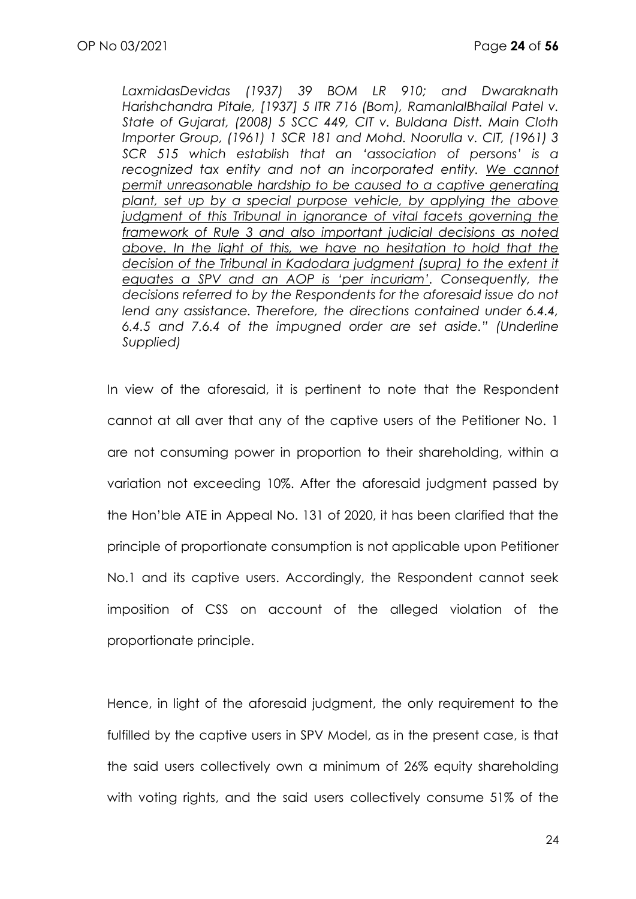*LaxmidasDevidas (1937) 39 BOM LR 910; and Dwaraknath Harishchandra Pitale, [1937] 5 ITR 716 (Bom), RamanlalBhailal Patel v. State of Gujarat, (2008) 5 SCC 449, CIT v. Buldana Distt. Main Cloth Importer Group, (1961) 1 SCR 181 and Mohd. Noorulla v. CIT, (1961) 3 SCR 515 which establish that an 'association of persons' is a recognized tax entity and not an incorporated entity. <u>We cannot permit unreasonable hardship to be caused to a captive generating plant, set up by a special purpose vehicle, by applying the above judgment of this Tribunal in ignorance of vital facets governing the framework of Rule 3 and also important judicial decisions as noted above. In the light of this, we have no hesitation to hold that the decision of the Tribunal in Kadodara judgment (supra) to the extent it equates a SPV and an AOP is 'per incuriam'</u>. Consequently, the decisions referred to by the Respondents for the aforesaid issue do not lend any assistance. Therefore, the directions contained under 6.4.4, 6.4.5 and 7.6.4 of the impugned order are set aside." (Underline Supplied)*

In view of the aforesaid, it is pertinent to note that the Respondent cannot at all aver that any of the captive users of the Petitioner No. 1 are not consuming power in proportion to their shareholding, within a variation not exceeding 10%. After the aforesaid judgment passed by the Hon'ble ATE in Appeal No. 131 of 2020, it has been clarified that the principle of proportionate consumption is not applicable upon Petitioner No.1 and its captive users. Accordingly, the Respondent cannot seek imposition of CSS on account of the alleged violation of the proportionate principle.

Hence, in light of the aforesaid judgment, the only requirement to the fulfilled by the captive users in SPV Model, as in the present case, is that the said users collectively own a minimum of 26% equity shareholding with voting rights, and the said users collectively consume 51% of the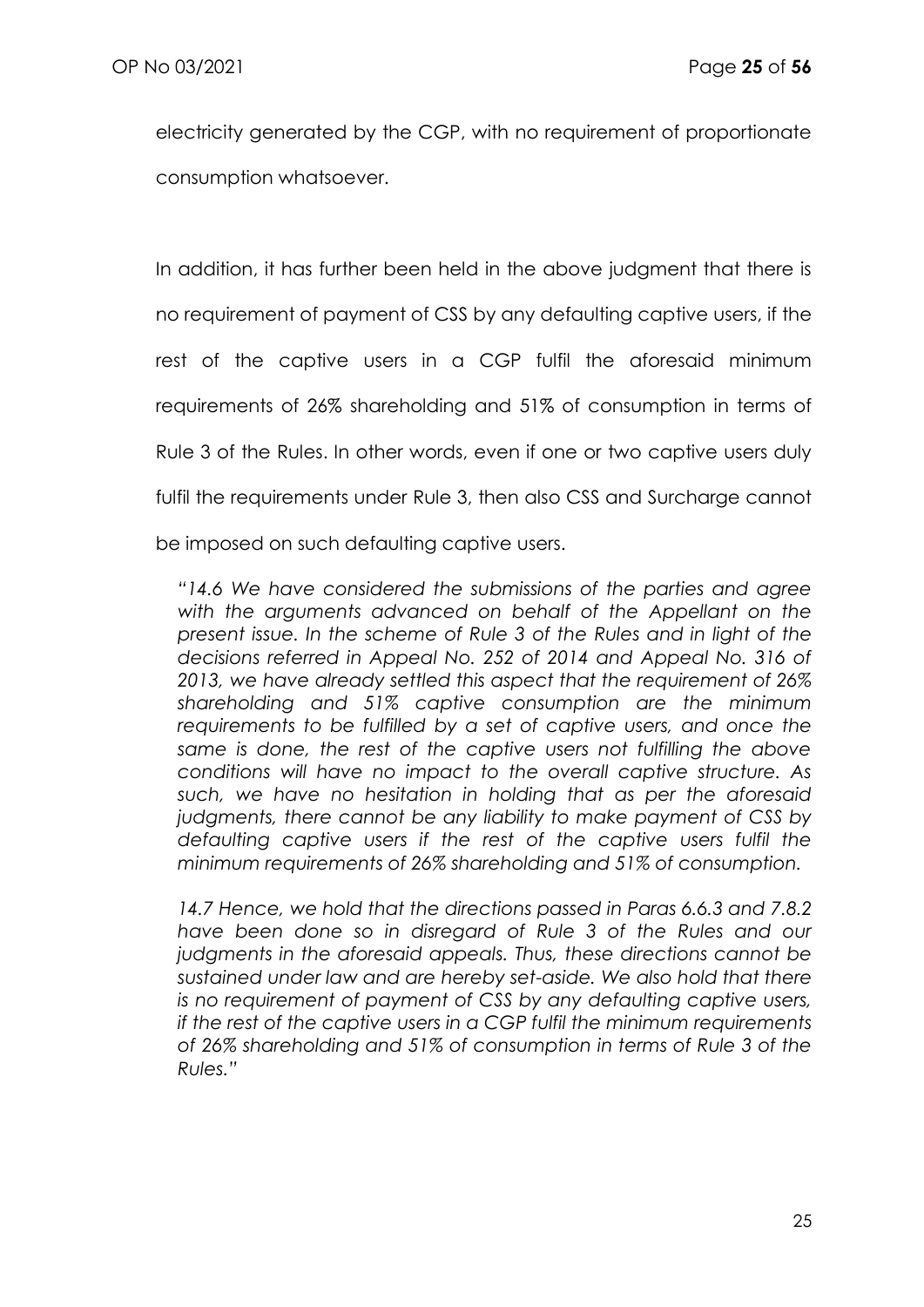electricity generated by the CGP, with no requirement of proportionate consumption whatsoever.

In addition, it has further been held in the above judgment that there is no requirement of payment of CSS by any defaulting captive users, if the rest of the captive users in a CGP fulfil the aforesaid minimum requirements of 26% shareholding and 51% of consumption in terms of Rule 3 of the Rules. In other words, even if one or two captive users duly fulfil the requirements under Rule 3, then also CSS and Surcharge cannot be imposed on such defaulting captive users.

> *"14.6 We have considered the submissions of the parties and agree with the arguments advanced on behalf of the Appellant on the present issue. In the scheme of Rule 3 of the Rules and in light of the decisions referred in Appeal No. 252 of 2014 and Appeal No. 316 of 2013, we have already settled this aspect that the requirement of 26% shareholding and 51% captive consumption are the minimum requirements to be fulfilled by a set of captive users, and once the same is done, the rest of the captive users not fulfilling the above conditions will have no impact to the overall captive structure. As such, we have no hesitation in holding that as per the aforesaid judgments, there cannot be any liability to make payment of CSS by defaulting captive users if the rest of the captive users fulfil the minimum requirements of 26% shareholding and 51% of consumption.*
>
> *14.7 Hence, we hold that the directions passed in Paras 6.6.3 and 7.8.2 have been done so in disregard of Rule 3 of the Rules and our judgments in the aforesaid appeals. Thus, these directions cannot be sustained under law and are hereby set-aside. We also hold that there is no requirement of payment of CSS by any defaulting captive users, if the rest of the captive users in a CGP fulfil the minimum requirements of 26% shareholding and 51% of consumption in terms of Rule 3 of the Rules."*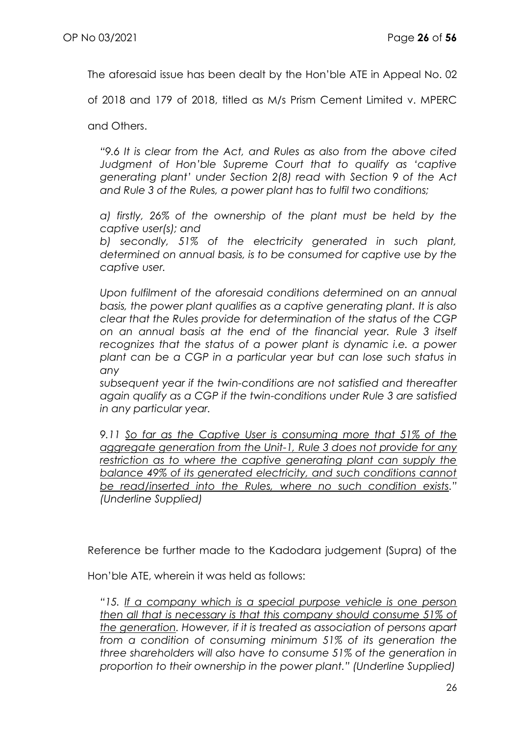The aforesaid issue has been dealt by the Hon'ble ATE in Appeal No. 02 of 2018 and 179 of 2018, titled as M/s Prism Cement Limited v. MPERC and Others.

> *"9.6 It is clear from the Act, and Rules as also from the above cited Judgment of Hon'ble Supreme Court that to qualify as 'captive generating plant' under Section 2(8) read with Section 9 of the Act and Rule 3 of the Rules, a power plant has to fulfil two conditions;*
>
> *a) firstly, 26% of the ownership of the plant must be held by the captive user(s); and*
> *b) secondly, 51% of the electricity generated in such plant, determined on annual basis, is to be consumed for captive use by the captive user.*
>
> *Upon fulfilment of the aforesaid conditions determined on an annual basis, the power plant qualifies as a captive generating plant. It is also clear that the Rules provide for determination of the status of the CGP on an annual basis at the end of the financial year. Rule 3 itself recognizes that the status of a power plant is dynamic i.e. a power plant can be a CGP in a particular year but can lose such status in any subsequent year if the twin-conditions are not satisfied and thereafter again qualify as a CGP if the twin-conditions under Rule 3 are satisfied in any particular year.*
>
> *9.11 <u>So far as the Captive User is consuming more that 51% of the aggregate generation from the Unit-1, Rule 3 does not provide for any restriction as to where the captive generating plant can supply the balance 49% of its generated electricity, and such conditions cannot be read/inserted into the Rules, where no such condition exists</u>." (Underline Supplied)*

Reference be further made to the Kadodara judgement (Supra) of the Hon'ble ATE, wherein it was held as follows:

> *"15. <u>If a company which is a special purpose vehicle is one person then all that is necessary is that this company should consume 51% of the generation</u>. However, if it is treated as association of persons apart from a condition of consuming minimum 51% of its generation the three shareholders will also have to consume 51% of the generation in proportion to their ownership in the power plant." (Underline Supplied)*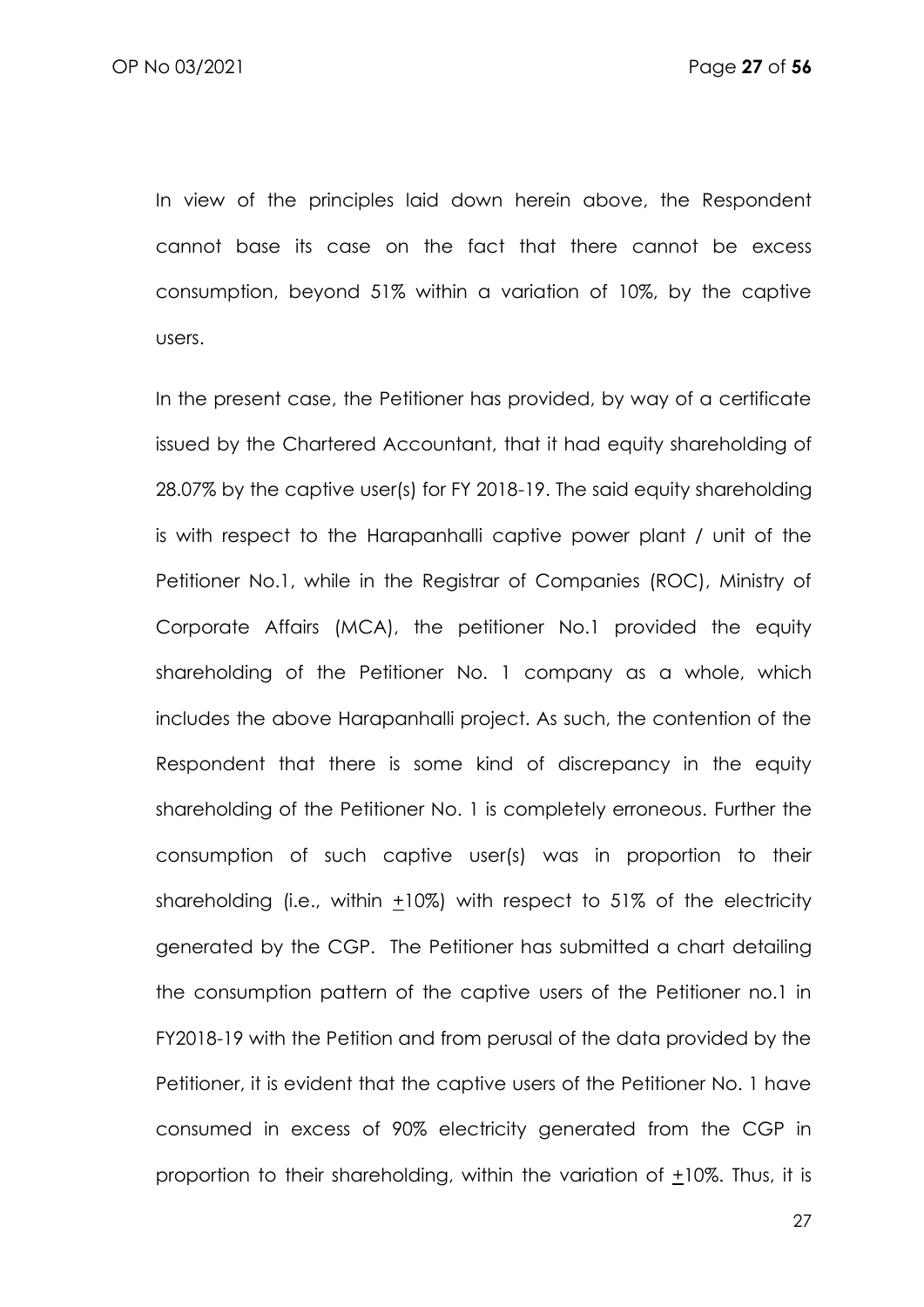In view of the principles laid down herein above, the Respondent cannot base its case on the fact that there cannot be excess consumption, beyond 51% within a variation of 10%, by the captive users.

In the present case, the Petitioner has provided, by way of a certificate issued by the Chartered Accountant, that it had equity shareholding of 28.07% by the captive user(s) for FY 2018-19. The said equity shareholding is with respect to the Harapanhalli captive power plant / unit of the Petitioner No.1, while in the Registrar of Companies (ROC), Ministry of Corporate Affairs (MCA), the petitioner No.1 provided the equity shareholding of the Petitioner No. 1 company as a whole, which includes the above Harapanhalli project. As such, the contention of the Respondent that there is some kind of discrepancy in the equity shareholding of the Petitioner No. 1 is completely erroneous. Further the consumption of such captive user(s) was in proportion to their shareholding (i.e., within ±10%) with respect to 51% of the electricity generated by the CGP. The Petitioner has submitted a chart detailing the consumption pattern of the captive users of the Petitioner no.1 in FY2018-19 with the Petition and from perusal of the data provided by the Petitioner, it is evident that the captive users of the Petitioner No. 1 have consumed in excess of 90% electricity generated from the CGP in proportion to their shareholding, within the variation of ±10%. Thus, it is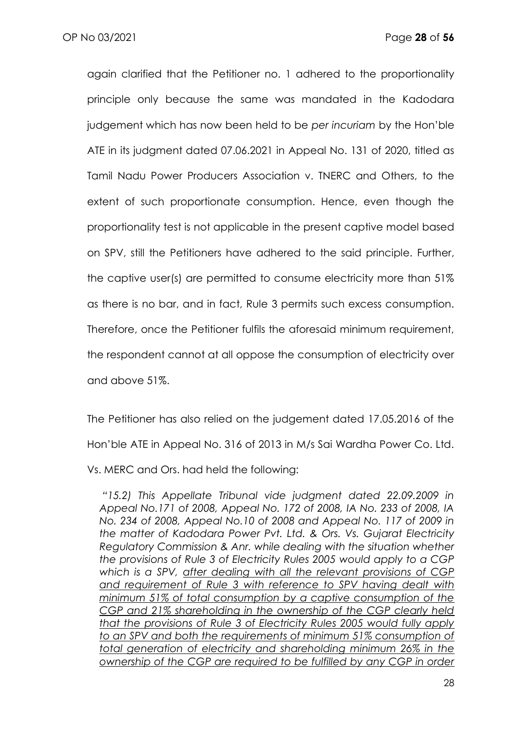again clarified that the Petitioner no. 1 adhered to the proportionality principle only because the same was mandated in the Kadodara judgement which has now been held to be *per incuriam* by the Hon'ble ATE in its judgment dated 07.06.2021 in Appeal No. 131 of 2020, titled as Tamil Nadu Power Producers Association v. TNERC and Others, to the extent of such proportionate consumption. Hence, even though the proportionality test is not applicable in the present captive model based on SPV, still the Petitioners have adhered to the said principle. Further, the captive user(s) are permitted to consume electricity more than 51% as there is no bar, and in fact, Rule 3 permits such excess consumption. Therefore, once the Petitioner fulfils the aforesaid minimum requirement, the respondent cannot at all oppose the consumption of electricity over and above 51%.

The Petitioner has also relied on the judgement dated 17.05.2016 of the Hon'ble ATE in Appeal No. 316 of 2013 in M/s Sai Wardha Power Co. Ltd. Vs. MERC and Ors. had held the following:

> *"15.2) This Appellate Tribunal vide judgment dated 22.09.2009 in Appeal No.171 of 2008, Appeal No. 172 of 2008, IA No. 233 of 2008, IA No. 234 of 2008, Appeal No.10 of 2008 and Appeal No. 117 of 2009 in the matter of Kadodara Power Pvt. Ltd. & Ors. Vs. Gujarat Electricity Regulatory Commission & Anr. while dealing with the situation whether the provisions of Rule 3 of Electricity Rules 2005 would apply to a CGP which is a SPV, <u>after dealing with all the relevant provisions of CGP and requirement of Rule 3 with reference to SPV having dealt with minimum 51% of total consumption by a captive consumption of the CGP and 21% shareholding in the ownership of the CGP clearly held that the provisions of Rule 3 of Electricity Rules 2005 would fully apply to an SPV and both the requirements of minimum 51% consumption of total generation of electricity and shareholding minimum 26% in the ownership of the CGP are required to be fulfilled by any CGP in order</u>*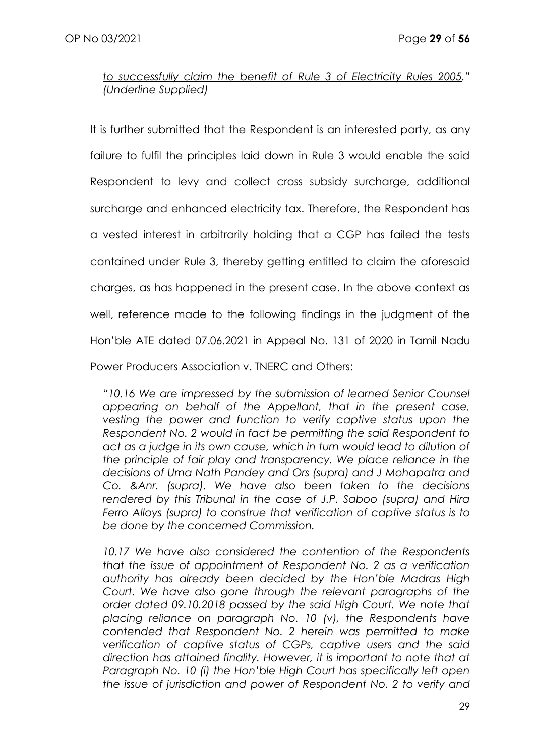*<u>to successfully claim the benefit of Rule 3 of Electricity Rules 2005</u>." (Underline Supplied)*

It is further submitted that the Respondent is an interested party, as any failure to fulfil the principles laid down in Rule 3 would enable the said Respondent to levy and collect cross subsidy surcharge, additional surcharge and enhanced electricity tax. Therefore, the Respondent has a vested interest in arbitrarily holding that a CGP has failed the tests contained under Rule 3, thereby getting entitled to claim the aforesaid charges, as has happened in the present case. In the above context as well, reference made to the following findings in the judgment of the Hon'ble ATE dated 07.06.2021 in Appeal No. 131 of 2020 in Tamil Nadu Power Producers Association v. TNERC and Others:

> *"10.16 We are impressed by the submission of learned Senior Counsel appearing on behalf of the Appellant, that in the present case, vesting the power and function to verify captive status upon the Respondent No. 2 would in fact be permitting the said Respondent to act as a judge in its own cause, which in turn would lead to dilution of the principle of fair play and transparency. We place reliance in the decisions of Uma Nath Pandey and Ors (supra) and J Mohapatra and Co. &Anr. (supra). We have also been taken to the decisions rendered by this Tribunal in the case of J.P. Saboo (supra) and Hira Ferro Alloys (supra) to construe that verification of captive status is to be done by the concerned Commission.*
>
> *10.17 We have also considered the contention of the Respondents that the issue of appointment of Respondent No. 2 as a verification authority has already been decided by the Hon'ble Madras High Court. We have also gone through the relevant paragraphs of the order dated 09.10.2018 passed by the said High Court. We note that placing reliance on paragraph No. 10 (v), the Respondents have contended that Respondent No. 2 herein was permitted to make verification of captive status of CGPs, captive users and the said direction has attained finality. However, it is important to note that at Paragraph No. 10 (i) the Hon'ble High Court has specifically left open the issue of jurisdiction and power of Respondent No. 2 to verify and*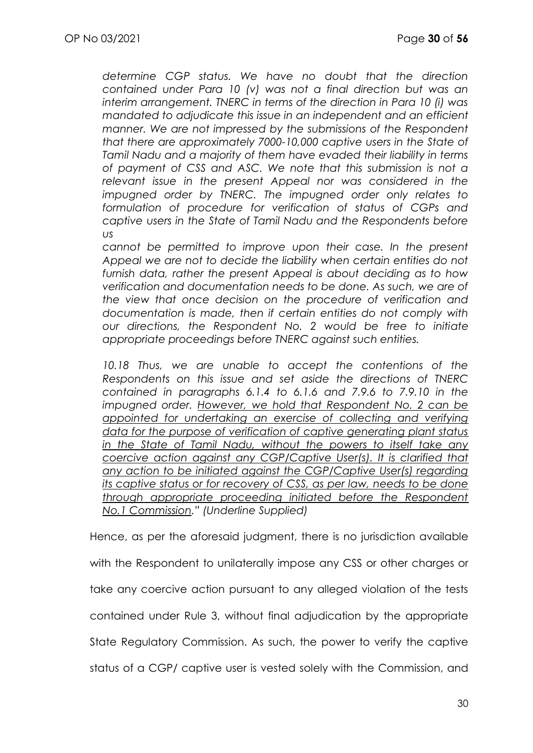*determine CGP status. We have no doubt that the direction contained under Para 10 (v) was not a final direction but was an interim arrangement. TNERC in terms of the direction in Para 10 (i) was mandated to adjudicate this issue in an independent and an efficient manner. We are not impressed by the submissions of the Respondent that there are approximately 7000-10,000 captive users in the State of Tamil Nadu and a majority of them have evaded their liability in terms of payment of CSS and ASC. We note that this submission is not a relevant issue in the present Appeal nor was considered in the impugned order by TNERC. The impugned order only relates to formulation of procedure for verification of status of CGPs and captive users in the State of Tamil Nadu and the Respondents before us*

*cannot be permitted to improve upon their case. In the present Appeal we are not to decide the liability when certain entities do not furnish data, rather the present Appeal is about deciding as to how verification and documentation needs to be done. As such, we are of the view that once decision on the procedure of verification and documentation is made, then if certain entities do not comply with our directions, the Respondent No. 2 would be free to initiate appropriate proceedings before TNERC against such entities.*

*10.18 Thus, we are unable to accept the contentions of the Respondents on this issue and set aside the directions of TNERC contained in paragraphs 6.1.4 to 6.1.6 and 7.9.6 to 7.9.10 in the impugned order. <u>However, we hold that Respondent No. 2 can be appointed for undertaking an exercise of collecting and verifying data for the purpose of verification of captive generating plant status in the State of Tamil Nadu, without the powers to itself take any coercive action against any CGP/Captive User(s). It is clarified that any action to be initiated against the CGP/Captive User(s) regarding its captive status or for recovery of CSS, as per law, needs to be done through appropriate proceeding initiated before the Respondent No.1 Commission</u>." (Underline Supplied)*

Hence, as per the aforesaid judgment, there is no jurisdiction available with the Respondent to unilaterally impose any CSS or other charges or take any coercive action pursuant to any alleged violation of the tests contained under Rule 3, without final adjudication by the appropriate State Regulatory Commission. As such, the power to verify the captive status of a CGP/ captive user is vested solely with the Commission, and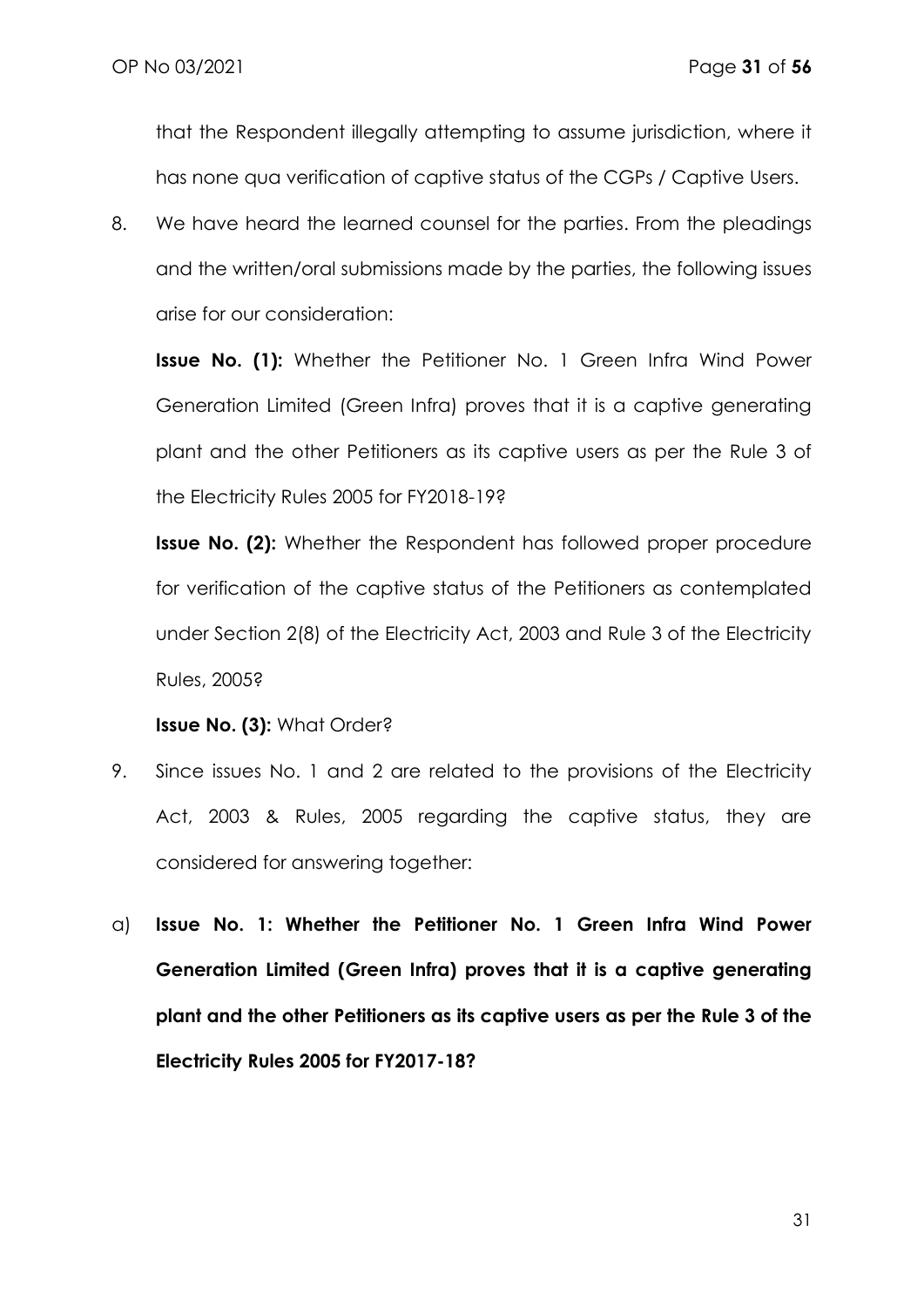that the Respondent illegally attempting to assume jurisdiction, where it has none qua verification of captive status of the CGPs / Captive Users.

8. We have heard the learned counsel for the parties. From the pleadings and the written/oral submissions made by the parties, the following issues arise for our consideration:

   **Issue No. (1):** Whether the Petitioner No. 1 Green Infra Wind Power Generation Limited (Green Infra) proves that it is a captive generating plant and the other Petitioners as its captive users as per the Rule 3 of the Electricity Rules 2005 for FY2018-19?

   **Issue No. (2):** Whether the Respondent has followed proper procedure for verification of the captive status of the Petitioners as contemplated under Section 2(8) of the Electricity Act, 2003 and Rule 3 of the Electricity Rules, 2005?

   **Issue No. (3):** What Order?

9. Since issues No. 1 and 2 are related to the provisions of the Electricity Act, 2003 & Rules, 2005 regarding the captive status, they are considered for answering together:

a) **Issue No. 1: Whether the Petitioner No. 1 Green Infra Wind Power Generation Limited (Green Infra) proves that it is a captive generating plant and the other Petitioners as its captive users as per the Rule 3 of the Electricity Rules 2005 for FY2017-18?**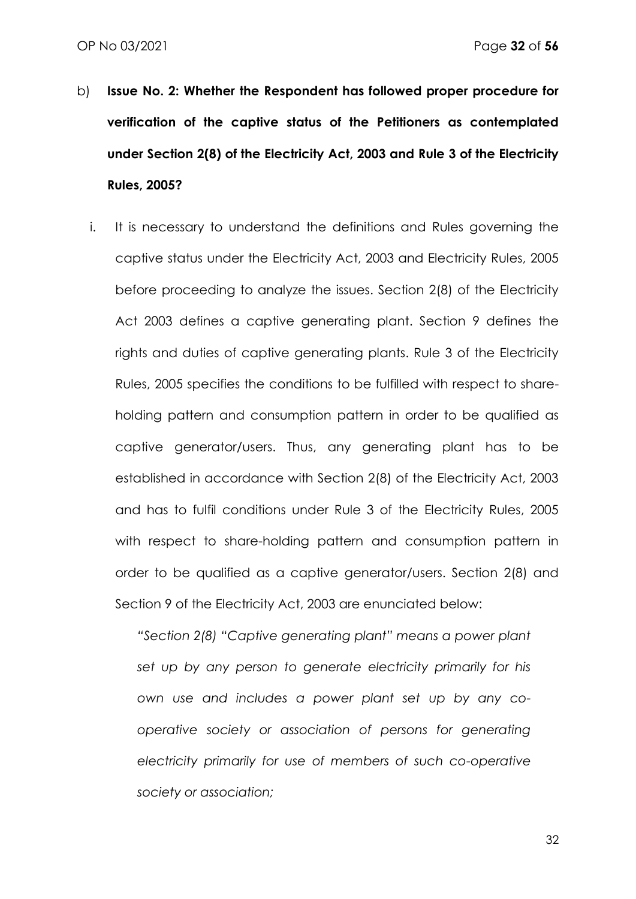b) **Issue No. 2: Whether the Respondent has followed proper procedure for verification of the captive status of the Petitioners as contemplated under Section 2(8) of the Electricity Act, 2003 and Rule 3 of the Electricity Rules, 2005?**

i. It is necessary to understand the definitions and Rules governing the captive status under the Electricity Act, 2003 and Electricity Rules, 2005 before proceeding to analyze the issues. Section 2(8) of the Electricity Act 2003 defines a captive generating plant. Section 9 defines the rights and duties of captive generating plants. Rule 3 of the Electricity Rules, 2005 specifies the conditions to be fulfilled with respect to share-holding pattern and consumption pattern in order to be qualified as captive generator/users. Thus, any generating plant has to be established in accordance with Section 2(8) of the Electricity Act, 2003 and has to fulfil conditions under Rule 3 of the Electricity Rules, 2005 with respect to share-holding pattern and consumption pattern in order to be qualified as a captive generator/users. Section 2(8) and Section 9 of the Electricity Act, 2003 are enunciated below:

*"Section 2(8) "Captive generating plant" means a power plant set up by any person to generate electricity primarily for his own use and includes a power plant set up by any co-operative society or association of persons for generating electricity primarily for use of members of such co-operative society or association;*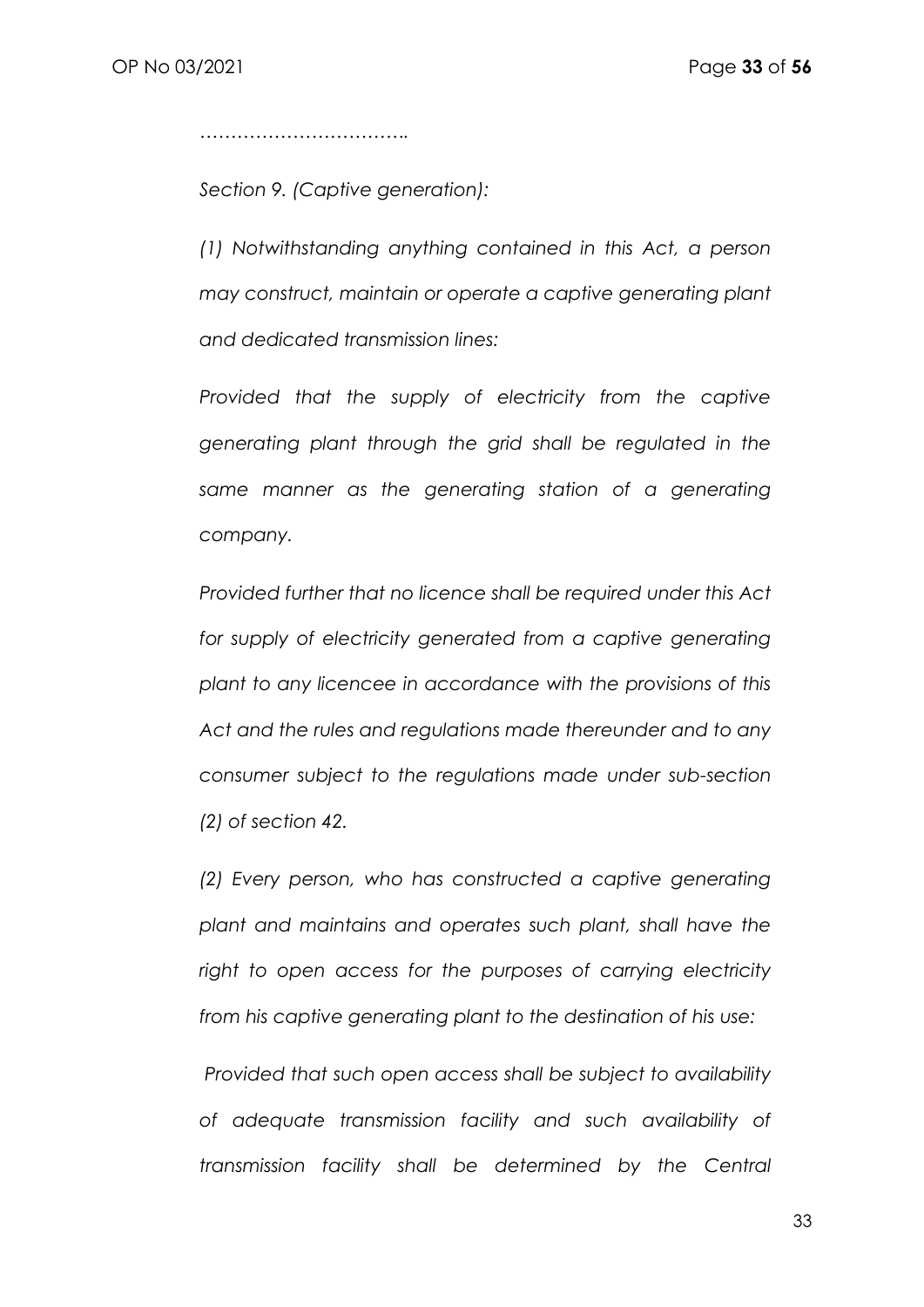…………………………….

*Section 9. (Captive generation):*

*(1) Notwithstanding anything contained in this Act, a person may construct, maintain or operate a captive generating plant and dedicated transmission lines:*

*Provided that the supply of electricity from the captive generating plant through the grid shall be regulated in the same manner as the generating station of a generating company.*

*Provided further that no licence shall be required under this Act for supply of electricity generated from a captive generating plant to any licencee in accordance with the provisions of this Act and the rules and regulations made thereunder and to any consumer subject to the regulations made under sub-section (2) of section 42.*

*(2) Every person, who has constructed a captive generating plant and maintains and operates such plant, shall have the right to open access for the purposes of carrying electricity from his captive generating plant to the destination of his use:*

*Provided that such open access shall be subject to availability of adequate transmission facility and such availability of transmission facility shall be determined by the Central*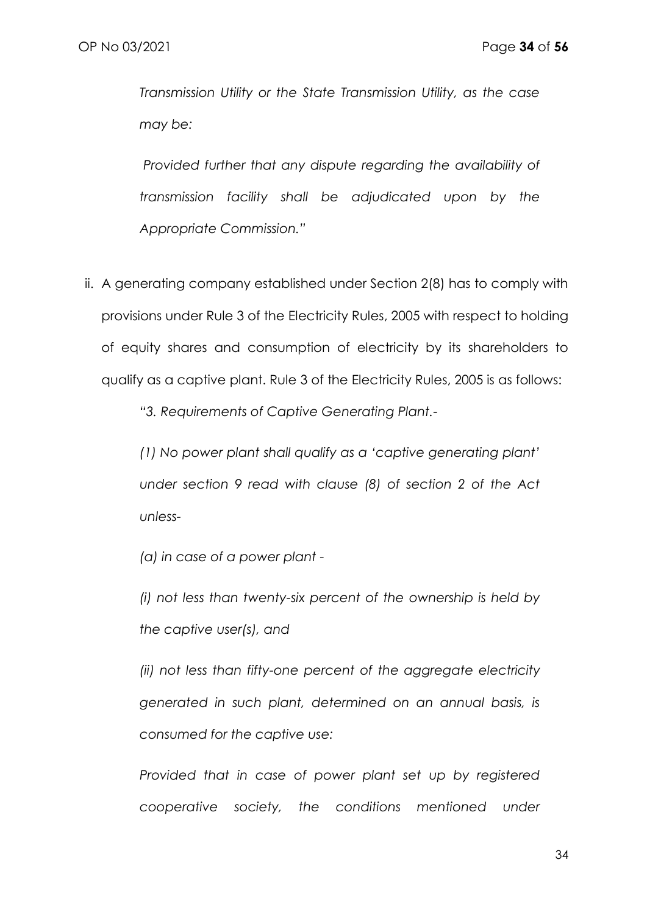*Transmission Utility or the State Transmission Utility, as the case may be:*

*Provided further that any dispute regarding the availability of transmission facility shall be adjudicated upon by the Appropriate Commission."*

ii. A generating company established under Section 2(8) has to comply with provisions under Rule 3 of the Electricity Rules, 2005 with respect to holding of equity shares and consumption of electricity by its shareholders to qualify as a captive plant. Rule 3 of the Electricity Rules, 2005 is as follows:

*"3. Requirements of Captive Generating Plant.-*

*(1) No power plant shall qualify as a 'captive generating plant' under section 9 read with clause (8) of section 2 of the Act unless-*

*(a) in case of a power plant -*

*(i) not less than twenty-six percent of the ownership is held by the captive user(s), and*

*(ii) not less than fifty-one percent of the aggregate electricity generated in such plant, determined on an annual basis, is consumed for the captive use:*

*Provided that in case of power plant set up by registered cooperative society, the conditions mentioned under*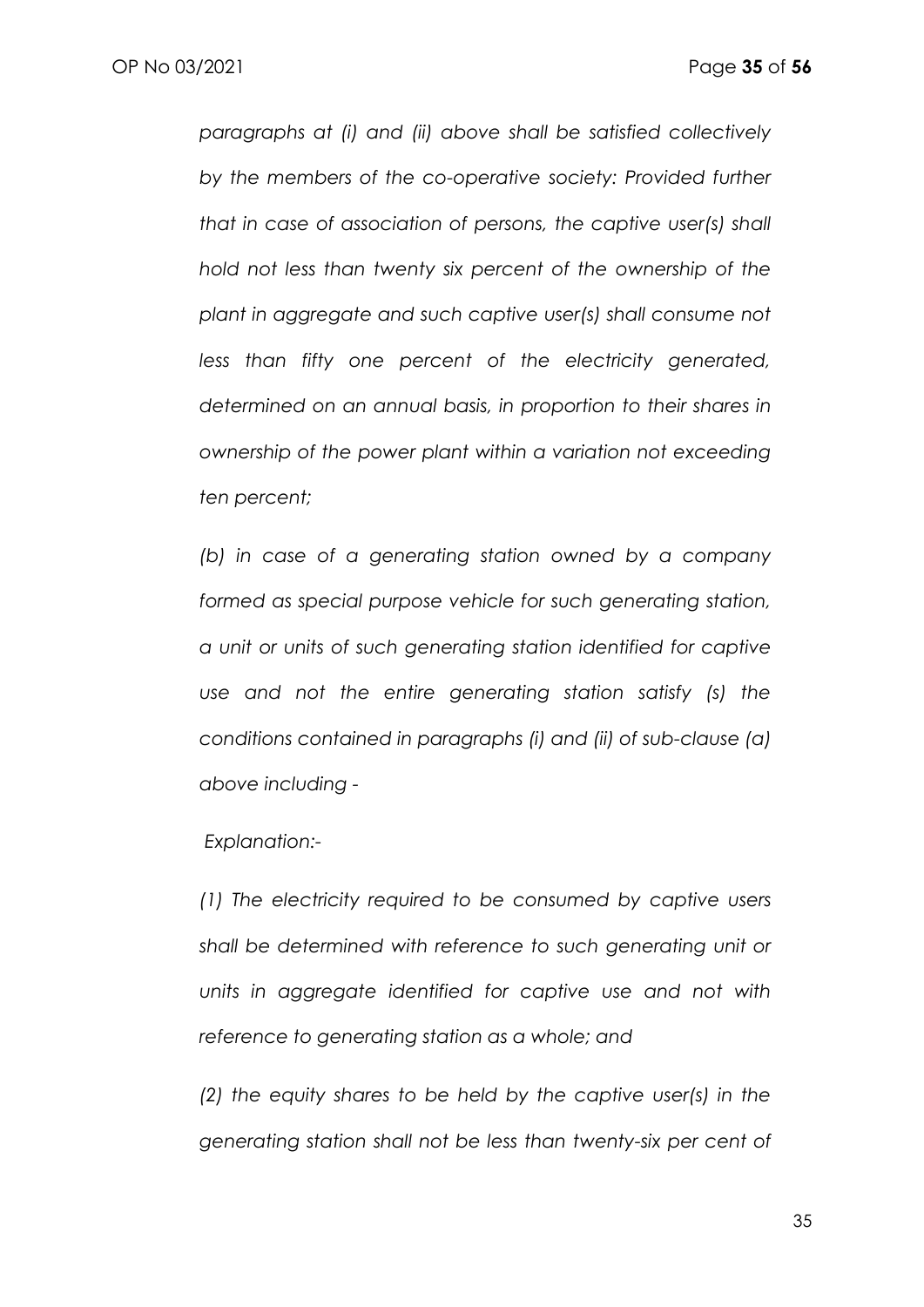*paragraphs at (i) and (ii) above shall be satisfied collectively by the members of the co-operative society: Provided further that in case of association of persons, the captive user(s) shall hold not less than twenty six percent of the ownership of the plant in aggregate and such captive user(s) shall consume not less than fifty one percent of the electricity generated, determined on an annual basis, in proportion to their shares in ownership of the power plant within a variation not exceeding ten percent;*

*(b) in case of a generating station owned by a company formed as special purpose vehicle for such generating station, a unit or units of such generating station identified for captive use and not the entire generating station satisfy (s) the conditions contained in paragraphs (i) and (ii) of sub-clause (a) above including -*

*Explanation:-*

*(1) The electricity required to be consumed by captive users shall be determined with reference to such generating unit or units in aggregate identified for captive use and not with reference to generating station as a whole; and*

*(2) the equity shares to be held by the captive user(s) in the generating station shall not be less than twenty-six per cent of*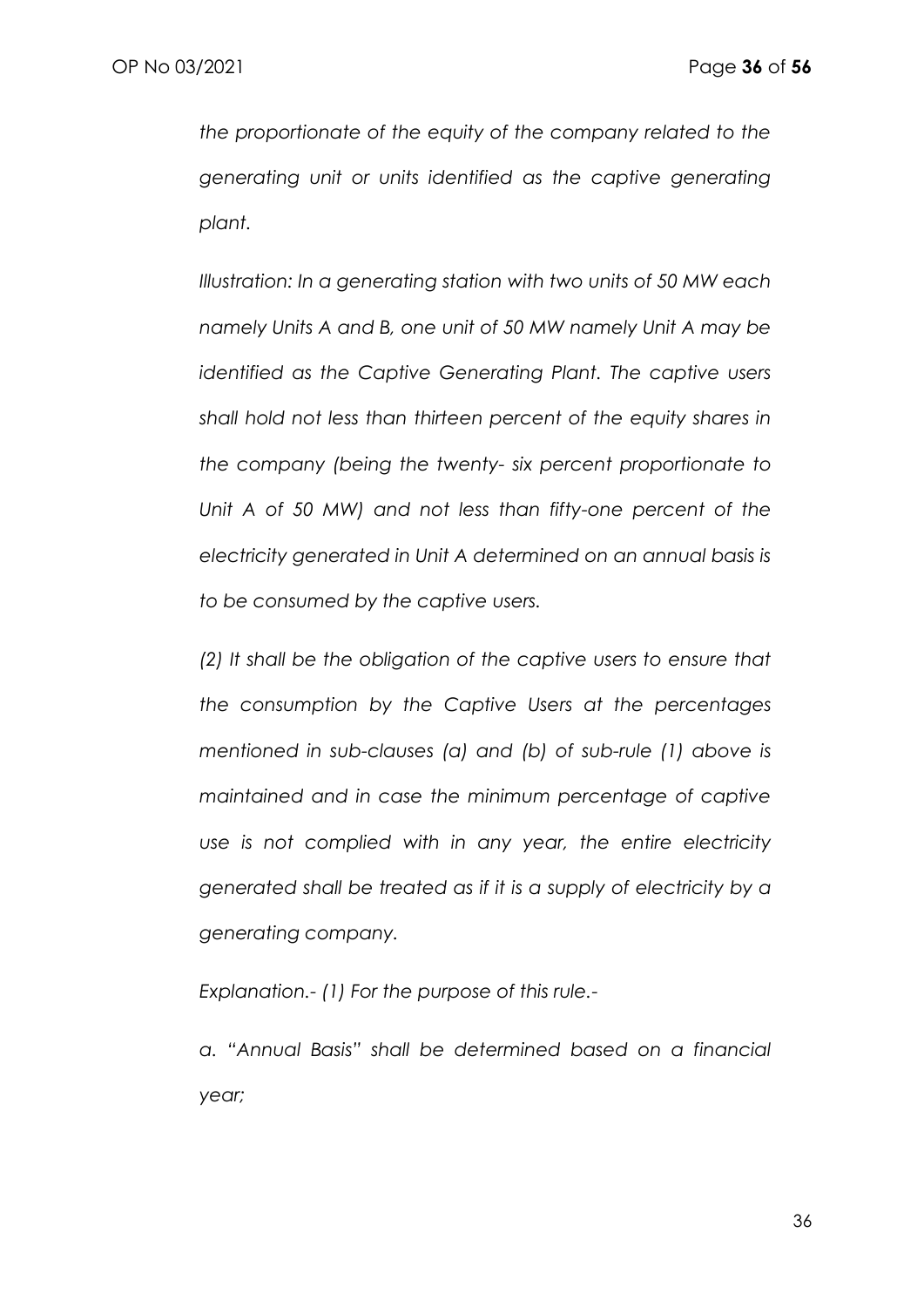*the proportionate of the equity of the company related to the generating unit or units identified as the captive generating plant.*

*Illustration: In a generating station with two units of 50 MW each namely Units A and B, one unit of 50 MW namely Unit A may be identified as the Captive Generating Plant. The captive users shall hold not less than thirteen percent of the equity shares in the company (being the twenty- six percent proportionate to Unit A of 50 MW) and not less than fifty-one percent of the electricity generated in Unit A determined on an annual basis is to be consumed by the captive users.*

*(2) It shall be the obligation of the captive users to ensure that the consumption by the Captive Users at the percentages mentioned in sub-clauses (a) and (b) of sub-rule (1) above is maintained and in case the minimum percentage of captive use is not complied with in any year, the entire electricity generated shall be treated as if it is a supply of electricity by a generating company.*

*Explanation.- (1) For the purpose of this rule.-*

*a. "Annual Basis" shall be determined based on a financial year;*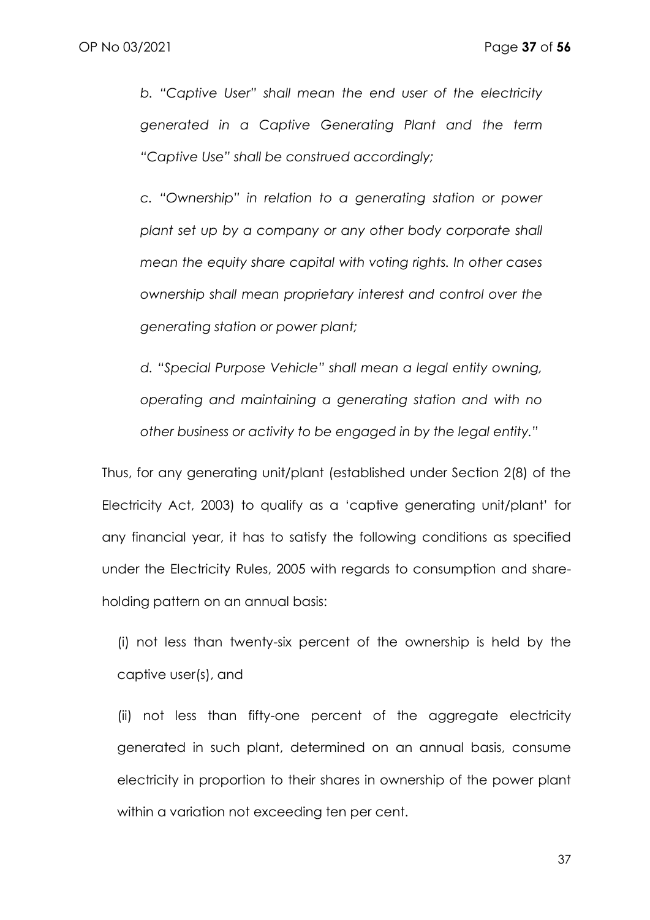*b. "Captive User" shall mean the end user of the electricity generated in a Captive Generating Plant and the term "Captive Use" shall be construed accordingly;*

*c. "Ownership" in relation to a generating station or power plant set up by a company or any other body corporate shall mean the equity share capital with voting rights. In other cases ownership shall mean proprietary interest and control over the generating station or power plant;*

*d. "Special Purpose Vehicle" shall mean a legal entity owning, operating and maintaining a generating station and with no other business or activity to be engaged in by the legal entity."*

Thus, for any generating unit/plant (established under Section 2(8) of the Electricity Act, 2003) to qualify as a 'captive generating unit/plant' for any financial year, it has to satisfy the following conditions as specified under the Electricity Rules, 2005 with regards to consumption and share-holding pattern on an annual basis:

(i) not less than twenty-six percent of the ownership is held by the captive user(s), and

(ii) not less than fifty-one percent of the aggregate electricity generated in such plant, determined on an annual basis, consume electricity in proportion to their shares in ownership of the power plant within a variation not exceeding ten per cent.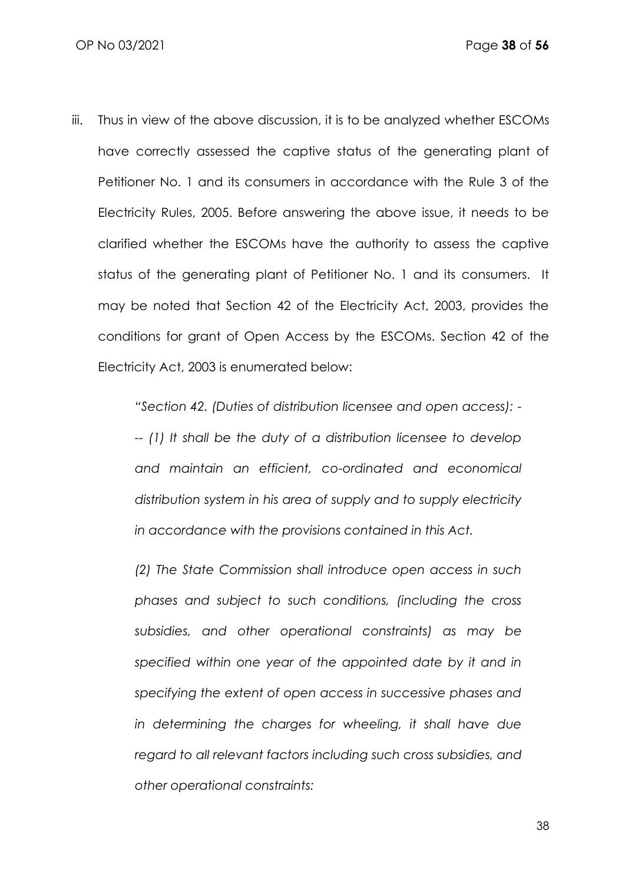iii. Thus in view of the above discussion, it is to be analyzed whether ESCOMs have correctly assessed the captive status of the generating plant of Petitioner No. 1 and its consumers in accordance with the Rule 3 of the Electricity Rules, 2005. Before answering the above issue, it needs to be clarified whether the ESCOMs have the authority to assess the captive status of the generating plant of Petitioner No. 1 and its consumers. It may be noted that Section 42 of the Electricity Act, 2003, provides the conditions for grant of Open Access by the ESCOMs. Section 42 of the Electricity Act, 2003 is enumerated below:

> *"Section 42. (Duties of distribution licensee and open access): --- (1) It shall be the duty of a distribution licensee to develop and maintain an efficient, co-ordinated and economical distribution system in his area of supply and to supply electricity in accordance with the provisions contained in this Act.*
>
> *(2) The State Commission shall introduce open access in such phases and subject to such conditions, (including the cross subsidies, and other operational constraints) as may be specified within one year of the appointed date by it and in specifying the extent of open access in successive phases and in determining the charges for wheeling, it shall have due regard to all relevant factors including such cross subsidies, and other operational constraints:*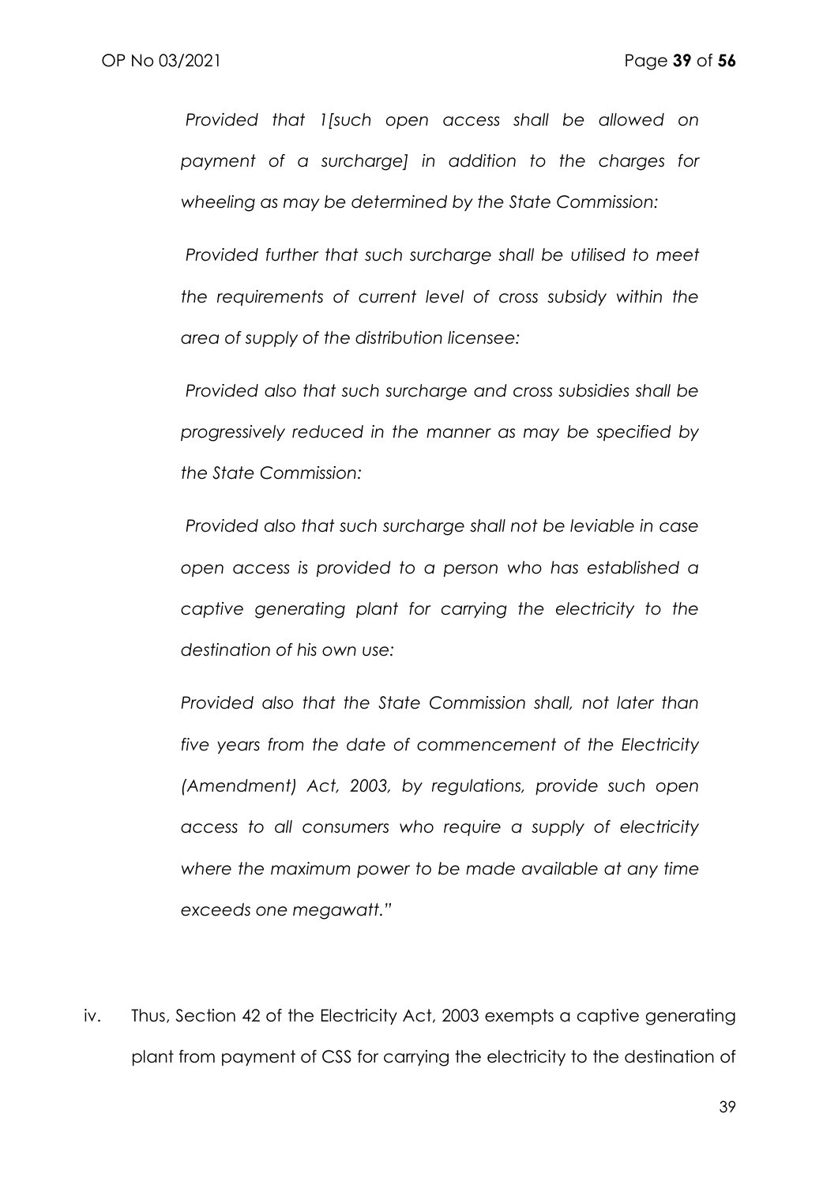*Provided that 1[such open access shall be allowed on payment of a surcharge] in addition to the charges for wheeling as may be determined by the State Commission:*

*Provided further that such surcharge shall be utilised to meet the requirements of current level of cross subsidy within the area of supply of the distribution licensee:*

*Provided also that such surcharge and cross subsidies shall be progressively reduced in the manner as may be specified by the State Commission:*

*Provided also that such surcharge shall not be leviable in case open access is provided to a person who has established a captive generating plant for carrying the electricity to the destination of his own use:*

*Provided also that the State Commission shall, not later than five years from the date of commencement of the Electricity (Amendment) Act, 2003, by regulations, provide such open access to all consumers who require a supply of electricity where the maximum power to be made available at any time exceeds one megawatt."*

iv. Thus, Section 42 of the Electricity Act, 2003 exempts a captive generating plant from payment of CSS for carrying the electricity to the destination of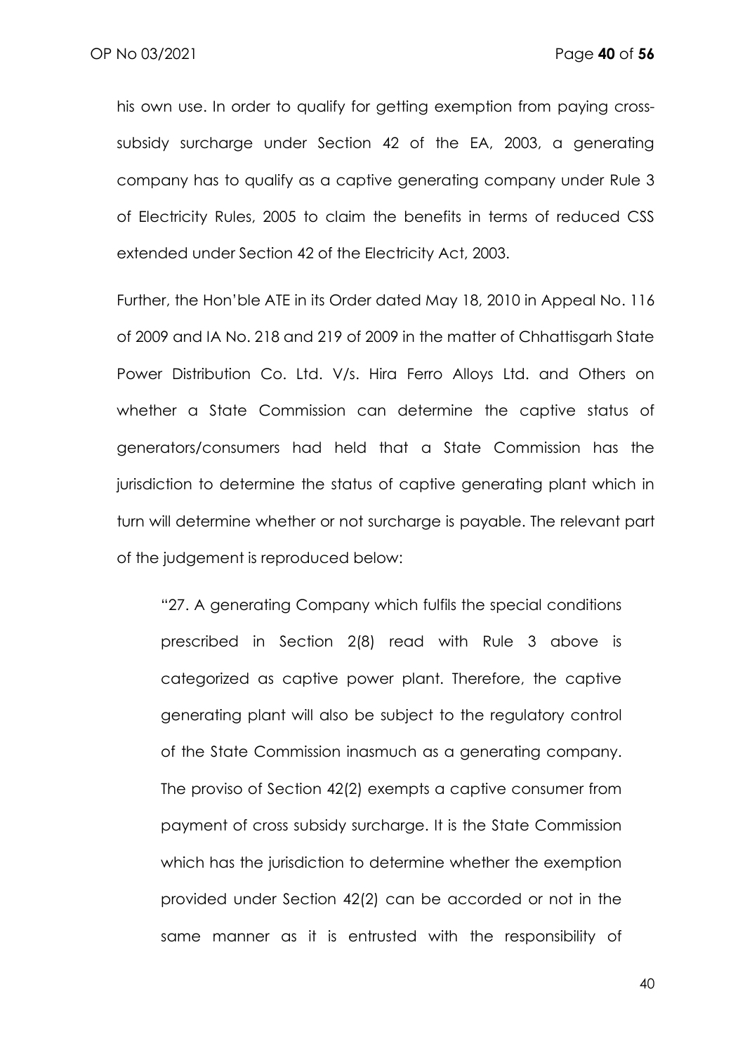his own use. In order to qualify for getting exemption from paying cross-subsidy surcharge under Section 42 of the EA, 2003, a generating company has to qualify as a captive generating company under Rule 3 of Electricity Rules, 2005 to claim the benefits in terms of reduced CSS extended under Section 42 of the Electricity Act, 2003.

Further, the Hon'ble ATE in its Order dated May 18, 2010 in Appeal No. 116 of 2009 and IA No. 218 and 219 of 2009 in the matter of Chhattisgarh State Power Distribution Co. Ltd. V/s. Hira Ferro Alloys Ltd. and Others on whether a State Commission can determine the captive status of generators/consumers had held that a State Commission has the jurisdiction to determine the status of captive generating plant which in turn will determine whether or not surcharge is payable. The relevant part of the judgement is reproduced below:

> "27. A generating Company which fulfils the special conditions prescribed in Section 2(8) read with Rule 3 above is categorized as captive power plant. Therefore, the captive generating plant will also be subject to the regulatory control of the State Commission inasmuch as a generating company. The proviso of Section 42(2) exempts a captive consumer from payment of cross subsidy surcharge. It is the State Commission which has the jurisdiction to determine whether the exemption provided under Section 42(2) can be accorded or not in the same manner as it is entrusted with the responsibility of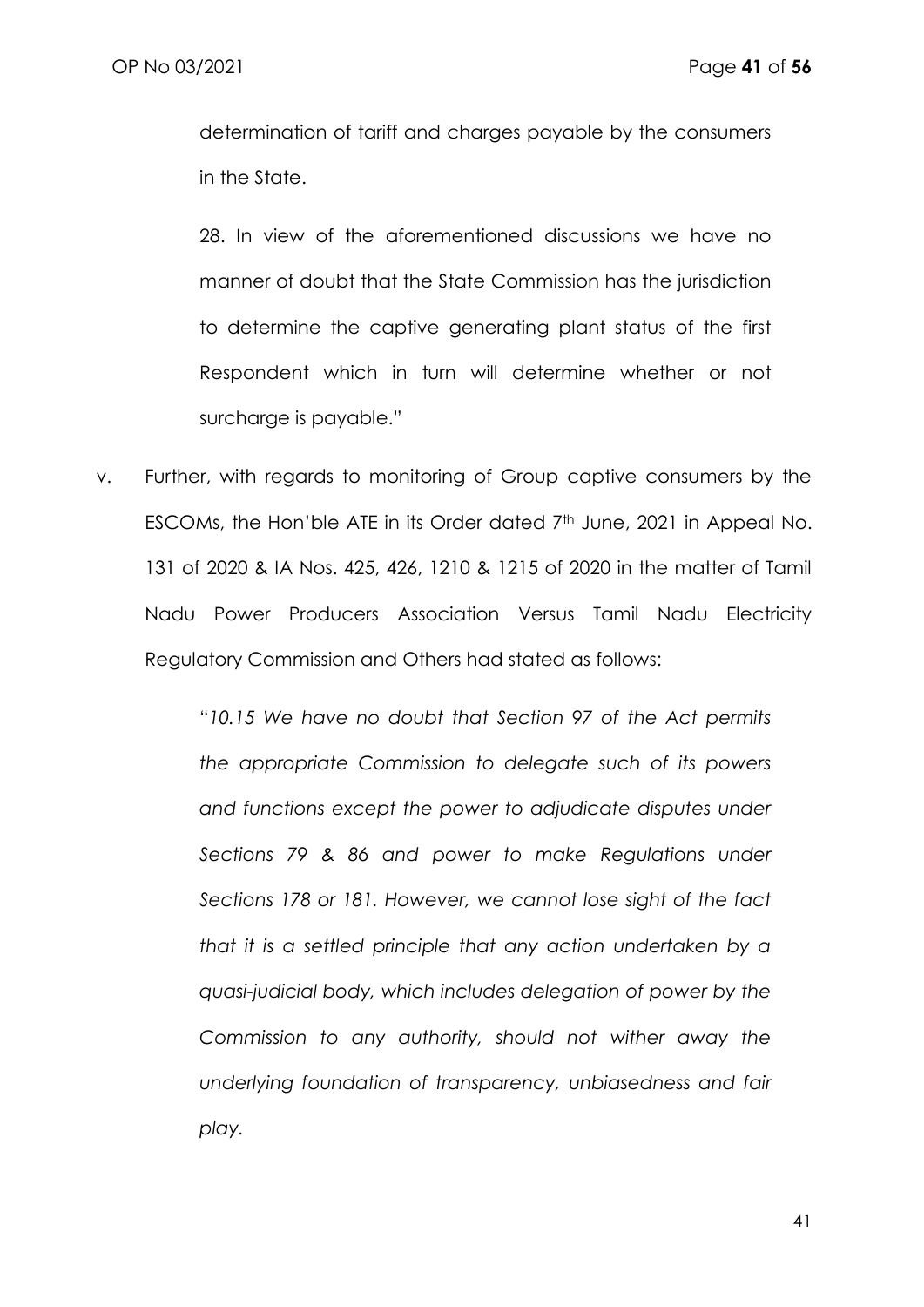determination of tariff and charges payable by the consumers in the State.

28. In view of the aforementioned discussions we have no manner of doubt that the State Commission has the jurisdiction to determine the captive generating plant status of the first Respondent which in turn will determine whether or not surcharge is payable."

v. Further, with regards to monitoring of Group captive consumers by the ESCOMs, the Hon'ble ATE in its Order dated 7[th] June, 2021 in Appeal No. 131 of 2020 & IA Nos. 425, 426, 1210 & 1215 of 2020 in the matter of Tamil Nadu Power Producers Association Versus Tamil Nadu Electricity Regulatory Commission and Others had stated as follows:

> "*10.15 We have no doubt that Section 97 of the Act permits the appropriate Commission to delegate such of its powers and functions except the power to adjudicate disputes under Sections 79 & 86 and power to make Regulations under Sections 178 or 181. However, we cannot lose sight of the fact that it is a settled principle that any action undertaken by a quasi-judicial body, which includes delegation of power by the Commission to any authority, should not wither away the underlying foundation of transparency, unbiasedness and fair play.*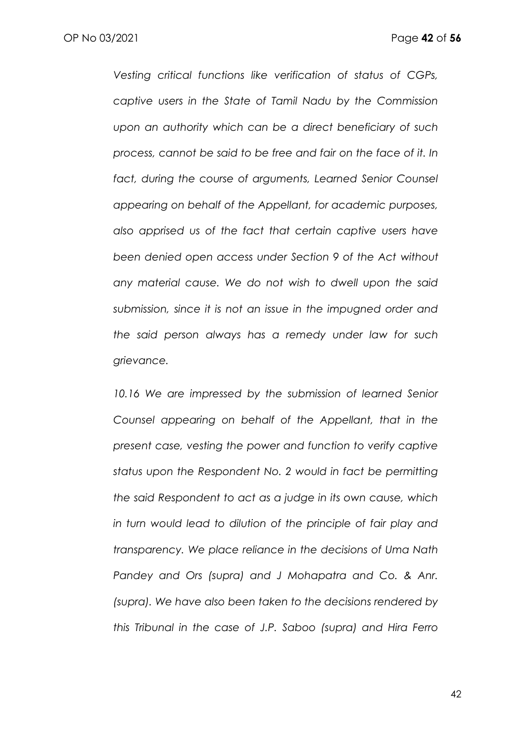*Vesting critical functions like verification of status of CGPs, captive users in the State of Tamil Nadu by the Commission upon an authority which can be a direct beneficiary of such process, cannot be said to be free and fair on the face of it. In fact, during the course of arguments, Learned Senior Counsel appearing on behalf of the Appellant, for academic purposes, also apprised us of the fact that certain captive users have been denied open access under Section 9 of the Act without any material cause. We do not wish to dwell upon the said submission, since it is not an issue in the impugned order and the said person always has a remedy under law for such grievance.*

*10.16 We are impressed by the submission of learned Senior Counsel appearing on behalf of the Appellant, that in the present case, vesting the power and function to verify captive status upon the Respondent No. 2 would in fact be permitting the said Respondent to act as a judge in its own cause, which in turn would lead to dilution of the principle of fair play and transparency. We place reliance in the decisions of Uma Nath Pandey and Ors (supra) and J Mohapatra and Co. & Anr. (supra). We have also been taken to the decisions rendered by this Tribunal in the case of J.P. Saboo (supra) and Hira Ferro*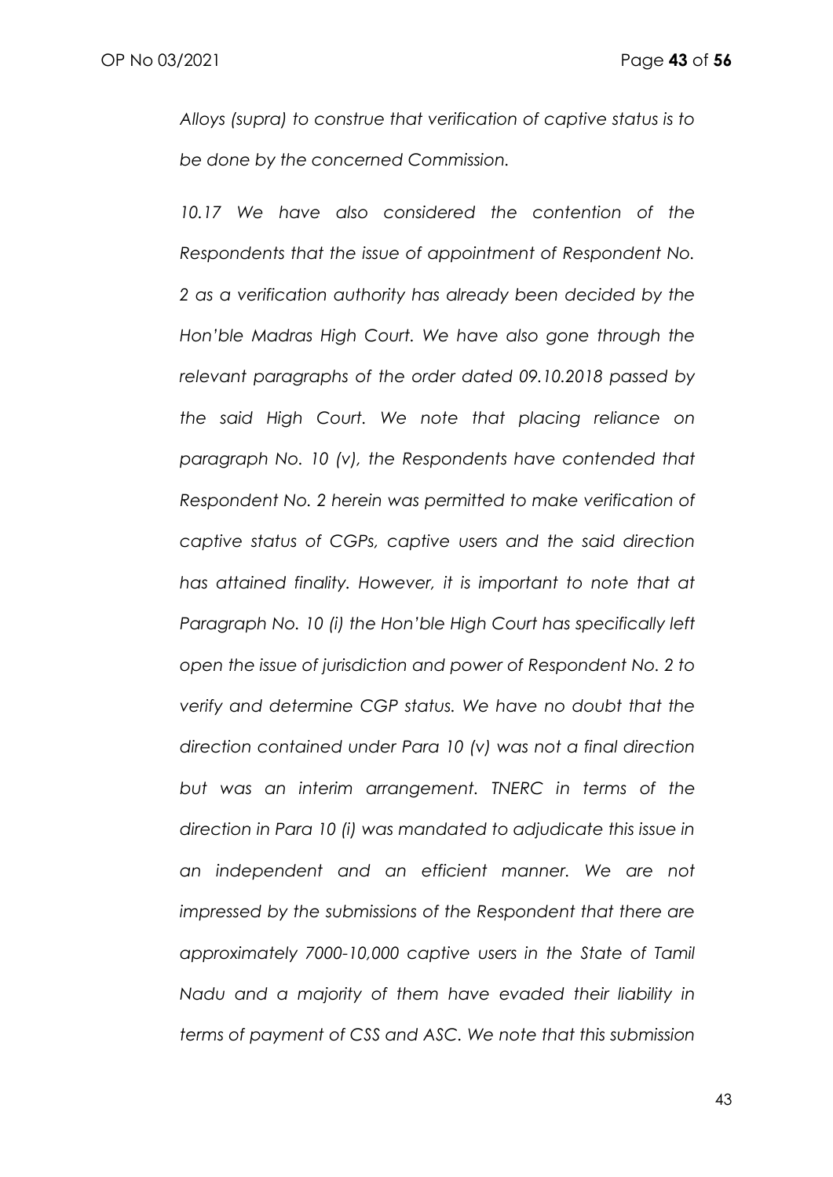*Alloys (supra) to construe that verification of captive status is to be done by the concerned Commission.*

*10.17 We have also considered the contention of the Respondents that the issue of appointment of Respondent No. 2 as a verification authority has already been decided by the Hon'ble Madras High Court. We have also gone through the relevant paragraphs of the order dated 09.10.2018 passed by the said High Court. We note that placing reliance on paragraph No. 10 (v), the Respondents have contended that Respondent No. 2 herein was permitted to make verification of captive status of CGPs, captive users and the said direction has attained finality. However, it is important to note that at Paragraph No. 10 (i) the Hon'ble High Court has specifically left open the issue of jurisdiction and power of Respondent No. 2 to verify and determine CGP status. We have no doubt that the direction contained under Para 10 (v) was not a final direction but was an interim arrangement. TNERC in terms of the direction in Para 10 (i) was mandated to adjudicate this issue in an independent and an efficient manner. We are not impressed by the submissions of the Respondent that there are approximately 7000-10,000 captive users in the State of Tamil Nadu and a majority of them have evaded their liability in terms of payment of CSS and ASC. We note that this submission*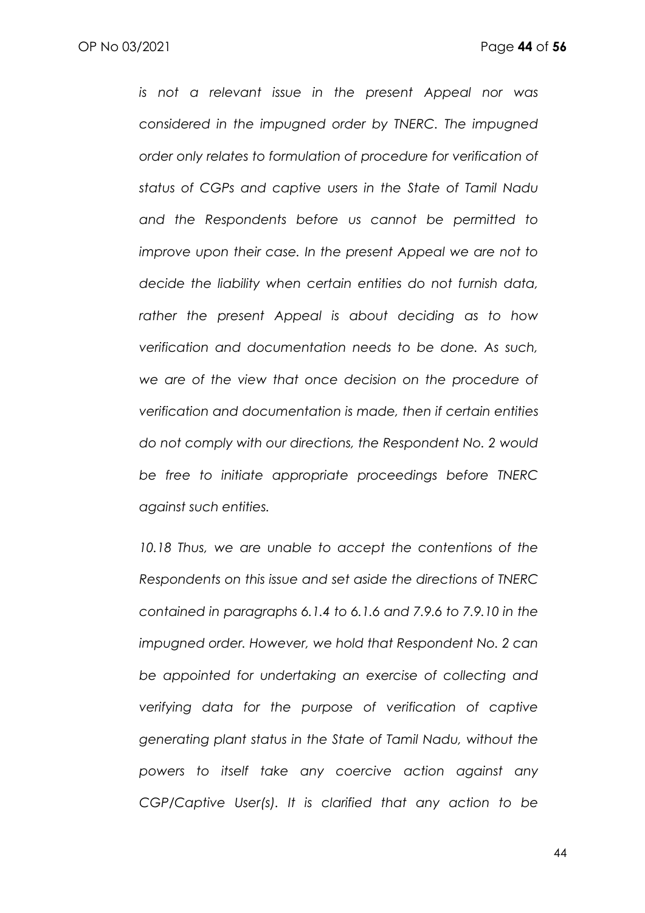*is not a relevant issue in the present Appeal nor was considered in the impugned order by TNERC. The impugned order only relates to formulation of procedure for verification of status of CGPs and captive users in the State of Tamil Nadu and the Respondents before us cannot be permitted to improve upon their case. In the present Appeal we are not to decide the liability when certain entities do not furnish data, rather the present Appeal is about deciding as to how verification and documentation needs to be done. As such, we are of the view that once decision on the procedure of verification and documentation is made, then if certain entities do not comply with our directions, the Respondent No. 2 would be free to initiate appropriate proceedings before TNERC against such entities.*

*10.18 Thus, we are unable to accept the contentions of the Respondents on this issue and set aside the directions of TNERC contained in paragraphs 6.1.4 to 6.1.6 and 7.9.6 to 7.9.10 in the impugned order. However, we hold that Respondent No. 2 can be appointed for undertaking an exercise of collecting and verifying data for the purpose of verification of captive generating plant status in the State of Tamil Nadu, without the powers to itself take any coercive action against any CGP/Captive User(s). It is clarified that any action to be*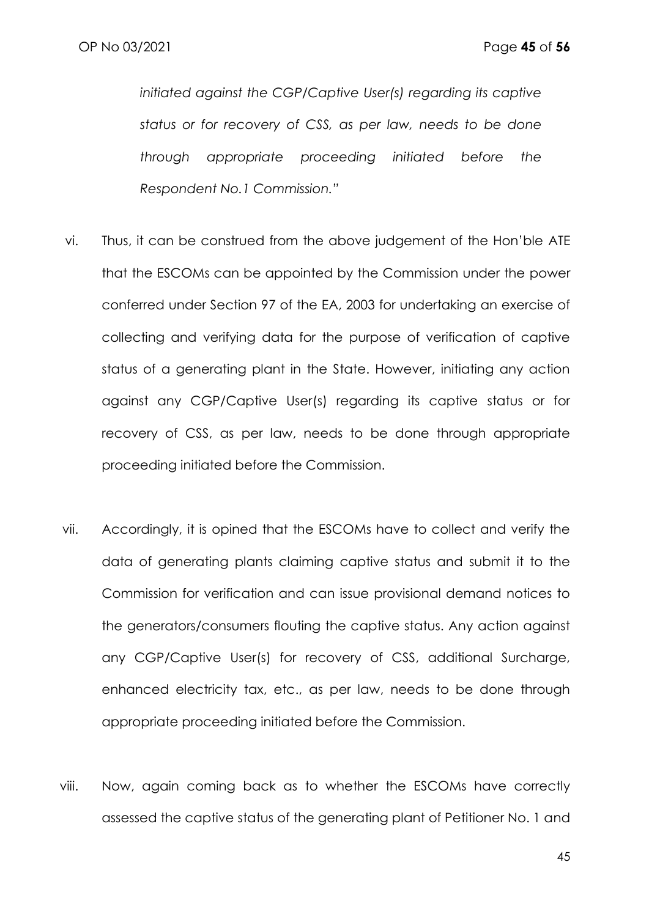*initiated against the CGP/Captive User(s) regarding its captive status or for recovery of CSS, as per law, needs to be done through appropriate proceeding initiated before the Respondent No.1 Commission."*

vi. Thus, it can be construed from the above judgement of the Hon'ble ATE that the ESCOMs can be appointed by the Commission under the power conferred under Section 97 of the EA, 2003 for undertaking an exercise of collecting and verifying data for the purpose of verification of captive status of a generating plant in the State. However, initiating any action against any CGP/Captive User(s) regarding its captive status or for recovery of CSS, as per law, needs to be done through appropriate proceeding initiated before the Commission.

vii. Accordingly, it is opined that the ESCOMs have to collect and verify the data of generating plants claiming captive status and submit it to the Commission for verification and can issue provisional demand notices to the generators/consumers flouting the captive status. Any action against any CGP/Captive User(s) for recovery of CSS, additional Surcharge, enhanced electricity tax, etc., as per law, needs to be done through appropriate proceeding initiated before the Commission.

viii. Now, again coming back as to whether the ESCOMs have correctly assessed the captive status of the generating plant of Petitioner No. 1 and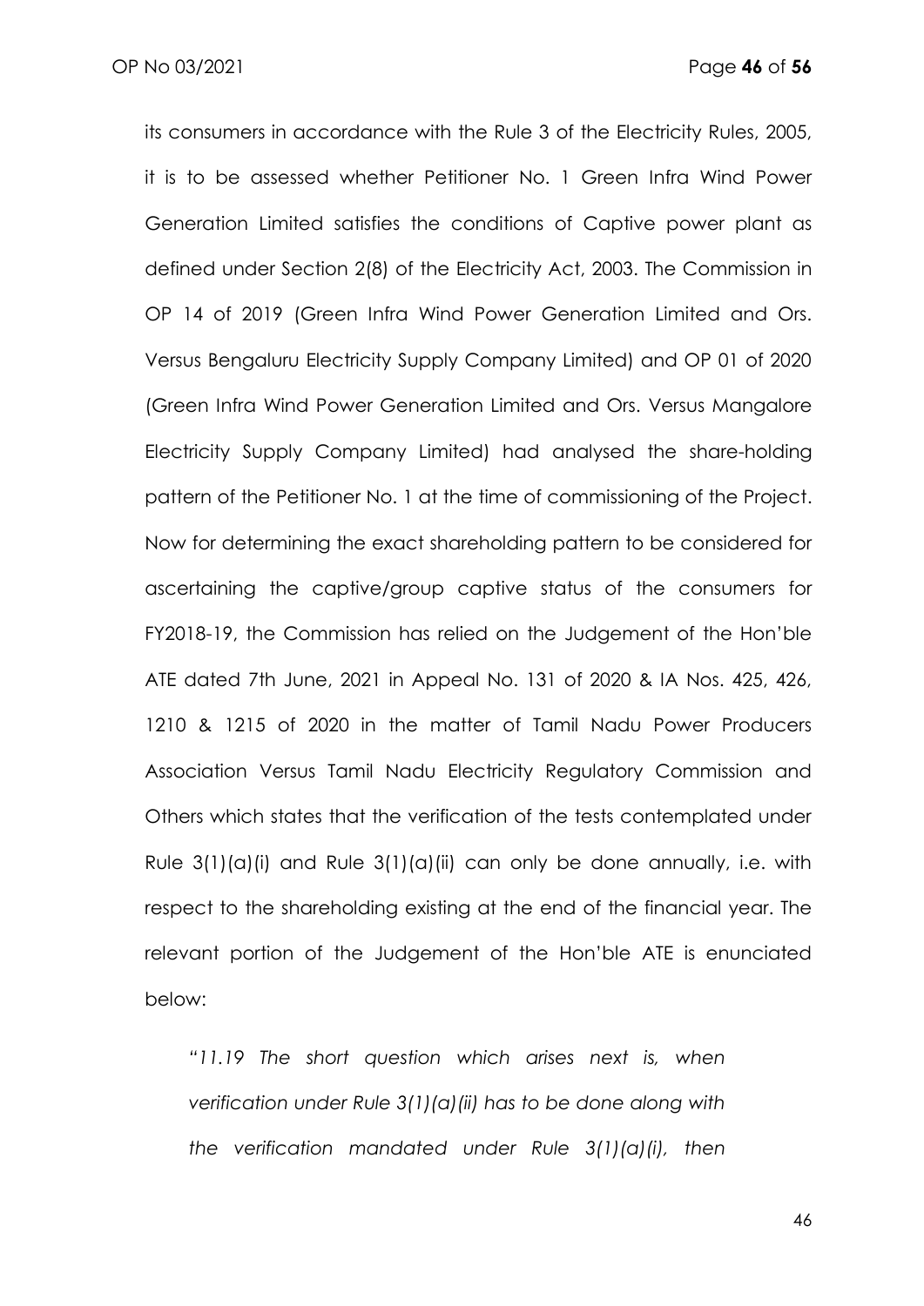its consumers in accordance with the Rule 3 of the Electricity Rules, 2005, it is to be assessed whether Petitioner No. 1 Green Infra Wind Power Generation Limited satisfies the conditions of Captive power plant as defined under Section 2(8) of the Electricity Act, 2003. The Commission in OP 14 of 2019 (Green Infra Wind Power Generation Limited and Ors. Versus Bengaluru Electricity Supply Company Limited) and OP 01 of 2020 (Green Infra Wind Power Generation Limited and Ors. Versus Mangalore Electricity Supply Company Limited) had analysed the share-holding pattern of the Petitioner No. 1 at the time of commissioning of the Project. Now for determining the exact shareholding pattern to be considered for ascertaining the captive/group captive status of the consumers for FY2018-19, the Commission has relied on the Judgement of the Hon'ble ATE dated 7th June, 2021 in Appeal No. 131 of 2020 & IA Nos. 425, 426, 1210 & 1215 of 2020 in the matter of Tamil Nadu Power Producers Association Versus Tamil Nadu Electricity Regulatory Commission and Others which states that the verification of the tests contemplated under Rule 3(1)(a)(i) and Rule 3(1)(a)(ii) can only be done annually, i.e. with respect to the shareholding existing at the end of the financial year. The relevant portion of the Judgement of the Hon'ble ATE is enunciated below:

> "*11.19 The short question which arises next is, when verification under Rule 3(1)(a)(ii) has to be done along with the verification mandated under Rule 3(1)(a)(i), then*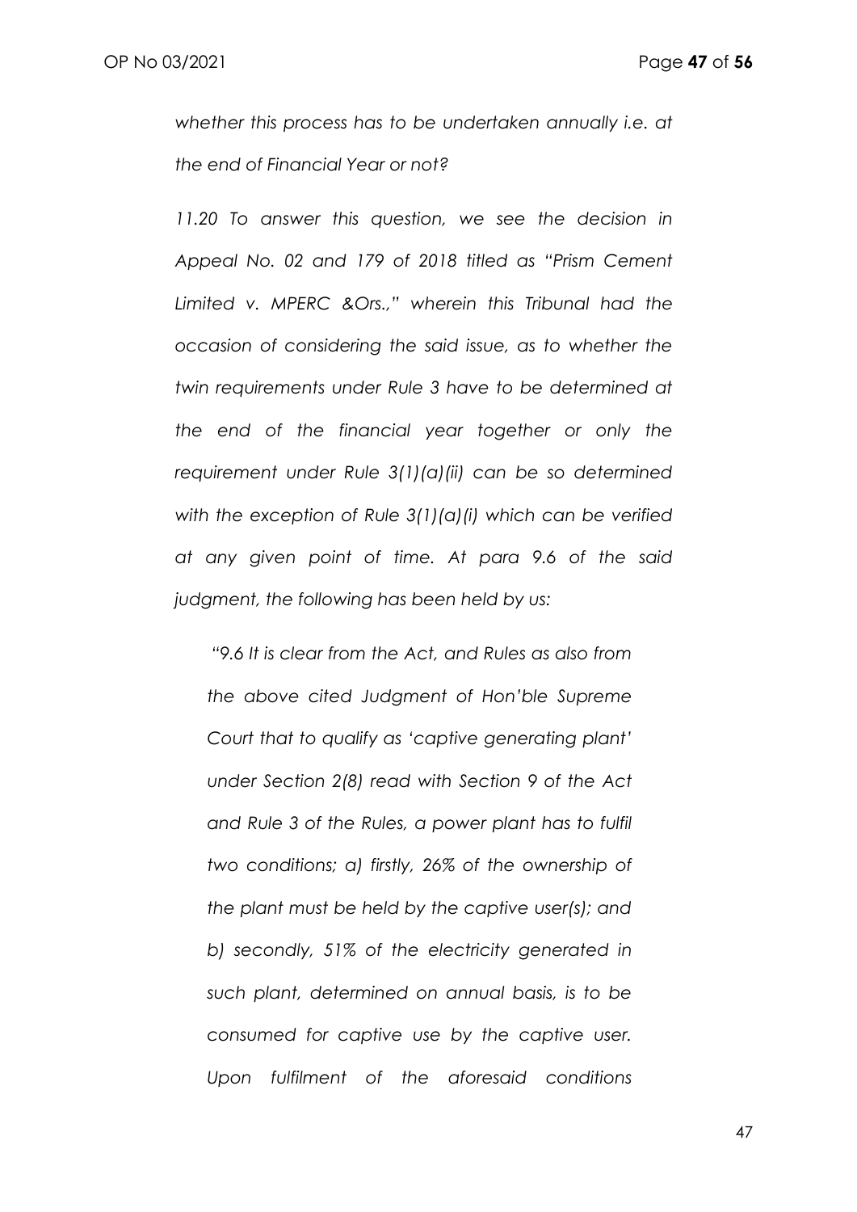*whether this process has to be undertaken annually i.e. at the end of Financial Year or not?*

*11.20 To answer this question, we see the decision in Appeal No. 02 and 179 of 2018 titled as "Prism Cement Limited v. MPERC &Ors.," wherein this Tribunal had the occasion of considering the said issue, as to whether the twin requirements under Rule 3 have to be determined at the end of the financial year together or only the requirement under Rule 3(1)(a)(ii) can be so determined with the exception of Rule 3(1)(a)(i) which can be verified at any given point of time. At para 9.6 of the said judgment, the following has been held by us:*

> *"9.6 It is clear from the Act, and Rules as also from the above cited Judgment of Hon'ble Supreme Court that to qualify as 'captive generating plant' under Section 2(8) read with Section 9 of the Act and Rule 3 of the Rules, a power plant has to fulfil two conditions; a) firstly, 26% of the ownership of the plant must be held by the captive user(s); and b) secondly, 51% of the electricity generated in such plant, determined on annual basis, is to be consumed for captive use by the captive user. Upon fulfilment of the aforesaid conditions*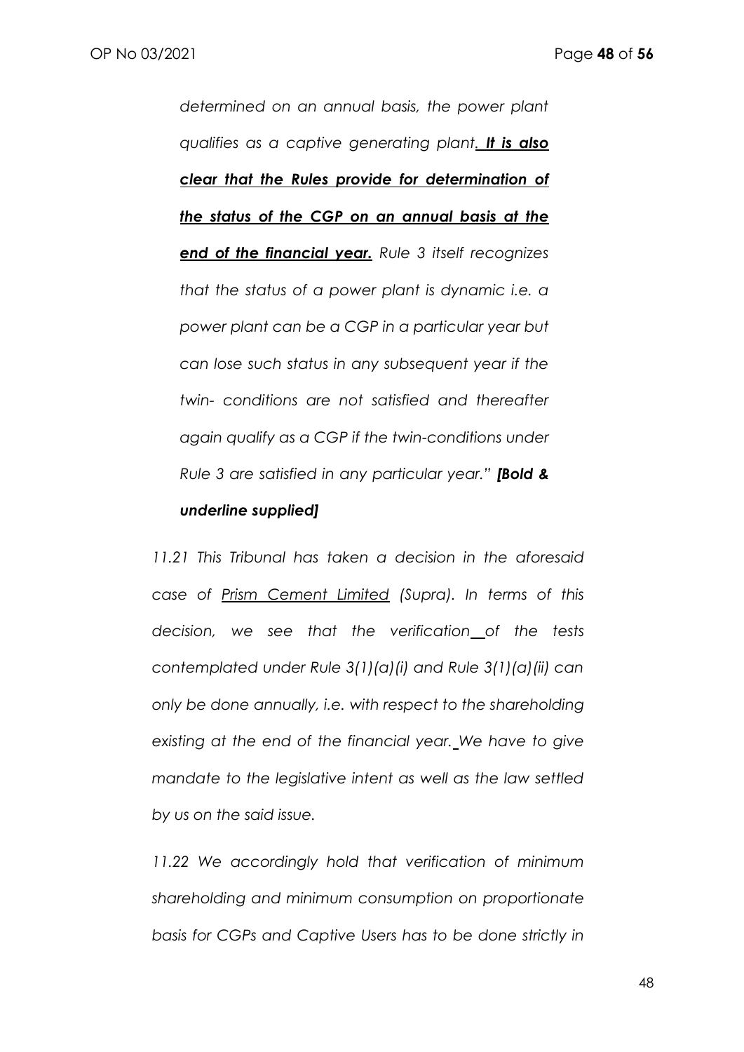*determined on an annual basis, the power plant qualifies as a captive generating plant. **<u>It is also clear that the Rules provide for determination of the status of the CGP on an annual basis at the end of the financial year.</u>** Rule 3 itself recognizes that the status of a power plant is dynamic i.e. a power plant can be a CGP in a particular year but can lose such status in any subsequent year if the twin- conditions are not satisfied and thereafter again qualify as a CGP if the twin-conditions under Rule 3 are satisfied in any particular year."* ***[Bold & underline supplied]***

*11.21 This Tribunal has taken a decision in the aforesaid case of <u>Prism Cement Limited</u> (Supra). In terms of this decision, we see that the verification of the tests contemplated under Rule 3(1)(a)(i) and Rule 3(1)(a)(ii) can only be done annually, i.e. with respect to the shareholding existing at the end of the financial year. We have to give mandate to the legislative intent as well as the law settled by us on the said issue.*

*11.22 We accordingly hold that verification of minimum shareholding and minimum consumption on proportionate basis for CGPs and Captive Users has to be done strictly in*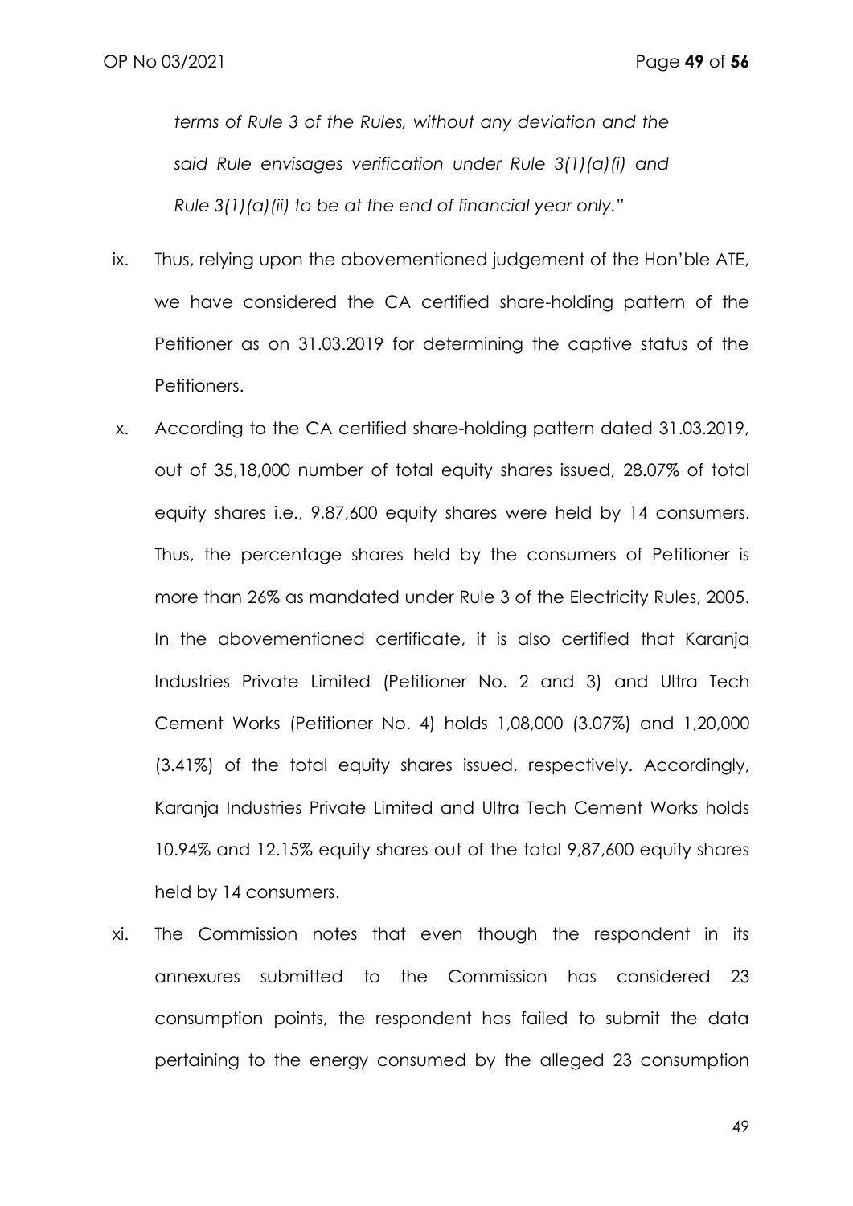*terms of Rule 3 of the Rules, without any deviation and the said Rule envisages verification under Rule 3(1)(a)(i) and Rule 3(1)(a)(ii) to be at the end of financial year only."*

ix. Thus, relying upon the abovementioned judgement of the Hon'ble ATE, we have considered the CA certified share-holding pattern of the Petitioner as on 31.03.2019 for determining the captive status of the Petitioners.

x. According to the CA certified share-holding pattern dated 31.03.2019, out of 35,18,000 number of total equity shares issued, 28.07% of total equity shares i.e., 9,87,600 equity shares were held by 14 consumers. Thus, the percentage shares held by the consumers of Petitioner is more than 26% as mandated under Rule 3 of the Electricity Rules, 2005. In the abovementioned certificate, it is also certified that Karanja Industries Private Limited (Petitioner No. 2 and 3) and Ultra Tech Cement Works (Petitioner No. 4) holds 1,08,000 (3.07%) and 1,20,000 (3.41%) of the total equity shares issued, respectively. Accordingly, Karanja Industries Private Limited and Ultra Tech Cement Works holds 10.94% and 12.15% equity shares out of the total 9,87,600 equity shares held by 14 consumers.

xi. The Commission notes that even though the respondent in its annexures submitted to the Commission has considered 23 consumption points, the respondent has failed to submit the data pertaining to the energy consumed by the alleged 23 consumption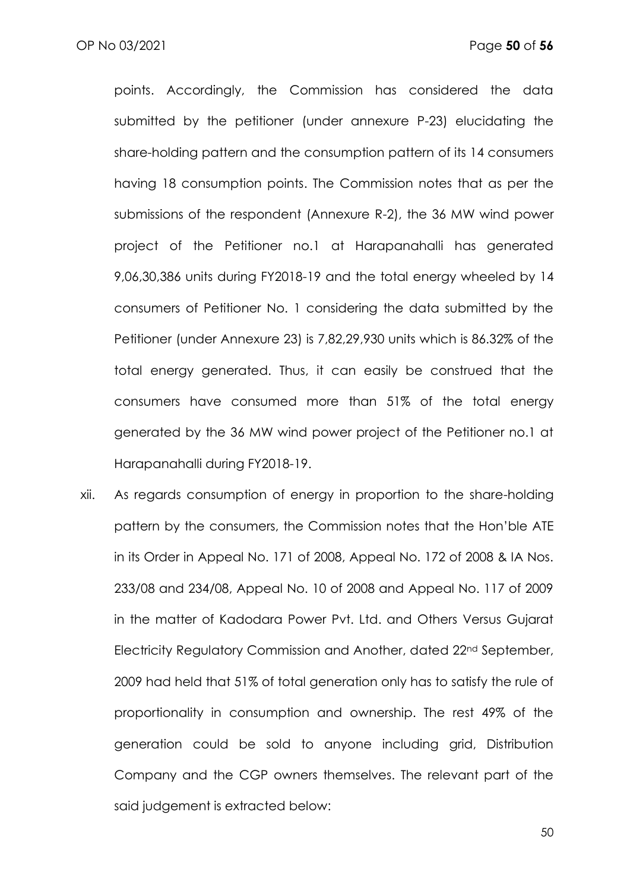points. Accordingly, the Commission has considered the data submitted by the petitioner (under annexure P-23) elucidating the share-holding pattern and the consumption pattern of its 14 consumers having 18 consumption points. The Commission notes that as per the submissions of the respondent (Annexure R-2), the 36 MW wind power project of the Petitioner no.1 at Harapanahalli has generated 9,06,30,386 units during FY2018-19 and the total energy wheeled by 14 consumers of Petitioner No. 1 considering the data submitted by the Petitioner (under Annexure 23) is 7,82,29,930 units which is 86.32% of the total energy generated. Thus, it can easily be construed that the consumers have consumed more than 51% of the total energy generated by the 36 MW wind power project of the Petitioner no.1 at Harapanahalli during FY2018-19.

xii. As regards consumption of energy in proportion to the share-holding pattern by the consumers, the Commission notes that the Hon'ble ATE in its Order in Appeal No. 171 of 2008, Appeal No. 172 of 2008 & IA Nos. 233/08 and 234/08, Appeal No. 10 of 2008 and Appeal No. 117 of 2009 in the matter of Kadodara Power Pvt. Ltd. and Others Versus Gujarat Electricity Regulatory Commission and Another, dated 22nd September, 2009 had held that 51% of total generation only has to satisfy the rule of proportionality in consumption and ownership. The rest 49% of the generation could be sold to anyone including grid, Distribution Company and the CGP owners themselves. The relevant part of the said judgement is extracted below: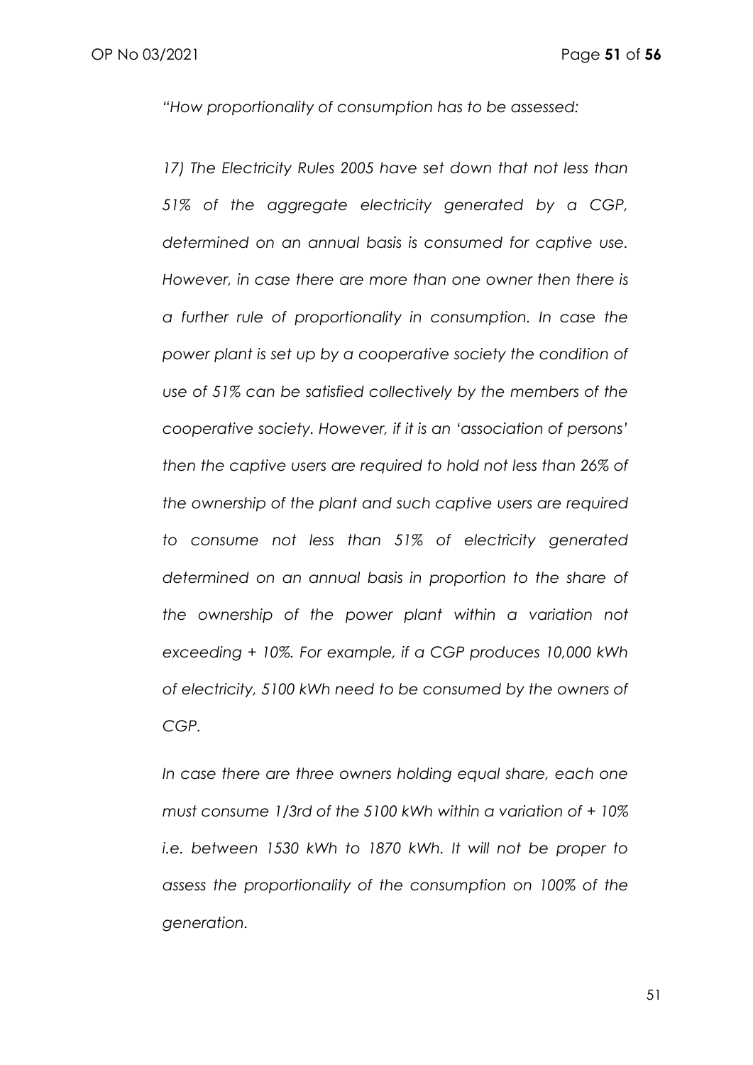*"How proportionality of consumption has to be assessed:*

*17) The Electricity Rules 2005 have set down that not less than 51% of the aggregate electricity generated by a CGP, determined on an annual basis is consumed for captive use. However, in case there are more than one owner then there is a further rule of proportionality in consumption. In case the power plant is set up by a cooperative society the condition of use of 51% can be satisfied collectively by the members of the cooperative society. However, if it is an 'association of persons' then the captive users are required to hold not less than 26% of the ownership of the plant and such captive users are required to consume not less than 51% of electricity generated determined on an annual basis in proportion to the share of the ownership of the power plant within a variation not exceeding + 10%. For example, if a CGP produces 10,000 kWh of electricity, 5100 kWh need to be consumed by the owners of CGP.*

*In case there are three owners holding equal share, each one must consume 1/3rd of the 5100 kWh within a variation of + 10% i.e. between 1530 kWh to 1870 kWh. It will not be proper to assess the proportionality of the consumption on 100% of the generation.*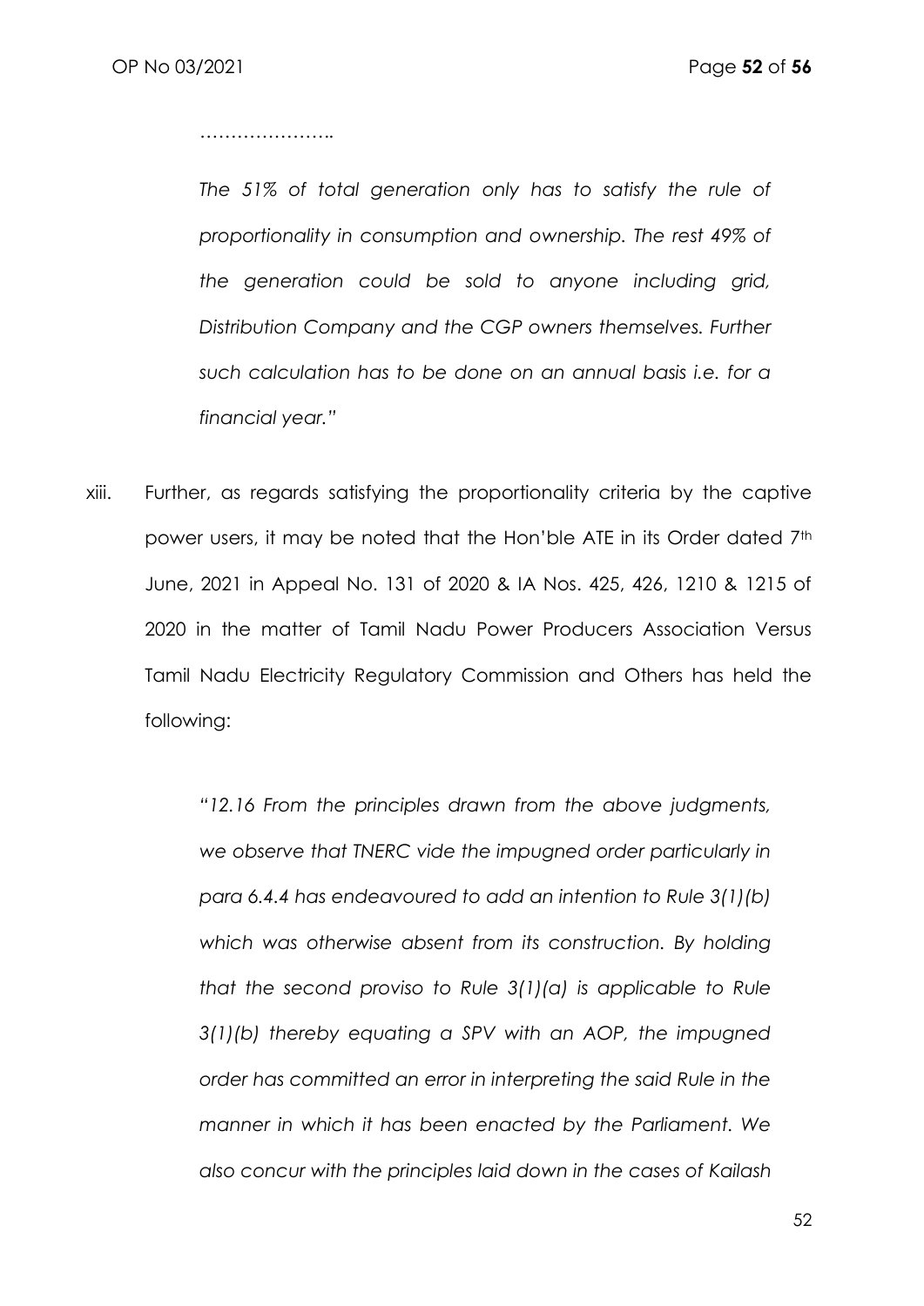> …………………..
>
> *The 51% of total generation only has to satisfy the rule of proportionality in consumption and ownership. The rest 49% of the generation could be sold to anyone including grid, Distribution Company and the CGP owners themselves. Further such calculation has to be done on an annual basis i.e. for a financial year."*

xiii. Further, as regards satisfying the proportionality criteria by the captive power users, it may be noted that the Hon'ble ATE in its Order dated 7th June, 2021 in Appeal No. 131 of 2020 & IA Nos. 425, 426, 1210 & 1215 of 2020 in the matter of Tamil Nadu Power Producers Association Versus Tamil Nadu Electricity Regulatory Commission and Others has held the following:

> *"12.16 From the principles drawn from the above judgments, we observe that TNERC vide the impugned order particularly in para 6.4.4 has endeavoured to add an intention to Rule 3(1)(b) which was otherwise absent from its construction. By holding that the second proviso to Rule 3(1)(a) is applicable to Rule 3(1)(b) thereby equating a SPV with an AOP, the impugned order has committed an error in interpreting the said Rule in the manner in which it has been enacted by the Parliament. We also concur with the principles laid down in the cases of Kailash*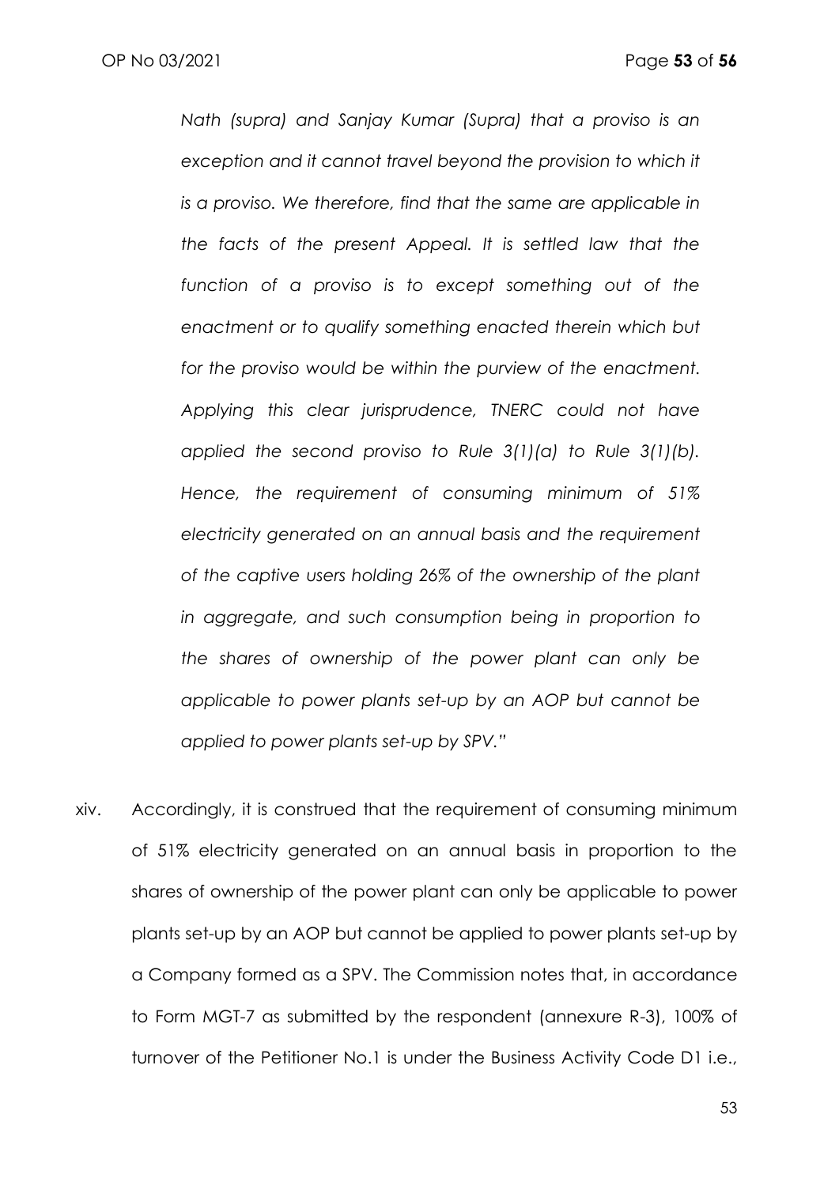*Nath (supra) and Sanjay Kumar (Supra) that a proviso is an exception and it cannot travel beyond the provision to which it is a proviso. We therefore, find that the same are applicable in the facts of the present Appeal. It is settled law that the function of a proviso is to except something out of the enactment or to qualify something enacted therein which but for the proviso would be within the purview of the enactment. Applying this clear jurisprudence, TNERC could not have applied the second proviso to Rule 3(1)(a) to Rule 3(1)(b). Hence, the requirement of consuming minimum of 51% electricity generated on an annual basis and the requirement of the captive users holding 26% of the ownership of the plant in aggregate, and such consumption being in proportion to the shares of ownership of the power plant can only be applicable to power plants set-up by an AOP but cannot be applied to power plants set-up by SPV."*

xiv. Accordingly, it is construed that the requirement of consuming minimum of 51% electricity generated on an annual basis in proportion to the shares of ownership of the power plant can only be applicable to power plants set-up by an AOP but cannot be applied to power plants set-up by a Company formed as a SPV. The Commission notes that, in accordance to Form MGT-7 as submitted by the respondent (annexure R-3), 100% of turnover of the Petitioner No.1 is under the Business Activity Code D1 i.e.,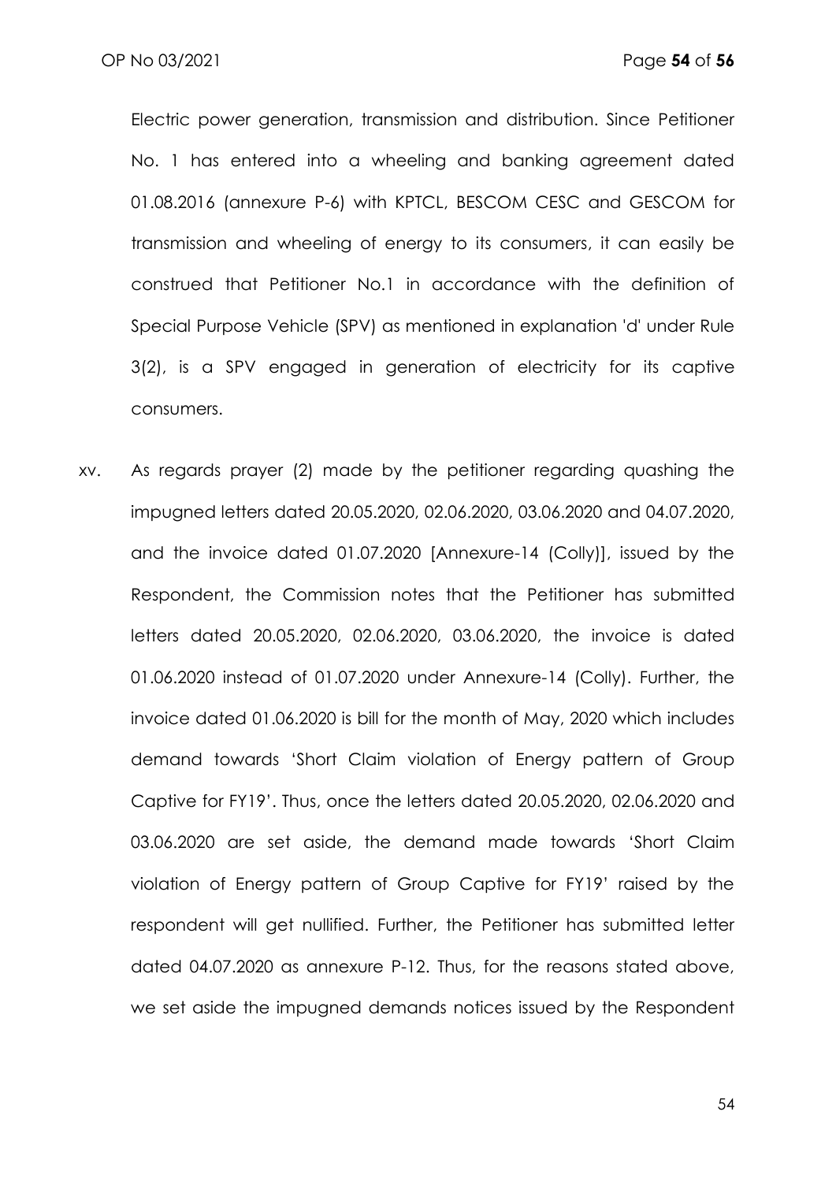Electric power generation, transmission and distribution. Since Petitioner No. 1 has entered into a wheeling and banking agreement dated 01.08.2016 (annexure P-6) with KPTCL, BESCOM CESC and GESCOM for transmission and wheeling of energy to its consumers, it can easily be construed that Petitioner No.1 in accordance with the definition of Special Purpose Vehicle (SPV) as mentioned in explanation 'd' under Rule 3(2), is a SPV engaged in generation of electricity for its captive consumers.

xv. As regards prayer (2) made by the petitioner regarding quashing the impugned letters dated 20.05.2020, 02.06.2020, 03.06.2020 and 04.07.2020, and the invoice dated 01.07.2020 [Annexure-14 (Colly)], issued by the Respondent, the Commission notes that the Petitioner has submitted letters dated 20.05.2020, 02.06.2020, 03.06.2020, the invoice is dated 01.06.2020 instead of 01.07.2020 under Annexure-14 (Colly). Further, the invoice dated 01.06.2020 is bill for the month of May, 2020 which includes demand towards 'Short Claim violation of Energy pattern of Group Captive for FY19'. Thus, once the letters dated 20.05.2020, 02.06.2020 and 03.06.2020 are set aside, the demand made towards 'Short Claim violation of Energy pattern of Group Captive for FY19' raised by the respondent will get nullified. Further, the Petitioner has submitted letter dated 04.07.2020 as annexure P-12. Thus, for the reasons stated above, we set aside the impugned demands notices issued by the Respondent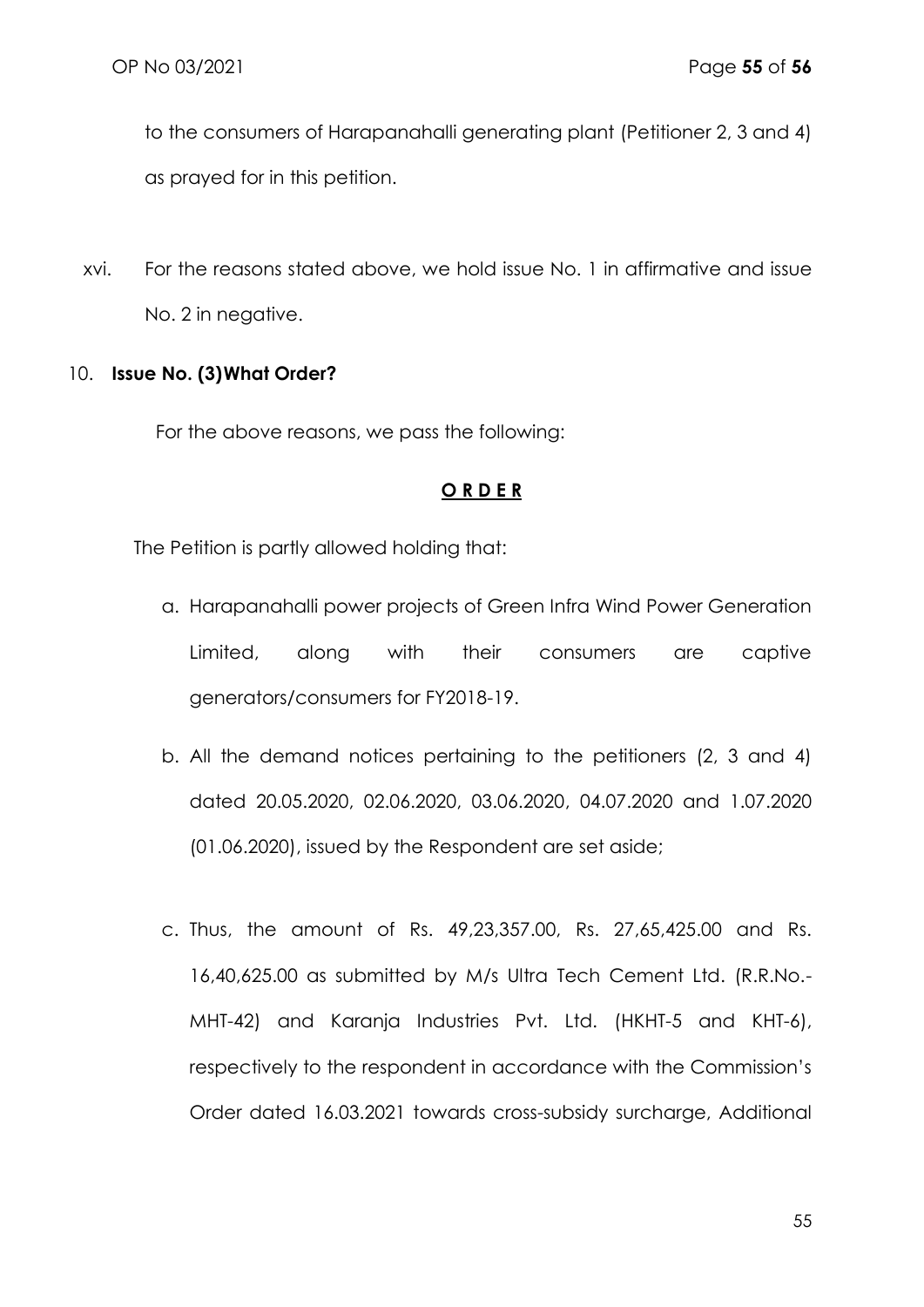to the consumers of Harapanahalli generating plant (Petitioner 2, 3 and 4) as prayed for in this petition.

xvi. For the reasons stated above, we hold issue No. 1 in affirmative and issue No. 2 in negative.

10. **Issue No. (3)What Order?**

For the above reasons, we pass the following:

**O R D E R**

The Petition is partly allowed holding that:

a. Harapanahalli power projects of Green Infra Wind Power Generation Limited, along with their consumers are captive generators/consumers for FY2018-19.

b. All the demand notices pertaining to the petitioners (2, 3 and 4) dated 20.05.2020, 02.06.2020, 03.06.2020, 04.07.2020 and 1.07.2020 (01.06.2020), issued by the Respondent are set aside;

c. Thus, the amount of Rs. 49,23,357.00, Rs. 27,65,425.00 and Rs. 16,40,625.00 as submitted by M/s Ultra Tech Cement Ltd. (R.R.No.-MHT-42) and Karanja Industries Pvt. Ltd. (HKHT-5 and KHT-6), respectively to the respondent in accordance with the Commission's Order dated 16.03.2021 towards cross-subsidy surcharge, Additional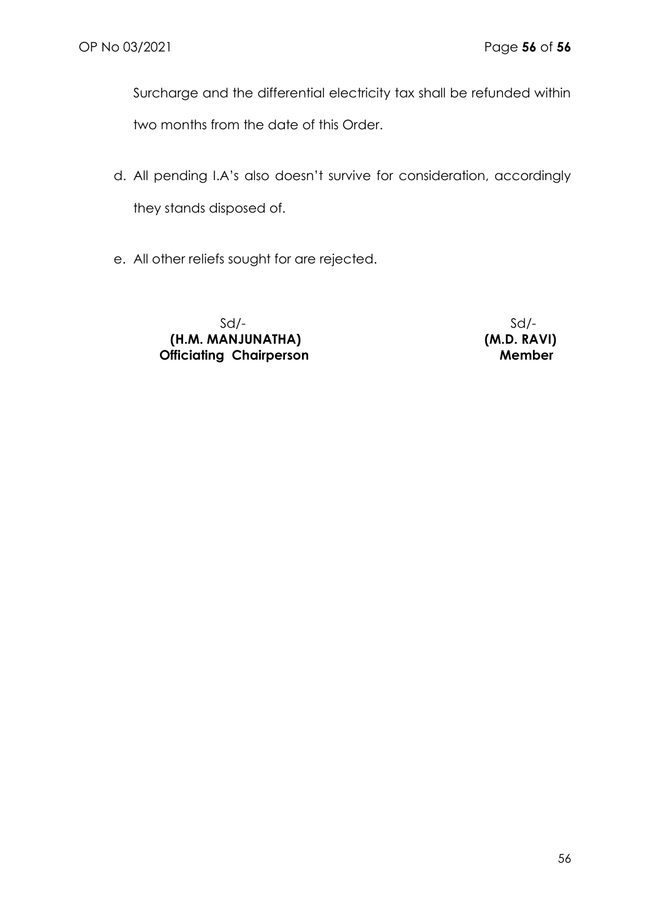Surcharge and the differential electricity tax shall be refunded within two months from the date of this Order.

d. All pending I.A's also doesn't survive for consideration, accordingly they stands disposed of.

e. All other reliefs sought for are rejected.

| | |
|---|---|
| Sd/- | Sd/- |
| **(H.M. MANJUNATHA)** | **(M.D. RAVI)** |
| **Officiating Chairperson** | **Member** |